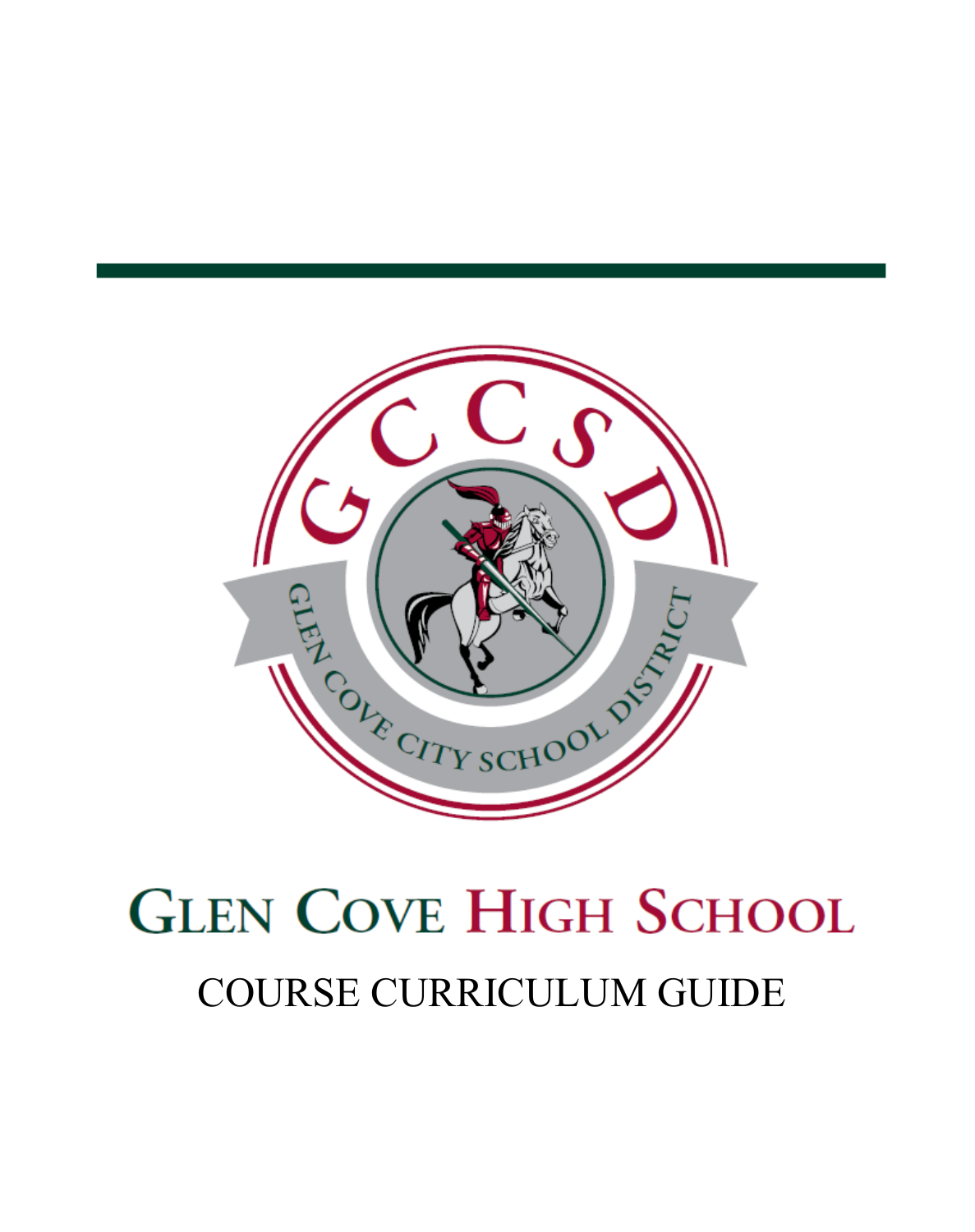# Glen Cove High School

## COURSE CURRICULUM GUIDE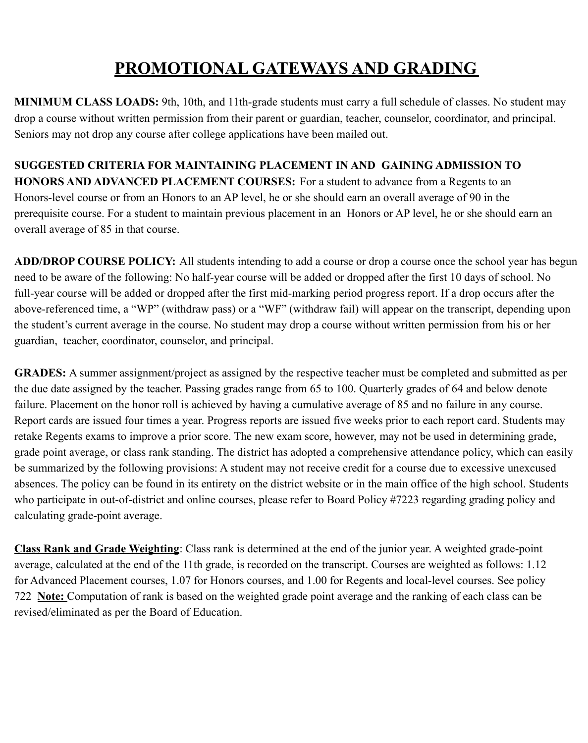# PROMOTIONAL GATEWAYS AND GRADING

**MINIMUM CLASS LOADS:** 9th, 10th, and 11th-grade students must carry a full schedule of classes. No student may drop a course without written permission from their parent or guardian, teacher, counselor, coordinator, and principal. Seniors may not drop any course after college applications have been mailed out.

**SUGGESTED CRITERIA FOR MAINTAINING PLACEMENT IN AND GAINING ADMISSION TO HONORS AND ADVANCED PLACEMENT COURSES:** For a student to advance from a Regents to an Honors-level course or from an Honors to an AP level, he or she should earn an overall average of 90 in the prerequisite course. For a student to maintain previous placement in an Honors or AP level, he or she should earn an overall average of 85 in that course.

**ADD/DROP COURSE POLICY:** All students intending to add a course or drop a course once the school year has begun need to be aware of the following: No half-year course will be added or dropped after the first 10 days of school. No full-year course will be added or dropped after the first mid-marking period progress report. If a drop occurs after the above-referenced time, a "WP" (withdraw pass) or a "WF" (withdraw fail) will appear on the transcript, depending upon the student's current average in the course. No student may drop a course without written permission from his or her guardian, teacher, coordinator, counselor, and principal.

**GRADES:** A summer assignment/project as assigned by the respective teacher must be completed and submitted as per the due date assigned by the teacher. Passing grades range from 65 to 100. Quarterly grades of 64 and below denote failure. Placement on the honor roll is achieved by having a cumulative average of 85 and no failure in any course. Report cards are issued four times a year. Progress reports are issued five weeks prior to each report card. Students may retake Regents exams to improve a prior score. The new exam score, however, may not be used in determining grade, grade point average, or class rank standing. The district has adopted a comprehensive attendance policy, which can easily be summarized by the following provisions: A student may not receive credit for a course due to excessive unexcused absences. The policy can be found in its entirety on the district website or in the main office of the high school. Students who participate in out-of-district and online courses, please refer to Board Policy #7223 regarding grading policy and calculating grade-point average.

**Class Rank and Grade Weighting**: Class rank is determined at the end of the junior year. A weighted grade-point average, calculated at the end of the 11th grade, is recorded on the transcript. Courses are weighted as follows: 1.12 for Advanced Placement courses, 1.07 for Honors courses, and 1.00 for Regents and local-level courses. See policy 722 **Note:** Computation of rank is based on the weighted grade point average and the ranking of each class can be revised/eliminated as per the Board of Education.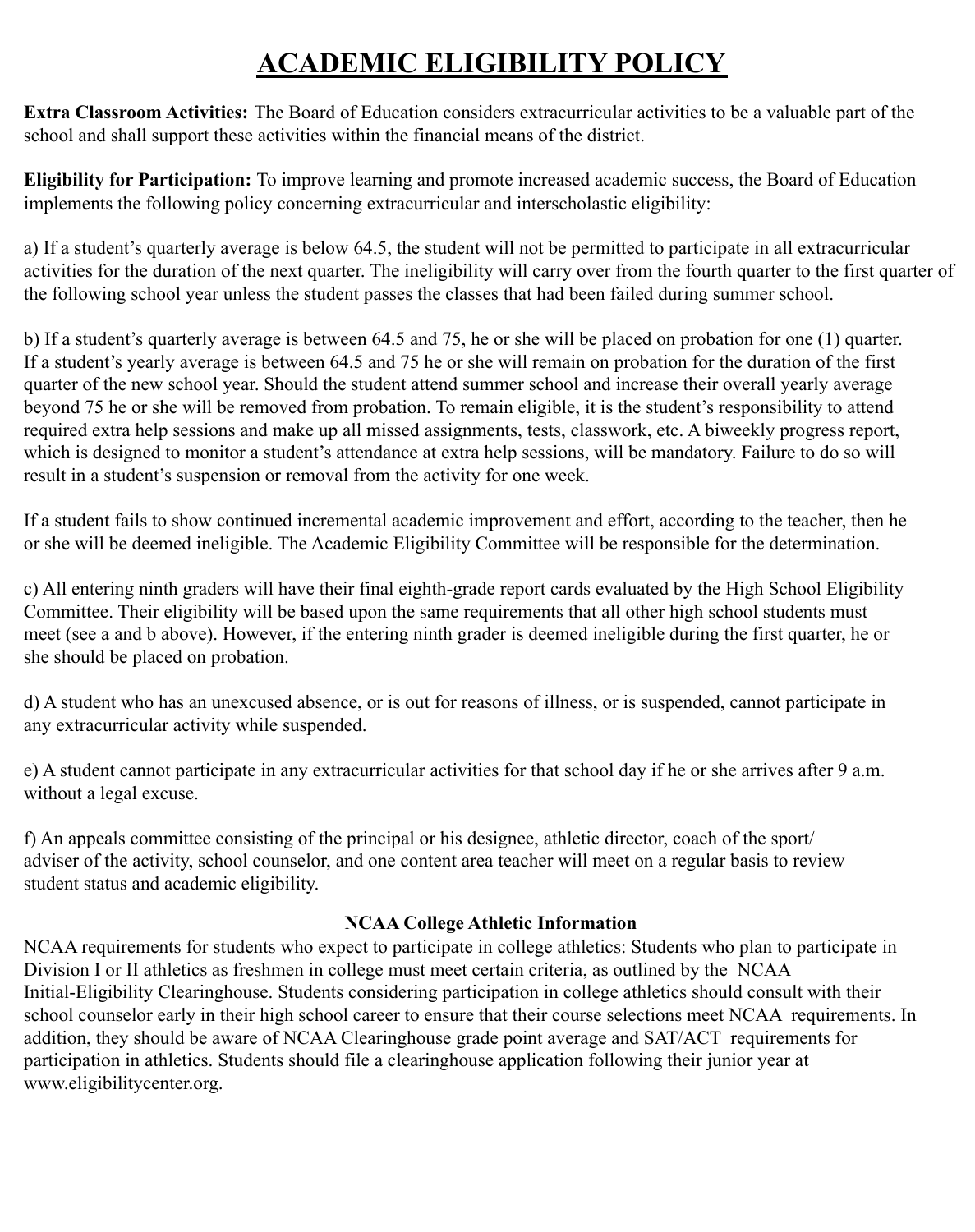# ACADEMIC ELIGIBILITY POLICY

**Extra Classroom Activities:** The Board of Education considers extracurricular activities to be a valuable part of the school and shall support these activities within the financial means of the district.

**Eligibility for Participation:** To improve learning and promote increased academic success, the Board of Education implements the following policy concerning extracurricular and interscholastic eligibility:

a) If a student's quarterly average is below 64.5, the student will not be permitted to participate in all extracurricular activities for the duration of the next quarter. The ineligibility will carry over from the fourth quarter to the first quarter of the following school year unless the student passes the classes that had been failed during summer school.

b) If a student's quarterly average is between 64.5 and 75, he or she will be placed on probation for one (1) quarter. If a student's yearly average is between 64.5 and 75 he or she will remain on probation for the duration of the first quarter of the new school year. Should the student attend summer school and increase their overall yearly average beyond 75 he or she will be removed from probation. To remain eligible, it is the student's responsibility to attend required extra help sessions and make up all missed assignments, tests, classwork, etc. A biweekly progress report, which is designed to monitor a student's attendance at extra help sessions, will be mandatory. Failure to do so will result in a student's suspension or removal from the activity for one week.

If a student fails to show continued incremental academic improvement and effort, according to the teacher, then he or she will be deemed ineligible. The Academic Eligibility Committee will be responsible for the determination.

c) All entering ninth graders will have their final eighth-grade report cards evaluated by the High School Eligibility Committee. Their eligibility will be based upon the same requirements that all other high school students must meet (see a and b above). However, if the entering ninth grader is deemed ineligible during the first quarter, he or she should be placed on probation.

d) A student who has an unexcused absence, or is out for reasons of illness, or is suspended, cannot participate in any extracurricular activity while suspended.

e) A student cannot participate in any extracurricular activities for that school day if he or she arrives after 9 a.m. without a legal excuse.

f) An appeals committee consisting of the principal or his designee, athletic director, coach of the sport/ adviser of the activity, school counselor, and one content area teacher will meet on a regular basis to review student status and academic eligibility.

### NCAA College Athletic Information

NCAA requirements for students who expect to participate in college athletics: Students who plan to participate in Division I or II athletics as freshmen in college must meet certain criteria, as outlined by the NCAA Initial-Eligibility Clearinghouse. Students considering participation in college athletics should consult with their school counselor early in their high school career to ensure that their course selections meet NCAA requirements. In addition, they should be aware of NCAA Clearinghouse grade point average and SAT/ACT requirements for participation in athletics. Students should file a clearinghouse application following their junior year at www.eligibilitycenter.org.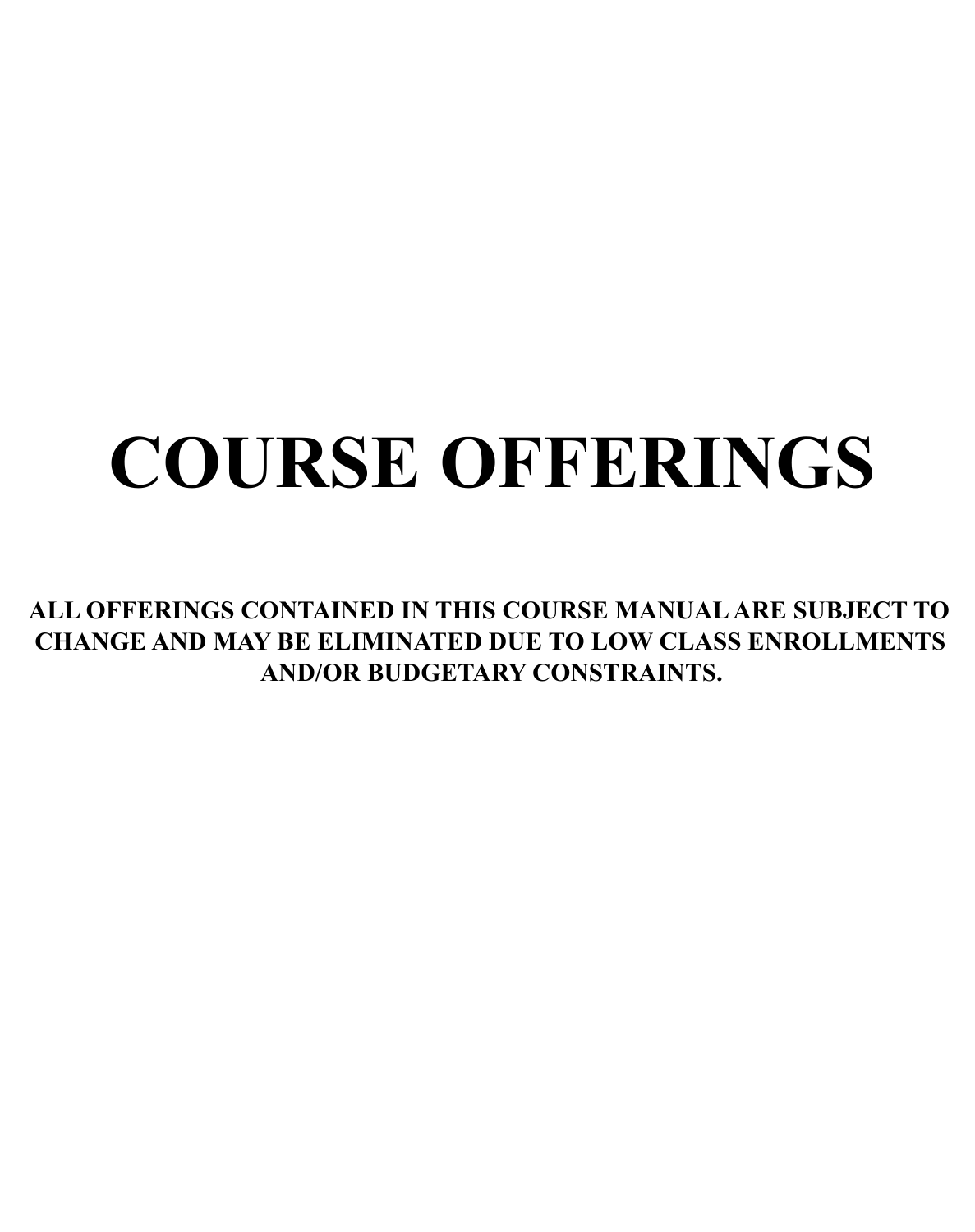# COURSE OFFERINGS

**ALL OFFERINGS CONTAINED IN THIS COURSE MANUAL ARE SUBJECT TO CHANGE AND MAY BE ELIMINATED DUE TO LOW CLASS ENROLLMENTS AND/OR BUDGETARY CONSTRAINTS.**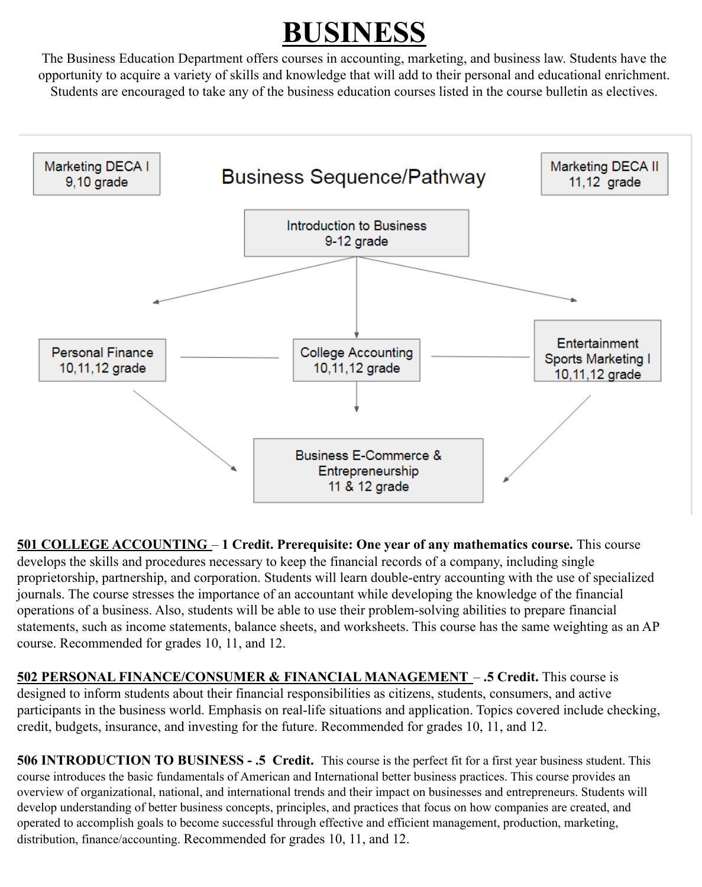# BUSINESS

The Business Education Department offers courses in accounting, marketing, and business law. Students have the opportunity to acquire a variety of skills and knowledge that will add to their personal and educational enrichment. Students are encouraged to take any of the business education courses listed in the course bulletin as electives.

Business Sequence/Pathway

Marketing DECA I
9,10 grade

Marketing DECA II
11,12 grade

Introduction to Business
9-12 grade

Personal Finance
10,11,12 grade

College Accounting
10,11,12 grade

Entertainment Sports Marketing I
10,11,12 grade

Business E-Commerce & Entrepreneurship
11 & 12 grade

**501 COLLEGE ACCOUNTING** – **1 Credit. Prerequisite: One year of any mathematics course.** This course develops the skills and procedures necessary to keep the financial records of a company, including single proprietorship, partnership, and corporation. Students will learn double-entry accounting with the use of specialized journals. The course stresses the importance of an accountant while developing the knowledge of the financial operations of a business. Also, students will be able to use their problem-solving abilities to prepare financial statements, such as income statements, balance sheets, and worksheets. This course has the same weighting as an AP course. Recommended for grades 10, 11, and 12.

**502 PERSONAL FINANCE/CONSUMER & FINANCIAL MANAGEMENT** – **.5 Credit.** This course is designed to inform students about their financial responsibilities as citizens, students, consumers, and active participants in the business world. Emphasis on real-life situations and application. Topics covered include checking, credit, budgets, insurance, and investing for the future. Recommended for grades 10, 11, and 12.

**506 INTRODUCTION TO BUSINESS - .5 Credit.** This course is the perfect fit for a first year business student. This course introduces the basic fundamentals of American and International better business practices. This course provides an overview of organizational, national, and international trends and their impact on businesses and entrepreneurs. Students will develop understanding of better business concepts, principles, and practices that focus on how companies are created, and operated to accomplish goals to become successful through effective and efficient management, production, marketing, distribution, finance/accounting. Recommended for grades 10, 11, and 12.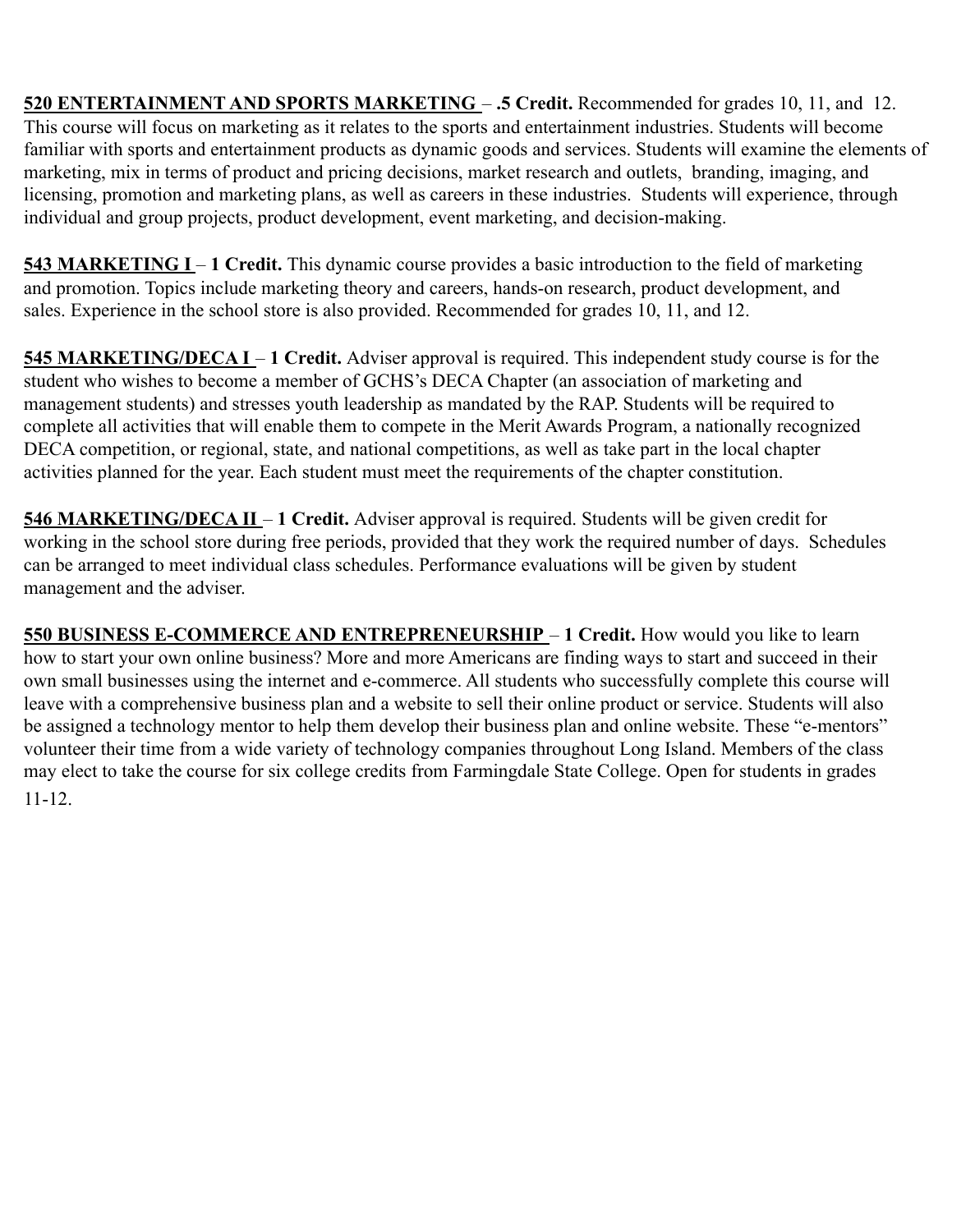**520 ENTERTAINMENT AND SPORTS MARKETING** – **.5 Credit.** Recommended for grades 10, 11, and 12. This course will focus on marketing as it relates to the sports and entertainment industries. Students will become familiar with sports and entertainment products as dynamic goods and services. Students will examine the elements of marketing, mix in terms of product and pricing decisions, market research and outlets, branding, imaging, and licensing, promotion and marketing plans, as well as careers in these industries. Students will experience, through individual and group projects, product development, event marketing, and decision-making.

**543 MARKETING I** – **1 Credit.** This dynamic course provides a basic introduction to the field of marketing and promotion. Topics include marketing theory and careers, hands-on research, product development, and sales. Experience in the school store is also provided. Recommended for grades 10, 11, and 12.

**545 MARKETING/DECA I** – **1 Credit.** Adviser approval is required. This independent study course is for the student who wishes to become a member of GCHS's DECA Chapter (an association of marketing and management students) and stresses youth leadership as mandated by the RAP. Students will be required to complete all activities that will enable them to compete in the Merit Awards Program, a nationally recognized DECA competition, or regional, state, and national competitions, as well as take part in the local chapter activities planned for the year. Each student must meet the requirements of the chapter constitution.

**546 MARKETING/DECA II** – **1 Credit.** Adviser approval is required. Students will be given credit for working in the school store during free periods, provided that they work the required number of days. Schedules can be arranged to meet individual class schedules. Performance evaluations will be given by student management and the adviser.

**550 BUSINESS E-COMMERCE AND ENTREPRENEURSHIP** – **1 Credit.** How would you like to learn how to start your own online business? More and more Americans are finding ways to start and succeed in their own small businesses using the internet and e-commerce. All students who successfully complete this course will leave with a comprehensive business plan and a website to sell their online product or service. Students will also be assigned a technology mentor to help them develop their business plan and online website. These "e-mentors" volunteer their time from a wide variety of technology companies throughout Long Island. Members of the class may elect to take the course for six college credits from Farmingdale State College. Open for students in grades 11-12.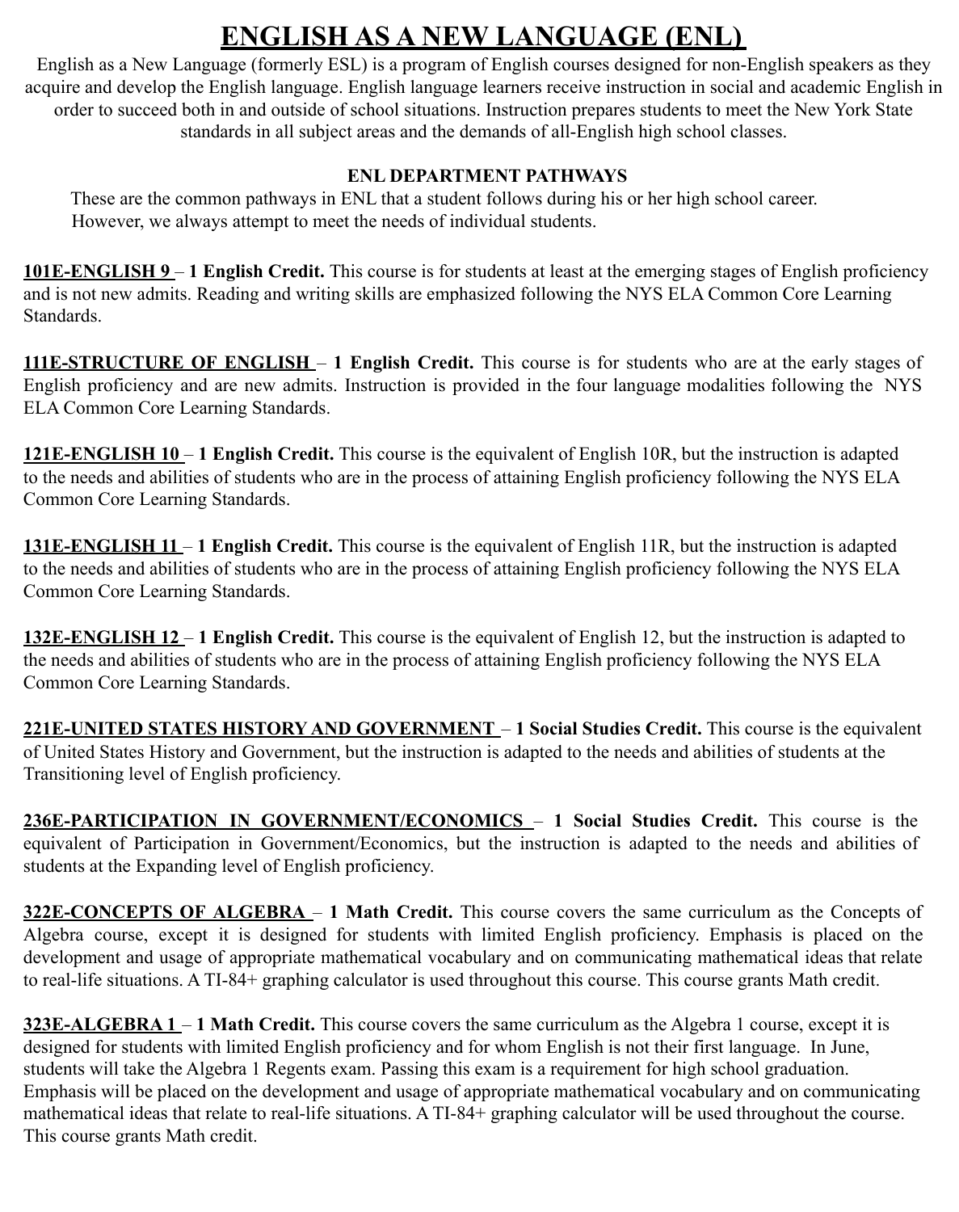# ENGLISH AS A NEW LANGUAGE (ENL)

English as a New Language (formerly ESL) is a program of English courses designed for non-English speakers as they acquire and develop the English language. English language learners receive instruction in social and academic English in order to succeed both in and outside of school situations. Instruction prepares students to meet the New York State standards in all subject areas and the demands of all-English high school classes.

### ENL DEPARTMENT PATHWAYS

These are the common pathways in ENL that a student follows during his or her high school career. However, we always attempt to meet the needs of individual students.

**101E-ENGLISH 9** – **1 English Credit.** This course is for students at least at the emerging stages of English proficiency and is not new admits. Reading and writing skills are emphasized following the NYS ELA Common Core Learning Standards.

**111E-STRUCTURE OF ENGLISH** – **1 English Credit.** This course is for students who are at the early stages of English proficiency and are new admits. Instruction is provided in the four language modalities following the NYS ELA Common Core Learning Standards.

**121E-ENGLISH 10** – **1 English Credit.** This course is the equivalent of English 10R, but the instruction is adapted to the needs and abilities of students who are in the process of attaining English proficiency following the NYS ELA Common Core Learning Standards.

**131E-ENGLISH 11** – **1 English Credit.** This course is the equivalent of English 11R, but the instruction is adapted to the needs and abilities of students who are in the process of attaining English proficiency following the NYS ELA Common Core Learning Standards.

**132E-ENGLISH 12** – **1 English Credit.** This course is the equivalent of English 12, but the instruction is adapted to the needs and abilities of students who are in the process of attaining English proficiency following the NYS ELA Common Core Learning Standards.

**221E-UNITED STATES HISTORY AND GOVERNMENT** – **1 Social Studies Credit.** This course is the equivalent of United States History and Government, but the instruction is adapted to the needs and abilities of students at the Transitioning level of English proficiency.

**236E-PARTICIPATION IN GOVERNMENT/ECONOMICS** – **1 Social Studies Credit.** This course is the equivalent of Participation in Government/Economics, but the instruction is adapted to the needs and abilities of students at the Expanding level of English proficiency.

**322E-CONCEPTS OF ALGEBRA** – **1 Math Credit.** This course covers the same curriculum as the Concepts of Algebra course, except it is designed for students with limited English proficiency. Emphasis is placed on the development and usage of appropriate mathematical vocabulary and on communicating mathematical ideas that relate to real-life situations. A TI-84+ graphing calculator is used throughout this course. This course grants Math credit.

**323E-ALGEBRA 1** – **1 Math Credit.** This course covers the same curriculum as the Algebra 1 course, except it is designed for students with limited English proficiency and for whom English is not their first language. In June, students will take the Algebra 1 Regents exam. Passing this exam is a requirement for high school graduation. Emphasis will be placed on the development and usage of appropriate mathematical vocabulary and on communicating mathematical ideas that relate to real-life situations. A TI-84+ graphing calculator will be used throughout the course. This course grants Math credit.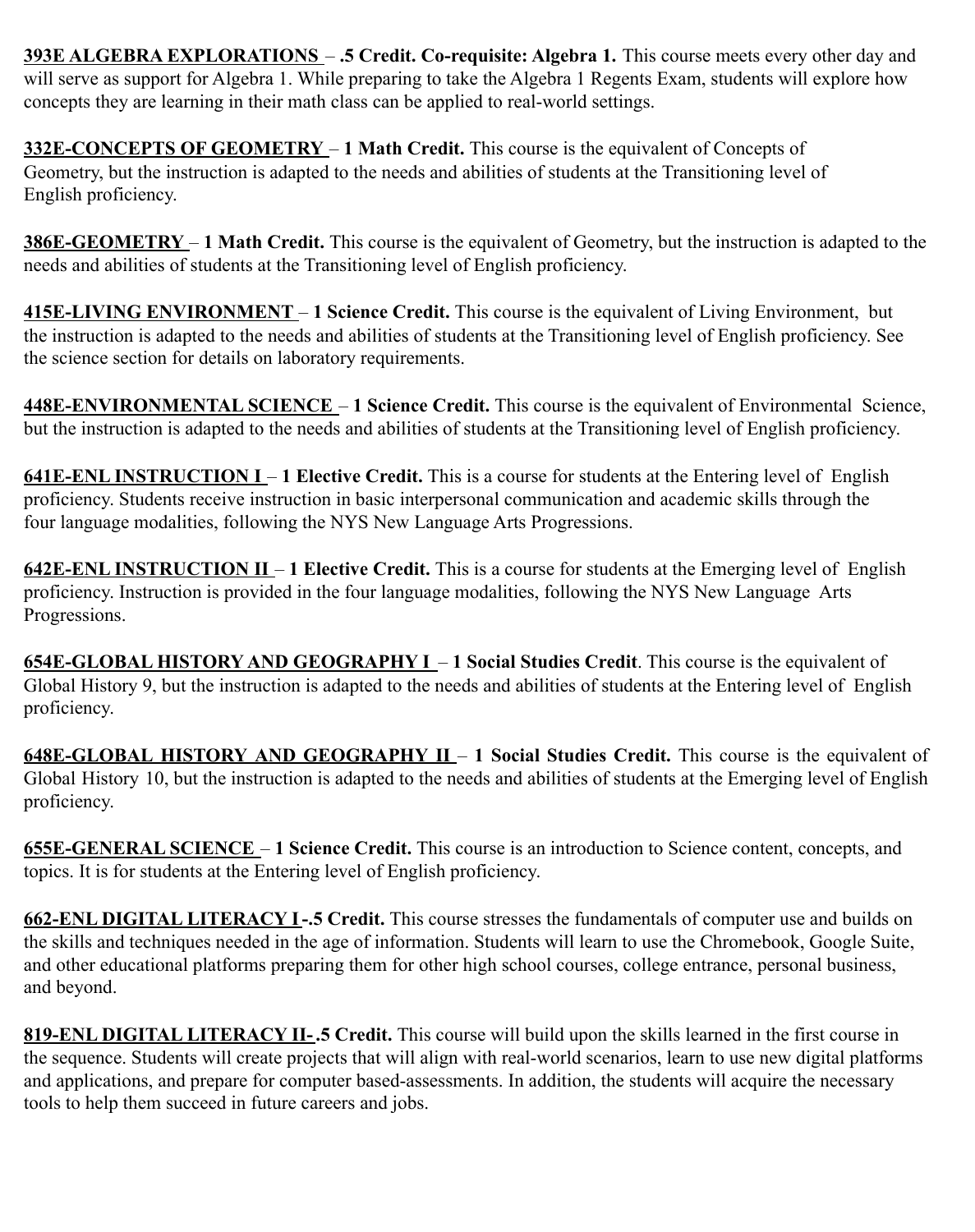**393E ALGEBRA EXPLORATIONS** – **.5 Credit. Co-requisite: Algebra 1.** This course meets every other day and will serve as support for Algebra 1. While preparing to take the Algebra 1 Regents Exam, students will explore how concepts they are learning in their math class can be applied to real-world settings.

**332E-CONCEPTS OF GEOMETRY** – **1 Math Credit.** This course is the equivalent of Concepts of Geometry, but the instruction is adapted to the needs and abilities of students at the Transitioning level of English proficiency.

**386E-GEOMETRY** – **1 Math Credit.** This course is the equivalent of Geometry, but the instruction is adapted to the needs and abilities of students at the Transitioning level of English proficiency.

**415E-LIVING ENVIRONMENT** – **1 Science Credit.** This course is the equivalent of Living Environment, but the instruction is adapted to the needs and abilities of students at the Transitioning level of English proficiency. See the science section for details on laboratory requirements.

**448E-ENVIRONMENTAL SCIENCE** – **1 Science Credit.** This course is the equivalent of Environmental Science, but the instruction is adapted to the needs and abilities of students at the Transitioning level of English proficiency.

**641E-ENL INSTRUCTION I** – **1 Elective Credit.** This is a course for students at the Entering level of English proficiency. Students receive instruction in basic interpersonal communication and academic skills through the four language modalities, following the NYS New Language Arts Progressions.

**642E-ENL INSTRUCTION II** – **1 Elective Credit.** This is a course for students at the Emerging level of English proficiency. Instruction is provided in the four language modalities, following the NYS New Language Arts Progressions.

**654E-GLOBAL HISTORY AND GEOGRAPHY I** – **1 Social Studies Credit**. This course is the equivalent of Global History 9, but the instruction is adapted to the needs and abilities of students at the Entering level of English proficiency.

**648E-GLOBAL HISTORY AND GEOGRAPHY II** – **1 Social Studies Credit.** This course is the equivalent of Global History 10, but the instruction is adapted to the needs and abilities of students at the Emerging level of English proficiency.

**655E-GENERAL SCIENCE** – **1 Science Credit.** This course is an introduction to Science content, concepts, and topics. It is for students at the Entering level of English proficiency.

**662-ENL DIGITAL LITERACY I -.5 Credit.** This course stresses the fundamentals of computer use and builds on the skills and techniques needed in the age of information. Students will learn to use the Chromebook, Google Suite, and other educational platforms preparing them for other high school courses, college entrance, personal business, and beyond.

**819-ENL DIGITAL LITERACY II- .5 Credit.** This course will build upon the skills learned in the first course in the sequence. Students will create projects that will align with real-world scenarios, learn to use new digital platforms and applications, and prepare for computer based-assessments. In addition, the students will acquire the necessary tools to help them succeed in future careers and jobs.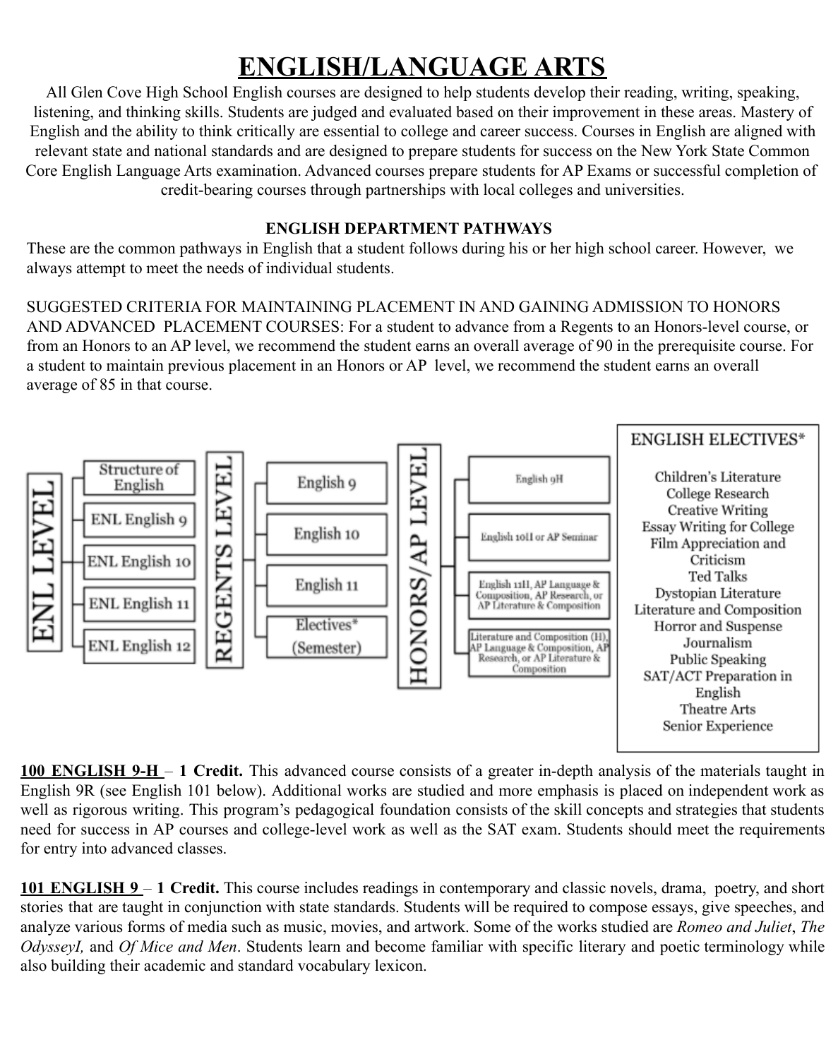# ENGLISH/LANGUAGE ARTS

All Glen Cove High School English courses are designed to help students develop their reading, writing, speaking, listening, and thinking skills. Students are judged and evaluated based on their improvement in these areas. Mastery of English and the ability to think critically are essential to college and career success. Courses in English are aligned with relevant state and national standards and are designed to prepare students for success on the New York State Common Core English Language Arts examination. Advanced courses prepare students for AP Exams or successful completion of credit-bearing courses through partnerships with local colleges and universities.

### ENGLISH DEPARTMENT PATHWAYS

These are the common pathways in English that a student follows during his or her high school career. However, we always attempt to meet the needs of individual students.

SUGGESTED CRITERIA FOR MAINTAINING PLACEMENT IN AND GAINING ADMISSION TO HONORS AND ADVANCED PLACEMENT COURSES: For a student to advance from a Regents to an Honors-level course, or from an Honors to an AP level, we recommend the student earns an overall average of 90 in the prerequisite course. For a student to maintain previous placement in an Honors or AP level, we recommend the student earns an overall average of 85 in that course.

**ENL LEVEL**
- Structure of English
- ENL English 9
- ENL English 10
- ENL English 11
- ENL English 12

**REGENTS LEVEL**
- English 9
- English 10
- English 11
- Electives* (Semester)

**HONORS/AP LEVEL**
- English 9H
- English 10H or AP Seminar
- English 11H, AP Language & Composition, AP Research, or AP Literature & Composition
- Literature and Composition (H), AP Language & Composition, AP Research, or AP Literature & Composition

**ENGLISH ELECTIVES***
- Children's Literature
- College Research
- Creative Writing
- Essay Writing for College
- Film Appreciation and Criticism
- Ted Talks
- Dystopian Literature
- Literature and Composition
- Horror and Suspense
- Journalism
- Public Speaking
- SAT/ACT Preparation in English
- Theatre Arts
- Senior Experience

**100 ENGLISH 9-H** – **1 Credit.** This advanced course consists of a greater in-depth analysis of the materials taught in English 9R (see English 101 below). Additional works are studied and more emphasis is placed on independent work as well as rigorous writing. This program's pedagogical foundation consists of the skill concepts and strategies that students need for success in AP courses and college-level work as well as the SAT exam. Students should meet the requirements for entry into advanced classes.

**101 ENGLISH 9** – **1 Credit.** This course includes readings in contemporary and classic novels, drama, poetry, and short stories that are taught in conjunction with state standards. Students will be required to compose essays, give speeches, and analyze various forms of media such as music, movies, and artwork. Some of the works studied are *Romeo and Juliet*, *The OdysseyI,* and *Of Mice and Men*. Students learn and become familiar with specific literary and poetic terminology while also building their academic and standard vocabulary lexicon.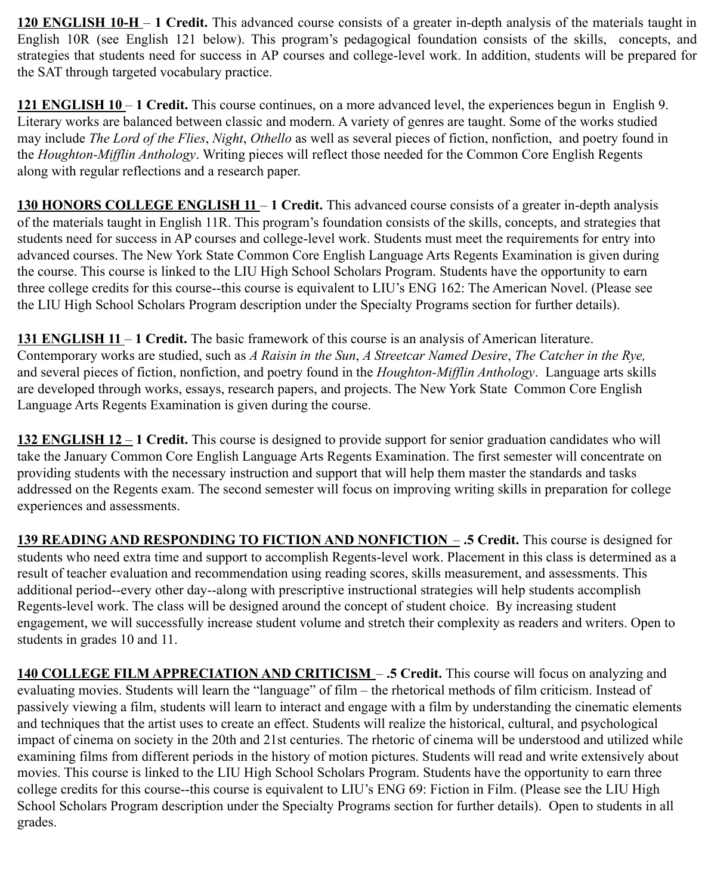**<u>120 ENGLISH 10-H</u>** – **1 Credit.** This advanced course consists of a greater in-depth analysis of the materials taught in English 10R (see English 121 below). This program's pedagogical foundation consists of the skills, concepts, and strategies that students need for success in AP courses and college-level work. In addition, students will be prepared for the SAT through targeted vocabulary practice.

**<u>121 ENGLISH 10</u>** – **1 Credit.** This course continues, on a more advanced level, the experiences begun in English 9. Literary works are balanced between classic and modern. A variety of genres are taught. Some of the works studied may include *The Lord of the Flies*, *Night*, *Othello* as well as several pieces of fiction, nonfiction, and poetry found in the *Houghton-Mifflin Anthology*. Writing pieces will reflect those needed for the Common Core English Regents along with regular reflections and a research paper.

**<u>130 HONORS COLLEGE ENGLISH 11</u>** – **1 Credit.** This advanced course consists of a greater in-depth analysis of the materials taught in English 11R. This program's foundation consists of the skills, concepts, and strategies that students need for success in AP courses and college-level work. Students must meet the requirements for entry into advanced courses. The New York State Common Core English Language Arts Regents Examination is given during the course. This course is linked to the LIU High School Scholars Program. Students have the opportunity to earn three college credits for this course--this course is equivalent to LIU's ENG 162: The American Novel. (Please see the LIU High School Scholars Program description under the Specialty Programs section for further details).

**<u>131 ENGLISH 11</u>** – **1 Credit.** The basic framework of this course is an analysis of American literature. Contemporary works are studied, such as *A Raisin in the Sun*, *A Streetcar Named Desire*, *The Catcher in the Rye,* and several pieces of fiction, nonfiction, and poetry found in the *Houghton-Mifflin Anthology*. Language arts skills are developed through works, essays, research papers, and projects. The New York State Common Core English Language Arts Regents Examination is given during the course.

**<u>132 ENGLISH 12</u>** – **1 Credit.** This course is designed to provide support for senior graduation candidates who will take the January Common Core English Language Arts Regents Examination. The first semester will concentrate on providing students with the necessary instruction and support that will help them master the standards and tasks addressed on the Regents exam. The second semester will focus on improving writing skills in preparation for college experiences and assessments.

**<u>139 READING AND RESPONDING TO FICTION AND NONFICTION</u>** – **.5 Credit.** This course is designed for students who need extra time and support to accomplish Regents-level work. Placement in this class is determined as a result of teacher evaluation and recommendation using reading scores, skills measurement, and assessments. This additional period--every other day--along with prescriptive instructional strategies will help students accomplish Regents-level work. The class will be designed around the concept of student choice. By increasing student engagement, we will successfully increase student volume and stretch their complexity as readers and writers. Open to students in grades 10 and 11.

**<u>140 COLLEGE FILM APPRECIATION AND CRITICISM</u>** – **.5 Credit.** This course will focus on analyzing and evaluating movies. Students will learn the "language" of film – the rhetorical methods of film criticism. Instead of passively viewing a film, students will learn to interact and engage with a film by understanding the cinematic elements and techniques that the artist uses to create an effect. Students will realize the historical, cultural, and psychological impact of cinema on society in the 20th and 21st centuries. The rhetoric of cinema will be understood and utilized while examining films from different periods in the history of motion pictures. Students will read and write extensively about movies. This course is linked to the LIU High School Scholars Program. Students have the opportunity to earn three college credits for this course--this course is equivalent to LIU's ENG 69: Fiction in Film. (Please see the LIU High School Scholars Program description under the Specialty Programs section for further details). Open to students in all grades.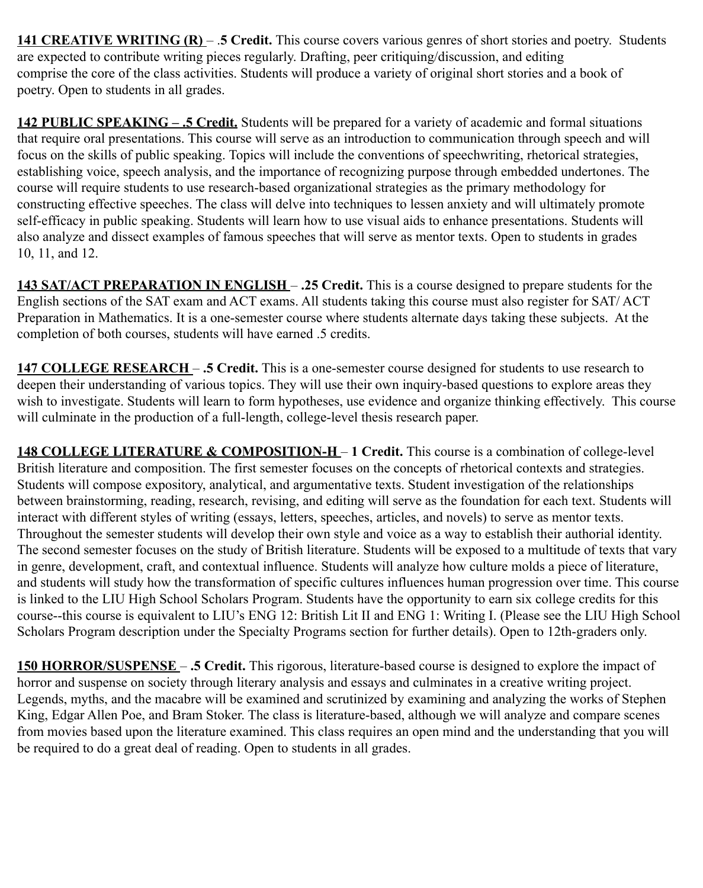**141 CREATIVE WRITING (R)** – **.5 Credit.** This course covers various genres of short stories and poetry. Students are expected to contribute writing pieces regularly. Drafting, peer critiquing/discussion, and editing comprise the core of the class activities. Students will produce a variety of original short stories and a book of poetry. Open to students in all grades.

**142 PUBLIC SPEAKING – .5 Credit.** Students will be prepared for a variety of academic and formal situations that require oral presentations. This course will serve as an introduction to communication through speech and will focus on the skills of public speaking. Topics will include the conventions of speechwriting, rhetorical strategies, establishing voice, speech analysis, and the importance of recognizing purpose through embedded undertones. The course will require students to use research-based organizational strategies as the primary methodology for constructing effective speeches. The class will delve into techniques to lessen anxiety and will ultimately promote self-efficacy in public speaking. Students will learn how to use visual aids to enhance presentations. Students will also analyze and dissect examples of famous speeches that will serve as mentor texts. Open to students in grades 10, 11, and 12.

**143 SAT/ACT PREPARATION IN ENGLISH** – **.25 Credit.** This is a course designed to prepare students for the English sections of the SAT exam and ACT exams. All students taking this course must also register for SAT/ ACT Preparation in Mathematics. It is a one-semester course where students alternate days taking these subjects. At the completion of both courses, students will have earned .5 credits.

**147 COLLEGE RESEARCH** – **.5 Credit.** This is a one-semester course designed for students to use research to deepen their understanding of various topics. They will use their own inquiry-based questions to explore areas they wish to investigate. Students will learn to form hypotheses, use evidence and organize thinking effectively. This course will culminate in the production of a full-length, college-level thesis research paper.

**148 COLLEGE LITERATURE & COMPOSITION-H** – **1 Credit.** This course is a combination of college-level British literature and composition. The first semester focuses on the concepts of rhetorical contexts and strategies. Students will compose expository, analytical, and argumentative texts. Student investigation of the relationships between brainstorming, reading, research, revising, and editing will serve as the foundation for each text. Students will interact with different styles of writing (essays, letters, speeches, articles, and novels) to serve as mentor texts. Throughout the semester students will develop their own style and voice as a way to establish their authorial identity. The second semester focuses on the study of British literature. Students will be exposed to a multitude of texts that vary in genre, development, craft, and contextual influence. Students will analyze how culture molds a piece of literature, and students will study how the transformation of specific cultures influences human progression over time. This course is linked to the LIU High School Scholars Program. Students have the opportunity to earn six college credits for this course--this course is equivalent to LIU's ENG 12: British Lit II and ENG 1: Writing I. (Please see the LIU High School Scholars Program description under the Specialty Programs section for further details). Open to 12th-graders only.

**150 HORROR/SUSPENSE** – **.5 Credit.** This rigorous, literature-based course is designed to explore the impact of horror and suspense on society through literary analysis and essays and culminates in a creative writing project. Legends, myths, and the macabre will be examined and scrutinized by examining and analyzing the works of Stephen King, Edgar Allen Poe, and Bram Stoker. The class is literature-based, although we will analyze and compare scenes from movies based upon the literature examined. This class requires an open mind and the understanding that you will be required to do a great deal of reading. Open to students in all grades.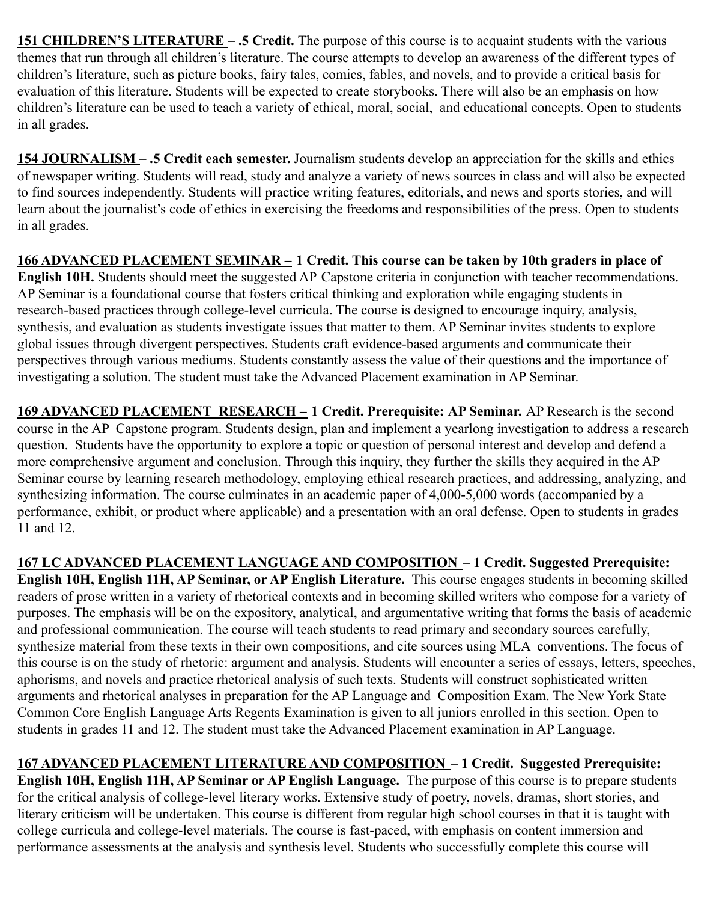**<u>151 CHILDREN'S LITERATURE</u>** – **.5 Credit.** The purpose of this course is to acquaint students with the various themes that run through all children's literature. The course attempts to develop an awareness of the different types of children's literature, such as picture books, fairy tales, comics, fables, and novels, and to provide a critical basis for evaluation of this literature. Students will be expected to create storybooks. There will also be an emphasis on how children's literature can be used to teach a variety of ethical, moral, social, and educational concepts. Open to students in all grades.

**<u>154 JOURNALISM</u>** – **.5 Credit each semester.** Journalism students develop an appreciation for the skills and ethics of newspaper writing. Students will read, study and analyze a variety of news sources in class and will also be expected to find sources independently. Students will practice writing features, editorials, and news and sports stories, and will learn about the journalist's code of ethics in exercising the freedoms and responsibilities of the press. Open to students in all grades.

**<u>166 ADVANCED PLACEMENT SEMINAR –</u> 1 Credit. This course can be taken by 10th graders in place of English 10H.** Students should meet the suggested AP Capstone criteria in conjunction with teacher recommendations. AP Seminar is a foundational course that fosters critical thinking and exploration while engaging students in research-based practices through college-level curricula. The course is designed to encourage inquiry, analysis, synthesis, and evaluation as students investigate issues that matter to them. AP Seminar invites students to explore global issues through divergent perspectives. Students craft evidence-based arguments and communicate their perspectives through various mediums. Students constantly assess the value of their questions and the importance of investigating a solution. The student must take the Advanced Placement examination in AP Seminar.

**<u>169 ADVANCED PLACEMENT RESEARCH –</u> 1 Credit. Prerequisite: AP Seminar.** AP Research is the second course in the AP Capstone program. Students design, plan and implement a yearlong investigation to address a research question. Students have the opportunity to explore a topic or question of personal interest and develop and defend a more comprehensive argument and conclusion. Through this inquiry, they further the skills they acquired in the AP Seminar course by learning research methodology, employing ethical research practices, and addressing, analyzing, and synthesizing information. The course culminates in an academic paper of 4,000-5,000 words (accompanied by a performance, exhibit, or product where applicable) and a presentation with an oral defense. Open to students in grades 11 and 12.

**<u>167 LC ADVANCED PLACEMENT LANGUAGE AND COMPOSITION</u>** – **1 Credit. Suggested Prerequisite: English 10H, English 11H, AP Seminar, or AP English Literature.** This course engages students in becoming skilled readers of prose written in a variety of rhetorical contexts and in becoming skilled writers who compose for a variety of purposes. The emphasis will be on the expository, analytical, and argumentative writing that forms the basis of academic and professional communication. The course will teach students to read primary and secondary sources carefully, synthesize material from these texts in their own compositions, and cite sources using MLA conventions. The focus of this course is on the study of rhetoric: argument and analysis. Students will encounter a series of essays, letters, speeches, aphorisms, and novels and practice rhetorical analysis of such texts. Students will construct sophisticated written arguments and rhetorical analyses in preparation for the AP Language and Composition Exam. The New York State Common Core English Language Arts Regents Examination is given to all juniors enrolled in this section. Open to students in grades 11 and 12. The student must take the Advanced Placement examination in AP Language.

**<u>167 ADVANCED PLACEMENT LITERATURE AND COMPOSITION</u>** – **1 Credit. Suggested Prerequisite: English 10H, English 11H, AP Seminar or AP English Language.** The purpose of this course is to prepare students for the critical analysis of college-level literary works. Extensive study of poetry, novels, dramas, short stories, and literary criticism will be undertaken. This course is different from regular high school courses in that it is taught with college curricula and college-level materials. The course is fast-paced, with emphasis on content immersion and performance assessments at the analysis and synthesis level. Students who successfully complete this course will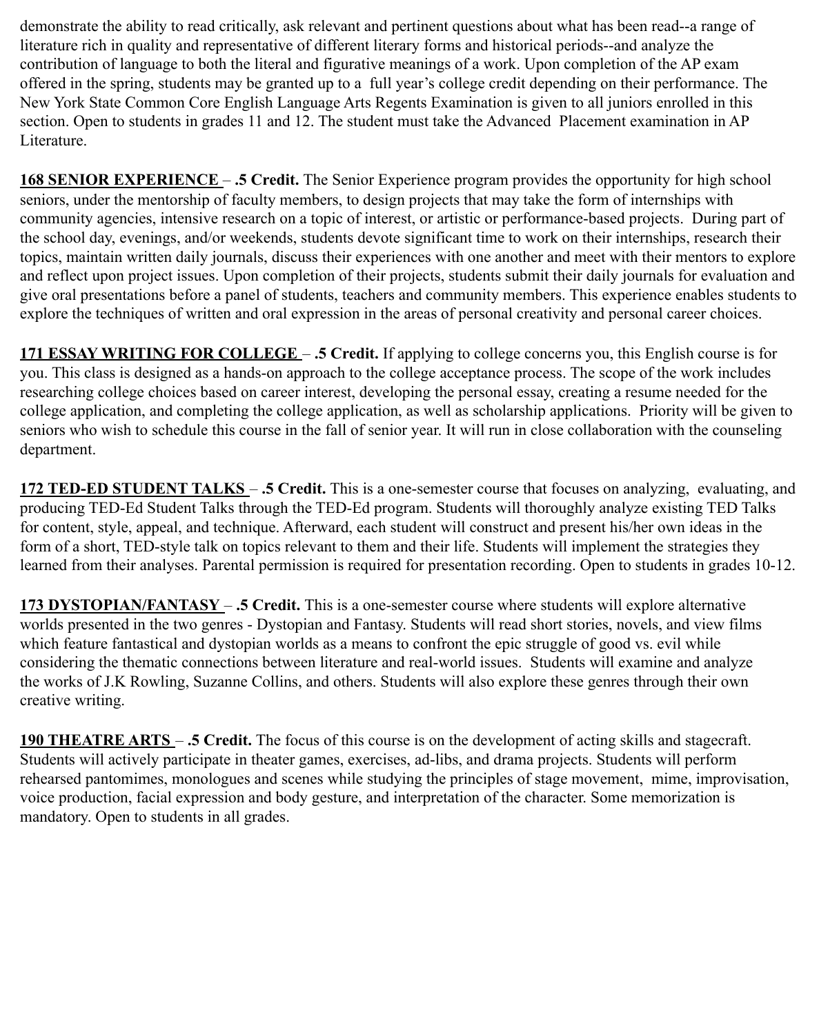demonstrate the ability to read critically, ask relevant and pertinent questions about what has been read--a range of literature rich in quality and representative of different literary forms and historical periods--and analyze the contribution of language to both the literal and figurative meanings of a work. Upon completion of the AP exam offered in the spring, students may be granted up to a full year's college credit depending on their performance. The New York State Common Core English Language Arts Regents Examination is given to all juniors enrolled in this section. Open to students in grades 11 and 12. The student must take the Advanced Placement examination in AP Literature.

**168 SENIOR EXPERIENCE** – **.5 Credit.** The Senior Experience program provides the opportunity for high school seniors, under the mentorship of faculty members, to design projects that may take the form of internships with community agencies, intensive research on a topic of interest, or artistic or performance-based projects. During part of the school day, evenings, and/or weekends, students devote significant time to work on their internships, research their topics, maintain written daily journals, discuss their experiences with one another and meet with their mentors to explore and reflect upon project issues. Upon completion of their projects, students submit their daily journals for evaluation and give oral presentations before a panel of students, teachers and community members. This experience enables students to explore the techniques of written and oral expression in the areas of personal creativity and personal career choices.

**171 ESSAY WRITING FOR COLLEGE** – **.5 Credit.** If applying to college concerns you, this English course is for you. This class is designed as a hands-on approach to the college acceptance process. The scope of the work includes researching college choices based on career interest, developing the personal essay, creating a resume needed for the college application, and completing the college application, as well as scholarship applications. Priority will be given to seniors who wish to schedule this course in the fall of senior year. It will run in close collaboration with the counseling department.

**172 TED-ED STUDENT TALKS** – **.5 Credit.** This is a one-semester course that focuses on analyzing, evaluating, and producing TED-Ed Student Talks through the TED-Ed program. Students will thoroughly analyze existing TED Talks for content, style, appeal, and technique. Afterward, each student will construct and present his/her own ideas in the form of a short, TED-style talk on topics relevant to them and their life. Students will implement the strategies they learned from their analyses. Parental permission is required for presentation recording. Open to students in grades 10-12.

**173 DYSTOPIAN/FANTASY** – **.5 Credit.** This is a one-semester course where students will explore alternative worlds presented in the two genres - Dystopian and Fantasy. Students will read short stories, novels, and view films which feature fantastical and dystopian worlds as a means to confront the epic struggle of good vs. evil while considering the thematic connections between literature and real-world issues. Students will examine and analyze the works of J.K Rowling, Suzanne Collins, and others. Students will also explore these genres through their own creative writing.

**190 THEATRE ARTS** – **.5 Credit.** The focus of this course is on the development of acting skills and stagecraft. Students will actively participate in theater games, exercises, ad-libs, and drama projects. Students will perform rehearsed pantomimes, monologues and scenes while studying the principles of stage movement, mime, improvisation, voice production, facial expression and body gesture, and interpretation of the character. Some memorization is mandatory. Open to students in all grades.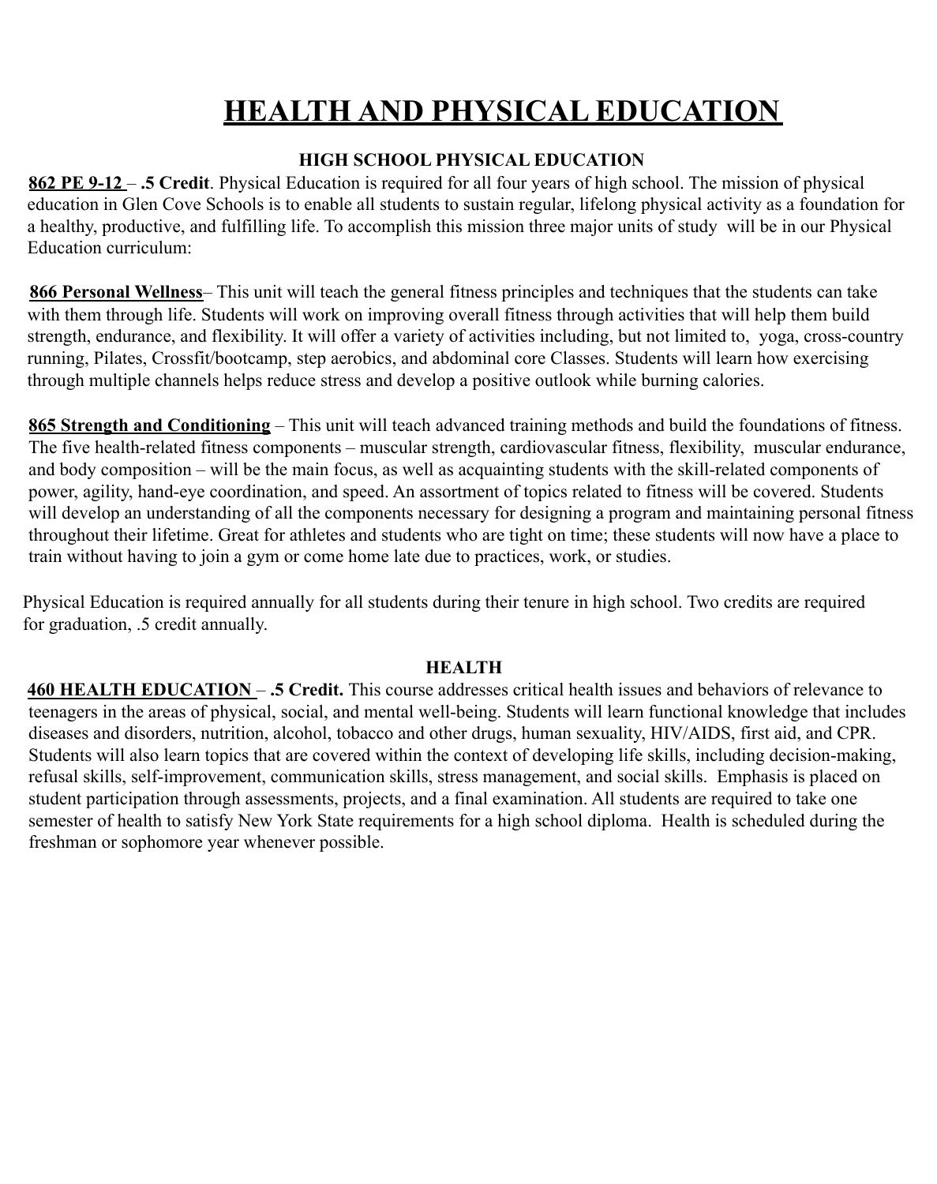# HEALTH AND PHYSICAL EDUCATION

## HIGH SCHOOL PHYSICAL EDUCATION

**862 PE 9-12** – **.5 Credit**. Physical Education is required for all four years of high school. The mission of physical education in Glen Cove Schools is to enable all students to sustain regular, lifelong physical activity as a foundation for a healthy, productive, and fulfilling life. To accomplish this mission three major units of study will be in our Physical Education curriculum:

**866 Personal Wellness**– This unit will teach the general fitness principles and techniques that the students can take with them through life. Students will work on improving overall fitness through activities that will help them build strength, endurance, and flexibility. It will offer a variety of activities including, but not limited to, yoga, cross-country running, Pilates, Crossfit/bootcamp, step aerobics, and abdominal core Classes. Students will learn how exercising through multiple channels helps reduce stress and develop a positive outlook while burning calories.

**865 Strength and Conditioning** – This unit will teach advanced training methods and build the foundations of fitness. The five health-related fitness components – muscular strength, cardiovascular fitness, flexibility, muscular endurance, and body composition – will be the main focus, as well as acquainting students with the skill-related components of power, agility, hand-eye coordination, and speed. An assortment of topics related to fitness will be covered. Students will develop an understanding of all the components necessary for designing a program and maintaining personal fitness throughout their lifetime. Great for athletes and students who are tight on time; these students will now have a place to train without having to join a gym or come home late due to practices, work, or studies.

Physical Education is required annually for all students during their tenure in high school. Two credits are required for graduation, .5 credit annually.

## HEALTH

**460 HEALTH EDUCATION** – **.5 Credit.** This course addresses critical health issues and behaviors of relevance to teenagers in the areas of physical, social, and mental well-being. Students will learn functional knowledge that includes diseases and disorders, nutrition, alcohol, tobacco and other drugs, human sexuality, HIV/AIDS, first aid, and CPR. Students will also learn topics that are covered within the context of developing life skills, including decision-making, refusal skills, self-improvement, communication skills, stress management, and social skills. Emphasis is placed on student participation through assessments, projects, and a final examination. All students are required to take one semester of health to satisfy New York State requirements for a high school diploma. Health is scheduled during the freshman or sophomore year whenever possible.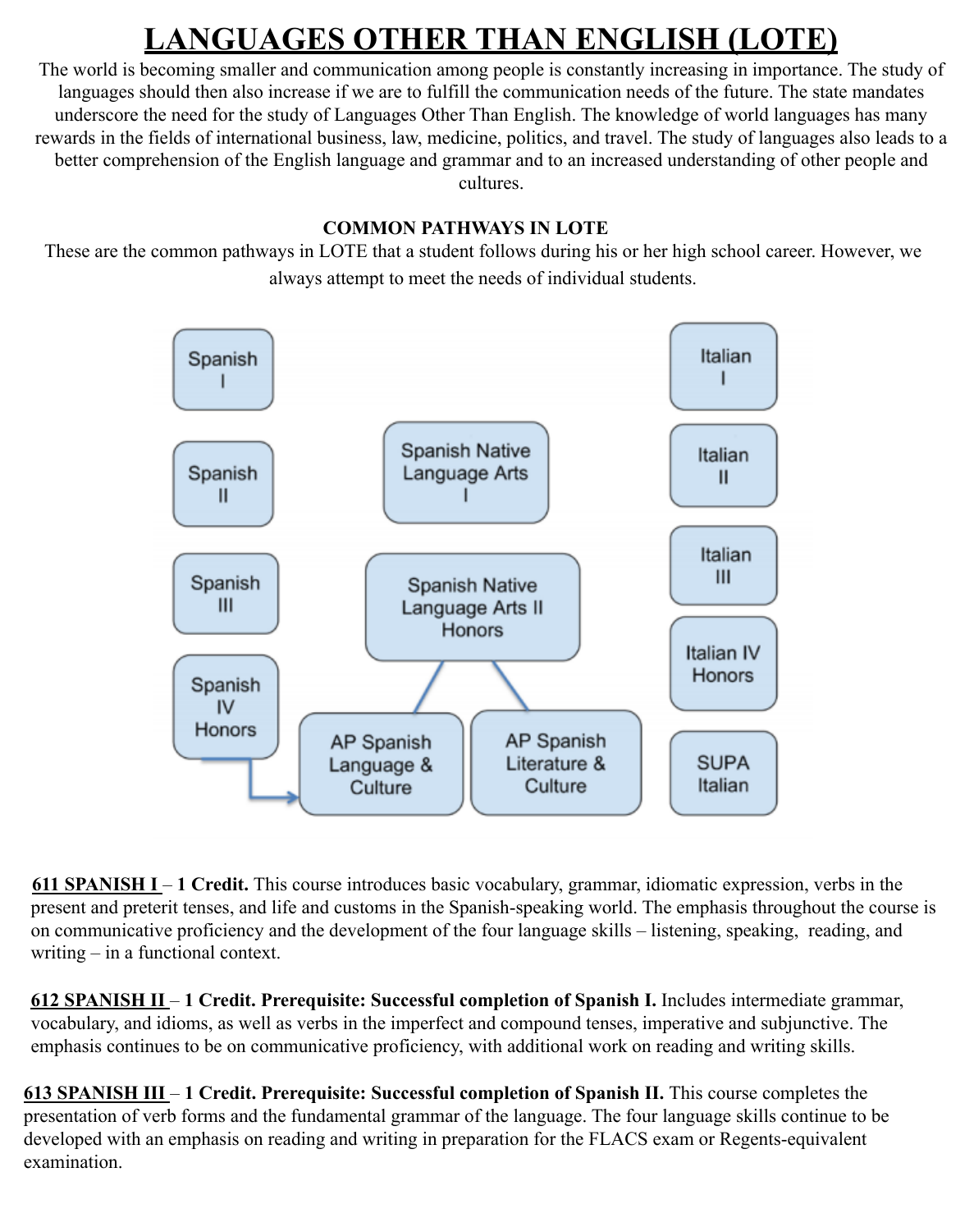# LANGUAGES OTHER THAN ENGLISH (LOTE)

The world is becoming smaller and communication among people is constantly increasing in importance. The study of languages should then also increase if we are to fulfill the communication needs of the future. The state mandates underscore the need for the study of Languages Other Than English. The knowledge of world languages has many rewards in the fields of international business, law, medicine, politics, and travel. The study of languages also leads to a better comprehension of the English language and grammar and to an increased understanding of other people and cultures.

**COMMON PATHWAYS IN LOTE**

These are the common pathways in LOTE that a student follows during his or her high school career. However, we always attempt to meet the needs of individual students.

- Spanish I → Spanish II → Spanish III → Spanish IV Honors → AP Spanish Language & Culture
- Spanish Native Language Arts I → Spanish Native Language Arts II Honors → AP Spanish Language & Culture / AP Spanish Literature & Culture
- Italian I → Italian II → Italian III → Italian IV Honors → SUPA Italian

**611 SPANISH I – 1 Credit.** This course introduces basic vocabulary, grammar, idiomatic expression, verbs in the present and preterit tenses, and life and customs in the Spanish-speaking world. The emphasis throughout the course is on communicative proficiency and the development of the four language skills – listening, speaking, reading, and writing – in a functional context.

**612 SPANISH II – 1 Credit. Prerequisite: Successful completion of Spanish I.** Includes intermediate grammar, vocabulary, and idioms, as well as verbs in the imperfect and compound tenses, imperative and subjunctive. The emphasis continues to be on communicative proficiency, with additional work on reading and writing skills.

**613 SPANISH III – 1 Credit. Prerequisite: Successful completion of Spanish II.** This course completes the presentation of verb forms and the fundamental grammar of the language. The four language skills continue to be developed with an emphasis on reading and writing in preparation for the FLACS exam or Regents-equivalent examination.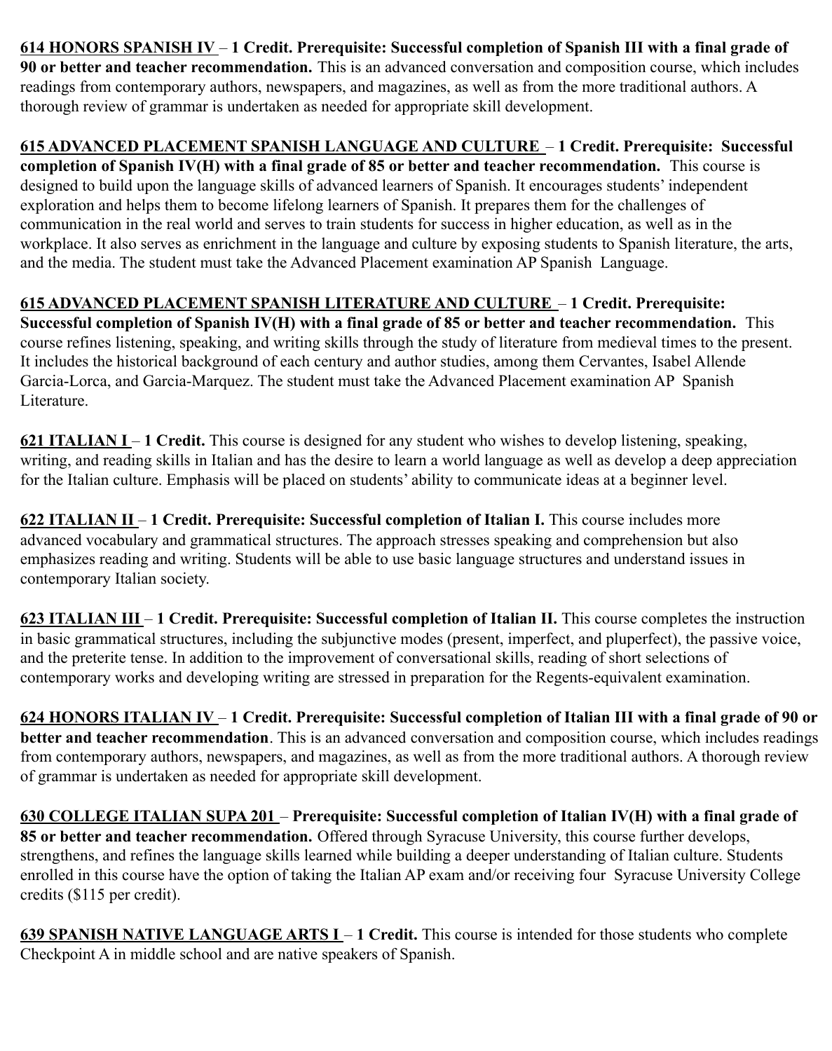**614 HONORS SPANISH IV** – **1 Credit. Prerequisite: Successful completion of Spanish III with a final grade of 90 or better and teacher recommendation.** This is an advanced conversation and composition course, which includes readings from contemporary authors, newspapers, and magazines, as well as from the more traditional authors. A thorough review of grammar is undertaken as needed for appropriate skill development.

**615 ADVANCED PLACEMENT SPANISH LANGUAGE AND CULTURE** – **1 Credit. Prerequisite: Successful completion of Spanish IV(H) with a final grade of 85 or better and teacher recommendation.** This course is designed to build upon the language skills of advanced learners of Spanish. It encourages students' independent exploration and helps them to become lifelong learners of Spanish. It prepares them for the challenges of communication in the real world and serves to train students for success in higher education, as well as in the workplace. It also serves as enrichment in the language and culture by exposing students to Spanish literature, the arts, and the media. The student must take the Advanced Placement examination AP Spanish Language.

**615 ADVANCED PLACEMENT SPANISH LITERATURE AND CULTURE** – **1 Credit. Prerequisite: Successful completion of Spanish IV(H) with a final grade of 85 or better and teacher recommendation.** This course refines listening, speaking, and writing skills through the study of literature from medieval times to the present. It includes the historical background of each century and author studies, among them Cervantes, Isabel Allende Garcia-Lorca, and Garcia-Marquez. The student must take the Advanced Placement examination AP Spanish Literature.

**621 ITALIAN I** – **1 Credit.** This course is designed for any student who wishes to develop listening, speaking, writing, and reading skills in Italian and has the desire to learn a world language as well as develop a deep appreciation for the Italian culture. Emphasis will be placed on students' ability to communicate ideas at a beginner level.

**622 ITALIAN II** – **1 Credit. Prerequisite: Successful completion of Italian I.** This course includes more advanced vocabulary and grammatical structures. The approach stresses speaking and comprehension but also emphasizes reading and writing. Students will be able to use basic language structures and understand issues in contemporary Italian society.

**623 ITALIAN III** – **1 Credit. Prerequisite: Successful completion of Italian II.** This course completes the instruction in basic grammatical structures, including the subjunctive modes (present, imperfect, and pluperfect), the passive voice, and the preterite tense. In addition to the improvement of conversational skills, reading of short selections of contemporary works and developing writing are stressed in preparation for the Regents-equivalent examination.

**624 HONORS ITALIAN IV** – **1 Credit. Prerequisite: Successful completion of Italian III with a final grade of 90 or better and teacher recommendation**. This is an advanced conversation and composition course, which includes readings from contemporary authors, newspapers, and magazines, as well as from the more traditional authors. A thorough review of grammar is undertaken as needed for appropriate skill development.

**630 COLLEGE ITALIAN SUPA 201** – **Prerequisite: Successful completion of Italian IV(H) with a final grade of 85 or better and teacher recommendation.** Offered through Syracuse University, this course further develops, strengthens, and refines the language skills learned while building a deeper understanding of Italian culture. Students enrolled in this course have the option of taking the Italian AP exam and/or receiving four Syracuse University College credits ($115 per credit).

**639 SPANISH NATIVE LANGUAGE ARTS I** – **1 Credit.** This course is intended for those students who complete Checkpoint A in middle school and are native speakers of Spanish.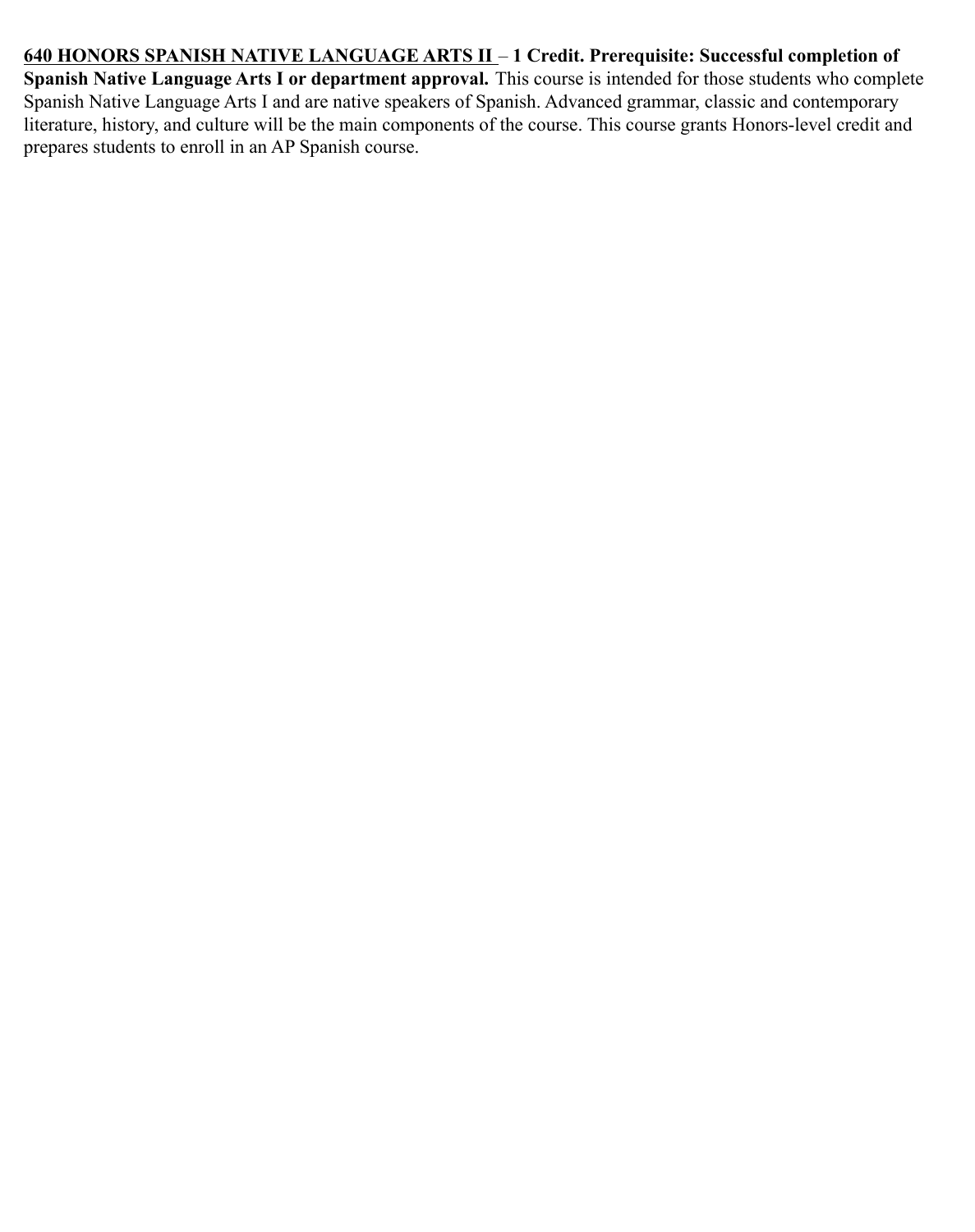**<u>640 HONORS SPANISH NATIVE LANGUAGE ARTS II</u> – 1 Credit. Prerequisite: Successful completion of Spanish Native Language Arts I or department approval.** This course is intended for those students who complete Spanish Native Language Arts I and are native speakers of Spanish. Advanced grammar, classic and contemporary literature, history, and culture will be the main components of the course. This course grants Honors-level credit and prepares students to enroll in an AP Spanish course.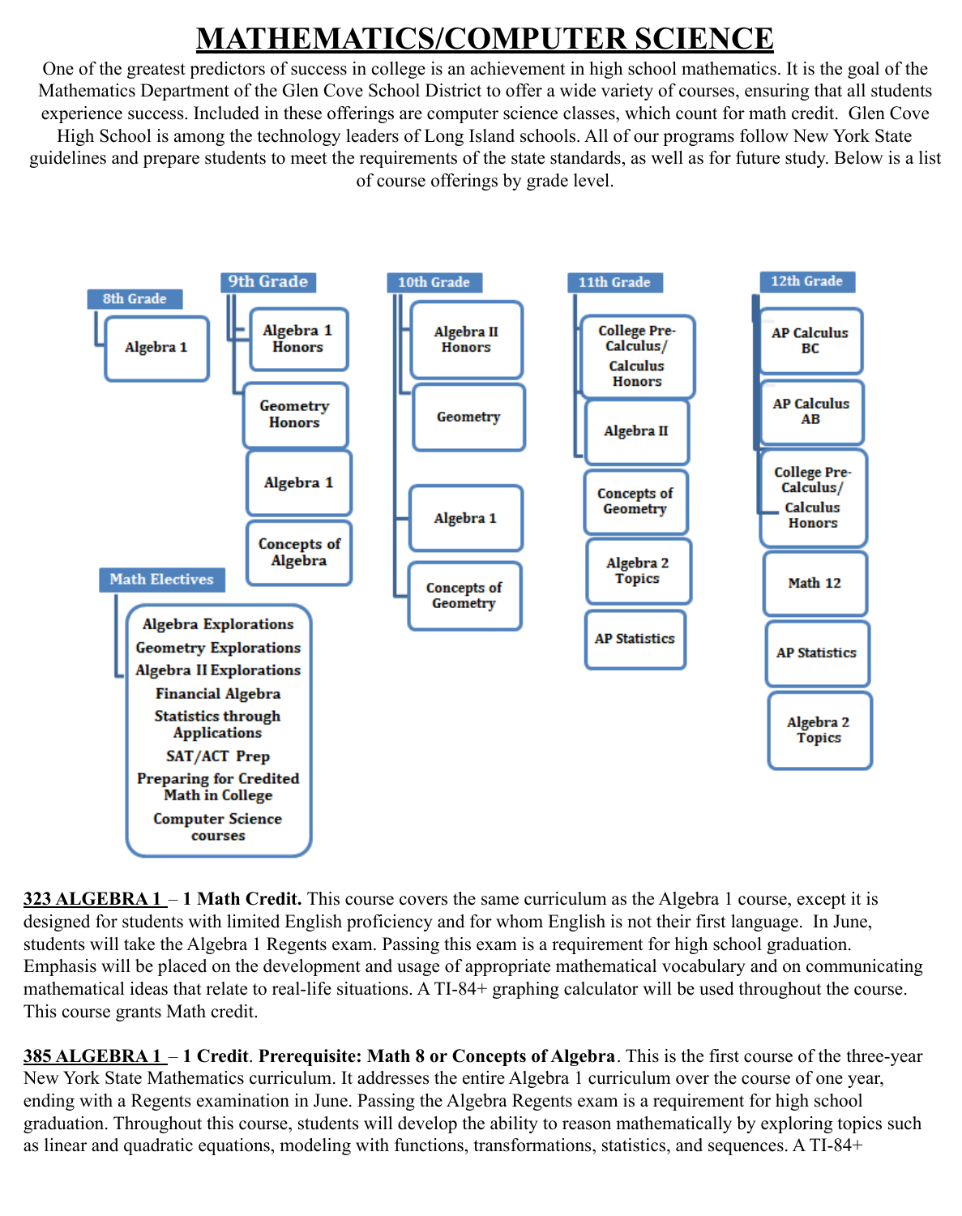# MATHEMATICS/COMPUTER SCIENCE

One of the greatest predictors of success in college is an achievement in high school mathematics. It is the goal of the Mathematics Department of the Glen Cove School District to offer a wide variety of courses, ensuring that all students experience success. Included in these offerings are computer science classes, which count for math credit. Glen Cove High School is among the technology leaders of Long Island schools. All of our programs follow New York State guidelines and prepare students to meet the requirements of the state standards, as well as for future study. Below is a list of course offerings by grade level.

**8th Grade**
- Algebra 1

**9th Grade**
- Algebra 1 Honors
- Geometry Honors
- Algebra 1
- Concepts of Algebra

**10th Grade**
- Algebra II Honors
- Geometry
- Algebra 1
- Concepts of Geometry

**11th Grade**
- College Pre-Calculus/ Calculus Honors
- Algebra II
- Concepts of Geometry
- Algebra 2 Topics
- AP Statistics

**12th Grade**
- AP Calculus BC
- AP Calculus AB
- College Pre-Calculus/ Calculus Honors
- Math 12
- AP Statistics
- Algebra 2 Topics

**Math Electives**
- Algebra Explorations
- Geometry Explorations
- Algebra II Explorations
- Financial Algebra
- Statistics through Applications
- SAT/ACT Prep
- Preparing for Credited Math in College
- Computer Science courses

**323 ALGEBRA 1 – 1 Math Credit.** This course covers the same curriculum as the Algebra 1 course, except it is designed for students with limited English proficiency and for whom English is not their first language. In June, students will take the Algebra 1 Regents exam. Passing this exam is a requirement for high school graduation. Emphasis will be placed on the development and usage of appropriate mathematical vocabulary and on communicating mathematical ideas that relate to real-life situations. A TI-84+ graphing calculator will be used throughout the course. This course grants Math credit.

**385 ALGEBRA 1 – 1 Credit**. **Prerequisite: Math 8 or Concepts of Algebra**. This is the first course of the three-year New York State Mathematics curriculum. It addresses the entire Algebra 1 curriculum over the course of one year, ending with a Regents examination in June. Passing the Algebra Regents exam is a requirement for high school graduation. Throughout this course, students will develop the ability to reason mathematically by exploring topics such as linear and quadratic equations, modeling with functions, transformations, statistics, and sequences. A TI-84+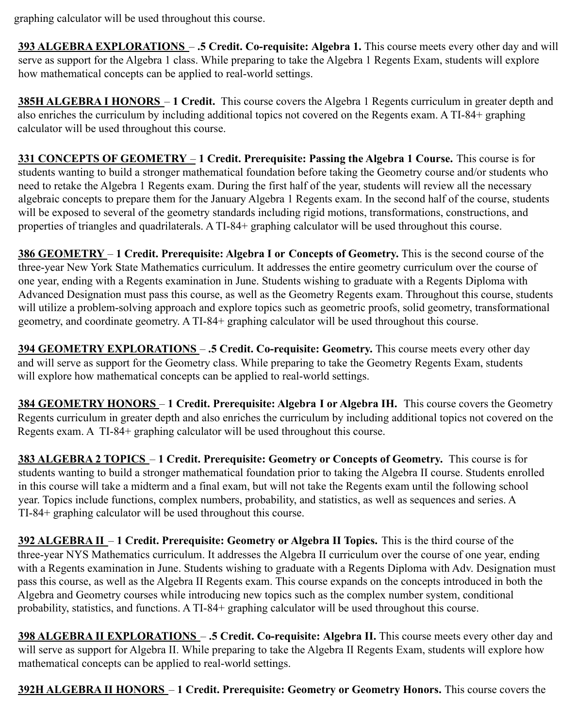graphing calculator will be used throughout this course.

**393 ALGEBRA EXPLORATIONS** – **.5 Credit. Co-requisite: Algebra 1.** This course meets every other day and will serve as support for the Algebra 1 class. While preparing to take the Algebra 1 Regents Exam, students will explore how mathematical concepts can be applied to real-world settings.

**385H ALGEBRA I HONORS** – **1 Credit.** This course covers the Algebra 1 Regents curriculum in greater depth and also enriches the curriculum by including additional topics not covered on the Regents exam. A TI-84+ graphing calculator will be used throughout this course.

**331 CONCEPTS OF GEOMETRY** – **1 Credit. Prerequisite: Passing the Algebra 1 Course.** This course is for students wanting to build a stronger mathematical foundation before taking the Geometry course and/or students who need to retake the Algebra 1 Regents exam. During the first half of the year, students will review all the necessary algebraic concepts to prepare them for the January Algebra 1 Regents exam. In the second half of the course, students will be exposed to several of the geometry standards including rigid motions, transformations, constructions, and properties of triangles and quadrilaterals. A TI-84+ graphing calculator will be used throughout this course.

**386 GEOMETRY** – **1 Credit. Prerequisite: Algebra I or Concepts of Geometry.** This is the second course of the three-year New York State Mathematics curriculum. It addresses the entire geometry curriculum over the course of one year, ending with a Regents examination in June. Students wishing to graduate with a Regents Diploma with Advanced Designation must pass this course, as well as the Geometry Regents exam. Throughout this course, students will utilize a problem-solving approach and explore topics such as geometric proofs, solid geometry, transformational geometry, and coordinate geometry. A TI-84+ graphing calculator will be used throughout this course.

**394 GEOMETRY EXPLORATIONS** – **.5 Credit. Co-requisite: Geometry.** This course meets every other day and will serve as support for the Geometry class. While preparing to take the Geometry Regents Exam, students will explore how mathematical concepts can be applied to real-world settings.

**384 GEOMETRY HONORS** – **1 Credit. Prerequisite: Algebra I or Algebra IH.** This course covers the Geometry Regents curriculum in greater depth and also enriches the curriculum by including additional topics not covered on the Regents exam. A TI-84+ graphing calculator will be used throughout this course.

**383 ALGEBRA 2 TOPICS** – **1 Credit. Prerequisite: Geometry or Concepts of Geometry.** This course is for students wanting to build a stronger mathematical foundation prior to taking the Algebra II course. Students enrolled in this course will take a midterm and a final exam, but will not take the Regents exam until the following school year. Topics include functions, complex numbers, probability, and statistics, as well as sequences and series. A TI-84+ graphing calculator will be used throughout this course.

**392 ALGEBRA II** – **1 Credit. Prerequisite: Geometry or Algebra II Topics.** This is the third course of the three-year NYS Mathematics curriculum. It addresses the Algebra II curriculum over the course of one year, ending with a Regents examination in June. Students wishing to graduate with a Regents Diploma with Adv. Designation must pass this course, as well as the Algebra II Regents exam. This course expands on the concepts introduced in both the Algebra and Geometry courses while introducing new topics such as the complex number system, conditional probability, statistics, and functions. A TI-84+ graphing calculator will be used throughout this course.

**398 ALGEBRA II EXPLORATIONS** – **.5 Credit. Co-requisite: Algebra II.** This course meets every other day and will serve as support for Algebra II. While preparing to take the Algebra II Regents Exam, students will explore how mathematical concepts can be applied to real-world settings.

**392H ALGEBRA II HONORS** – **1 Credit. Prerequisite: Geometry or Geometry Honors.** This course covers the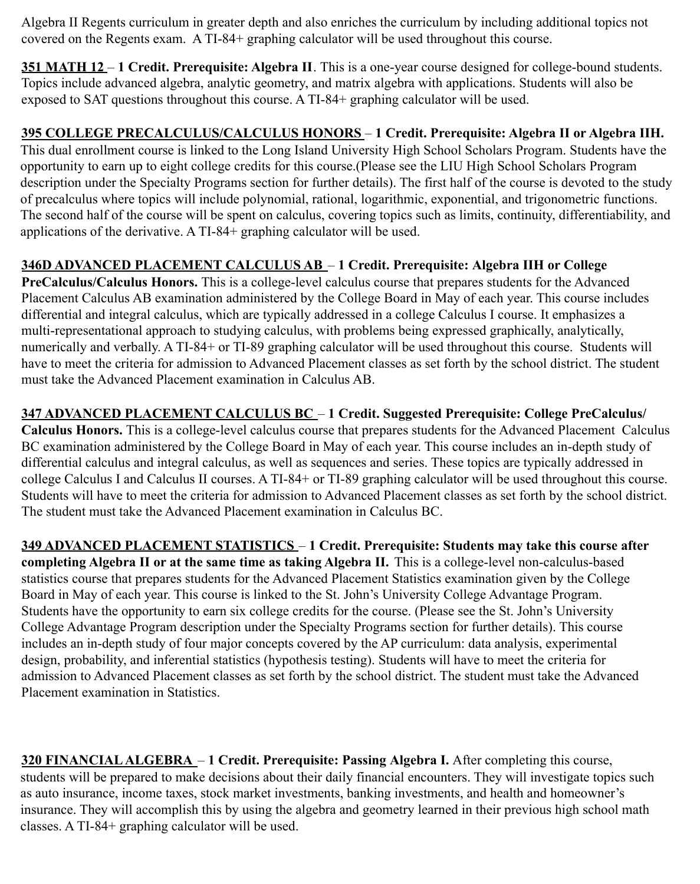Algebra II Regents curriculum in greater depth and also enriches the curriculum by including additional topics not covered on the Regents exam. A TI-84+ graphing calculator will be used throughout this course.

**351 MATH 12** – **1 Credit. Prerequisite: Algebra II**. This is a one-year course designed for college-bound students. Topics include advanced algebra, analytic geometry, and matrix algebra with applications. Students will also be exposed to SAT questions throughout this course. A TI-84+ graphing calculator will be used.

**395 COLLEGE PRECALCULUS/CALCULUS HONORS** – **1 Credit. Prerequisite: Algebra II or Algebra IIH.** This dual enrollment course is linked to the Long Island University High School Scholars Program. Students have the opportunity to earn up to eight college credits for this course.(Please see the LIU High School Scholars Program description under the Specialty Programs section for further details). The first half of the course is devoted to the study of precalculus where topics will include polynomial, rational, logarithmic, exponential, and trigonometric functions. The second half of the course will be spent on calculus, covering topics such as limits, continuity, differentiability, and applications of the derivative. A TI-84+ graphing calculator will be used.

**346D ADVANCED PLACEMENT CALCULUS AB** – **1 Credit. Prerequisite: Algebra IIH or College PreCalculus/Calculus Honors.** This is a college-level calculus course that prepares students for the Advanced Placement Calculus AB examination administered by the College Board in May of each year. This course includes differential and integral calculus, which are typically addressed in a college Calculus I course. It emphasizes a multi-representational approach to studying calculus, with problems being expressed graphically, analytically, numerically and verbally. A TI-84+ or TI-89 graphing calculator will be used throughout this course. Students will have to meet the criteria for admission to Advanced Placement classes as set forth by the school district. The student must take the Advanced Placement examination in Calculus AB.

**347 ADVANCED PLACEMENT CALCULUS BC** – **1 Credit. Suggested Prerequisite: College PreCalculus/ Calculus Honors.** This is a college-level calculus course that prepares students for the Advanced Placement Calculus BC examination administered by the College Board in May of each year. This course includes an in-depth study of differential calculus and integral calculus, as well as sequences and series. These topics are typically addressed in college Calculus I and Calculus II courses. A TI-84+ or TI-89 graphing calculator will be used throughout this course. Students will have to meet the criteria for admission to Advanced Placement classes as set forth by the school district. The student must take the Advanced Placement examination in Calculus BC.

**349 ADVANCED PLACEMENT STATISTICS** – **1 Credit. Prerequisite: Students may take this course after completing Algebra II or at the same time as taking Algebra II.** This is a college-level non-calculus-based statistics course that prepares students for the Advanced Placement Statistics examination given by the College Board in May of each year. This course is linked to the St. John's University College Advantage Program. Students have the opportunity to earn six college credits for the course. (Please see the St. John's University College Advantage Program description under the Specialty Programs section for further details). This course includes an in-depth study of four major concepts covered by the AP curriculum: data analysis, experimental design, probability, and inferential statistics (hypothesis testing). Students will have to meet the criteria for admission to Advanced Placement classes as set forth by the school district. The student must take the Advanced Placement examination in Statistics.

**320 FINANCIAL ALGEBRA** – **1 Credit. Prerequisite: Passing Algebra I.** After completing this course, students will be prepared to make decisions about their daily financial encounters. They will investigate topics such as auto insurance, income taxes, stock market investments, banking investments, and health and homeowner's insurance. They will accomplish this by using the algebra and geometry learned in their previous high school math classes. A TI-84+ graphing calculator will be used.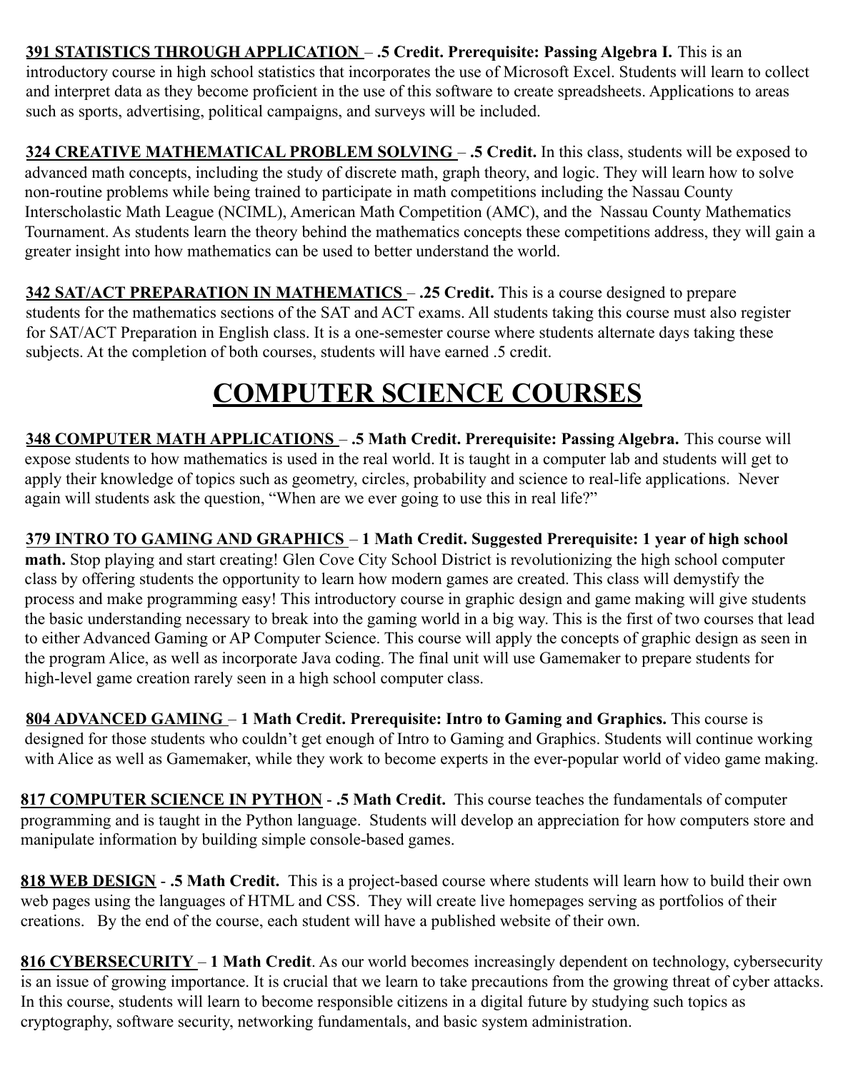**391 STATISTICS THROUGH APPLICATION** – **.5 Credit. Prerequisite: Passing Algebra I.** This is an introductory course in high school statistics that incorporates the use of Microsoft Excel. Students will learn to collect and interpret data as they become proficient in the use of this software to create spreadsheets. Applications to areas such as sports, advertising, political campaigns, and surveys will be included.

**324 CREATIVE MATHEMATICAL PROBLEM SOLVING** – **.5 Credit.** In this class, students will be exposed to advanced math concepts, including the study of discrete math, graph theory, and logic. They will learn how to solve non-routine problems while being trained to participate in math competitions including the Nassau County Interscholastic Math League (NCIML), American Math Competition (AMC), and the Nassau County Mathematics Tournament. As students learn the theory behind the mathematics concepts these competitions address, they will gain a greater insight into how mathematics can be used to better understand the world.

**342 SAT/ACT PREPARATION IN MATHEMATICS** – **.25 Credit.** This is a course designed to prepare students for the mathematics sections of the SAT and ACT exams. All students taking this course must also register for SAT/ACT Preparation in English class. It is a one-semester course where students alternate days taking these subjects. At the completion of both courses, students will have earned .5 credit.

# COMPUTER SCIENCE COURSES

**348 COMPUTER MATH APPLICATIONS** – **.5 Math Credit. Prerequisite: Passing Algebra.** This course will expose students to how mathematics is used in the real world. It is taught in a computer lab and students will get to apply their knowledge of topics such as geometry, circles, probability and science to real-life applications. Never again will students ask the question, "When are we ever going to use this in real life?"

**379 INTRO TO GAMING AND GRAPHICS** – **1 Math Credit. Suggested Prerequisite: 1 year of high school math.** Stop playing and start creating! Glen Cove City School District is revolutionizing the high school computer class by offering students the opportunity to learn how modern games are created. This class will demystify the process and make programming easy! This introductory course in graphic design and game making will give students the basic understanding necessary to break into the gaming world in a big way. This is the first of two courses that lead to either Advanced Gaming or AP Computer Science. This course will apply the concepts of graphic design as seen in the program Alice, as well as incorporate Java coding. The final unit will use Gamemaker to prepare students for high-level game creation rarely seen in a high school computer class.

**804 ADVANCED GAMING** – **1 Math Credit. Prerequisite: Intro to Gaming and Graphics.** This course is designed for those students who couldn't get enough of Intro to Gaming and Graphics. Students will continue working with Alice as well as Gamemaker, while they work to become experts in the ever-popular world of video game making.

**817 COMPUTER SCIENCE IN PYTHON** - **.5 Math Credit.** This course teaches the fundamentals of computer programming and is taught in the Python language. Students will develop an appreciation for how computers store and manipulate information by building simple console-based games.

**818 WEB DESIGN** - **.5 Math Credit.** This is a project-based course where students will learn how to build their own web pages using the languages of HTML and CSS. They will create live homepages serving as portfolios of their creations. By the end of the course, each student will have a published website of their own.

**816 CYBERSECURITY** – **1 Math Credit**. As our world becomes increasingly dependent on technology, cybersecurity is an issue of growing importance. It is crucial that we learn to take precautions from the growing threat of cyber attacks. In this course, students will learn to become responsible citizens in a digital future by studying such topics as cryptography, software security, networking fundamentals, and basic system administration.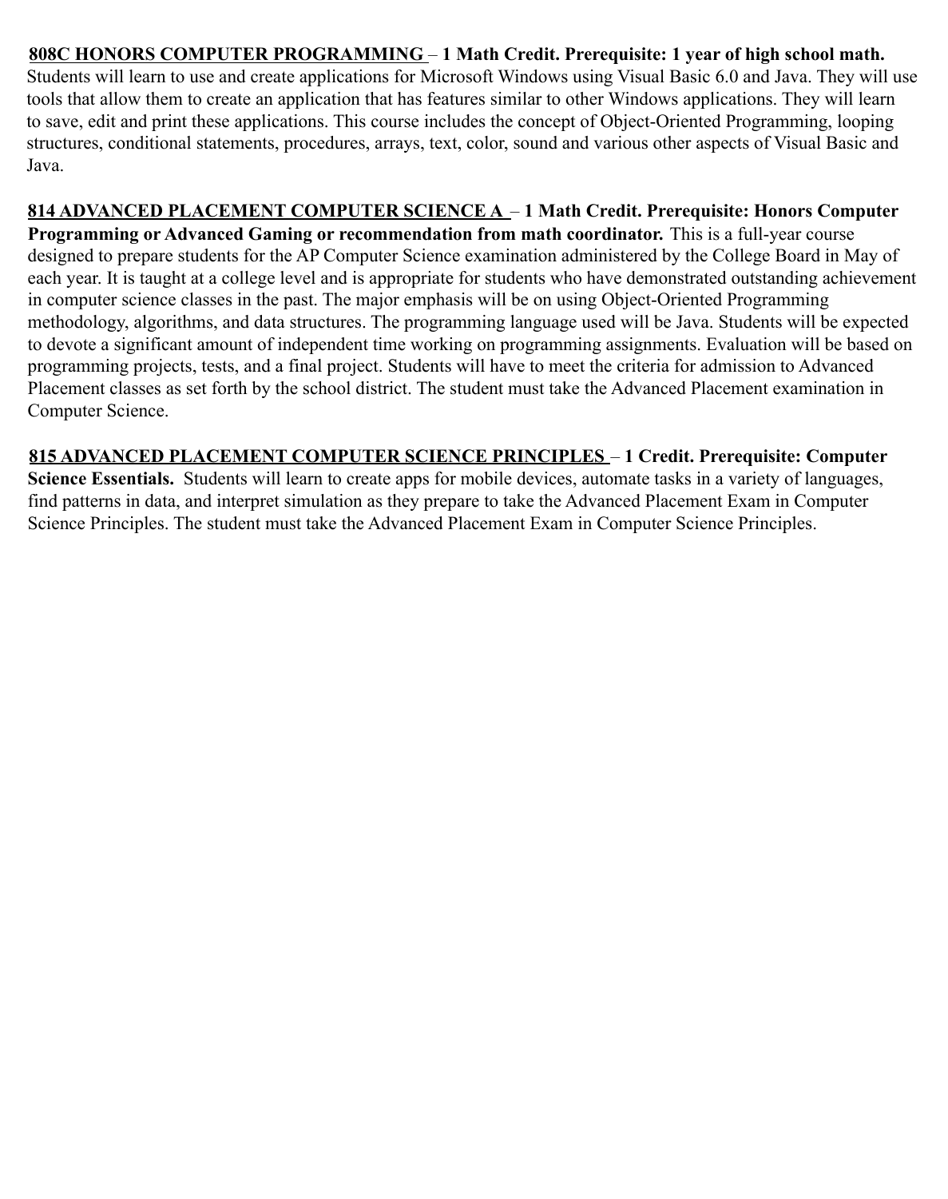**808C HONORS COMPUTER PROGRAMMING – 1 Math Credit. Prerequisite: 1 year of high school math.** Students will learn to use and create applications for Microsoft Windows using Visual Basic 6.0 and Java. They will use tools that allow them to create an application that has features similar to other Windows applications. They will learn to save, edit and print these applications. This course includes the concept of Object-Oriented Programming, looping structures, conditional statements, procedures, arrays, text, color, sound and various other aspects of Visual Basic and Java.

**814 ADVANCED PLACEMENT COMPUTER SCIENCE A – 1 Math Credit. Prerequisite: Honors Computer Programming or Advanced Gaming or recommendation from math coordinator.** This is a full-year course designed to prepare students for the AP Computer Science examination administered by the College Board in May of each year. It is taught at a college level and is appropriate for students who have demonstrated outstanding achievement in computer science classes in the past. The major emphasis will be on using Object-Oriented Programming methodology, algorithms, and data structures. The programming language used will be Java. Students will be expected to devote a significant amount of independent time working on programming assignments. Evaluation will be based on programming projects, tests, and a final project. Students will have to meet the criteria for admission to Advanced Placement classes as set forth by the school district. The student must take the Advanced Placement examination in Computer Science.

**815 ADVANCED PLACEMENT COMPUTER SCIENCE PRINCIPLES – 1 Credit. Prerequisite: Computer Science Essentials.** Students will learn to create apps for mobile devices, automate tasks in a variety of languages, find patterns in data, and interpret simulation as they prepare to take the Advanced Placement Exam in Computer Science Principles. The student must take the Advanced Placement Exam in Computer Science Principles.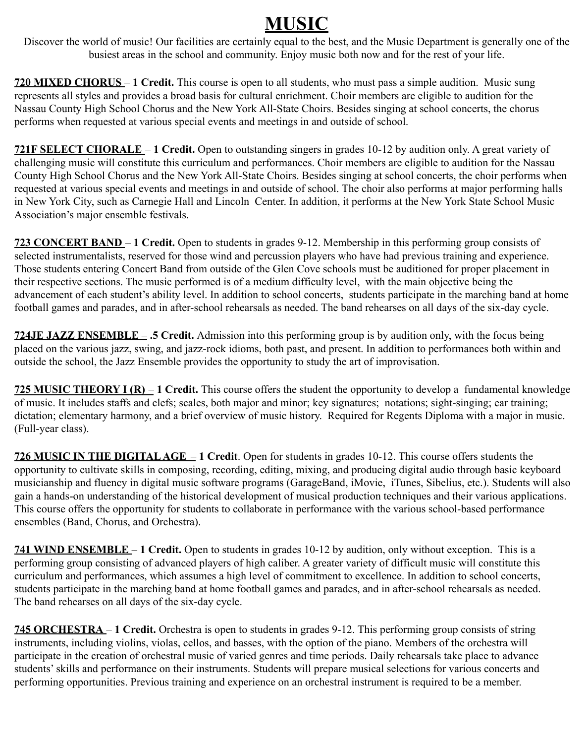# MUSIC

Discover the world of music! Our facilities are certainly equal to the best, and the Music Department is generally one of the busiest areas in the school and community. Enjoy music both now and for the rest of your life.

**720 MIXED CHORUS – 1 Credit.** This course is open to all students, who must pass a simple audition. Music sung represents all styles and provides a broad basis for cultural enrichment. Choir members are eligible to audition for the Nassau County High School Chorus and the New York All-State Choirs. Besides singing at school concerts, the chorus performs when requested at various special events and meetings in and outside of school.

**721F SELECT CHORALE – 1 Credit.** Open to outstanding singers in grades 10-12 by audition only. A great variety of challenging music will constitute this curriculum and performances. Choir members are eligible to audition for the Nassau County High School Chorus and the New York All-State Choirs. Besides singing at school concerts, the choir performs when requested at various special events and meetings in and outside of school. The choir also performs at major performing halls in New York City, such as Carnegie Hall and Lincoln Center. In addition, it performs at the New York State School Music Association's major ensemble festivals.

**723 CONCERT BAND – 1 Credit.** Open to students in grades 9-12. Membership in this performing group consists of selected instrumentalists, reserved for those wind and percussion players who have had previous training and experience. Those students entering Concert Band from outside of the Glen Cove schools must be auditioned for proper placement in their respective sections. The music performed is of a medium difficulty level, with the main objective being the advancement of each student's ability level. In addition to school concerts, students participate in the marching band at home football games and parades, and in after-school rehearsals as needed. The band rehearses on all days of the six-day cycle.

**724JE JAZZ ENSEMBLE – .5 Credit.** Admission into this performing group is by audition only, with the focus being placed on the various jazz, swing, and jazz-rock idioms, both past, and present. In addition to performances both within and outside the school, the Jazz Ensemble provides the opportunity to study the art of improvisation.

**725 MUSIC THEORY I (R) – 1 Credit.** This course offers the student the opportunity to develop a fundamental knowledge of music. It includes staffs and clefs; scales, both major and minor; key signatures; notations; sight-singing; ear training; dictation; elementary harmony, and a brief overview of music history. Required for Regents Diploma with a major in music. (Full-year class).

**726 MUSIC IN THE DIGITAL AGE – 1 Credit**. Open for students in grades 10-12. This course offers students the opportunity to cultivate skills in composing, recording, editing, mixing, and producing digital audio through basic keyboard musicianship and fluency in digital music software programs (GarageBand, iMovie, iTunes, Sibelius, etc.). Students will also gain a hands-on understanding of the historical development of musical production techniques and their various applications. This course offers the opportunity for students to collaborate in performance with the various school-based performance ensembles (Band, Chorus, and Orchestra).

**741 WIND ENSEMBLE – 1 Credit.** Open to students in grades 10-12 by audition, only without exception. This is a performing group consisting of advanced players of high caliber. A greater variety of difficult music will constitute this curriculum and performances, which assumes a high level of commitment to excellence. In addition to school concerts, students participate in the marching band at home football games and parades, and in after-school rehearsals as needed. The band rehearses on all days of the six-day cycle.

**745 ORCHESTRA – 1 Credit.** Orchestra is open to students in grades 9-12. This performing group consists of string instruments, including violins, violas, cellos, and basses, with the option of the piano. Members of the orchestra will participate in the creation of orchestral music of varied genres and time periods. Daily rehearsals take place to advance students' skills and performance on their instruments. Students will prepare musical selections for various concerts and performing opportunities. Previous training and experience on an orchestral instrument is required to be a member.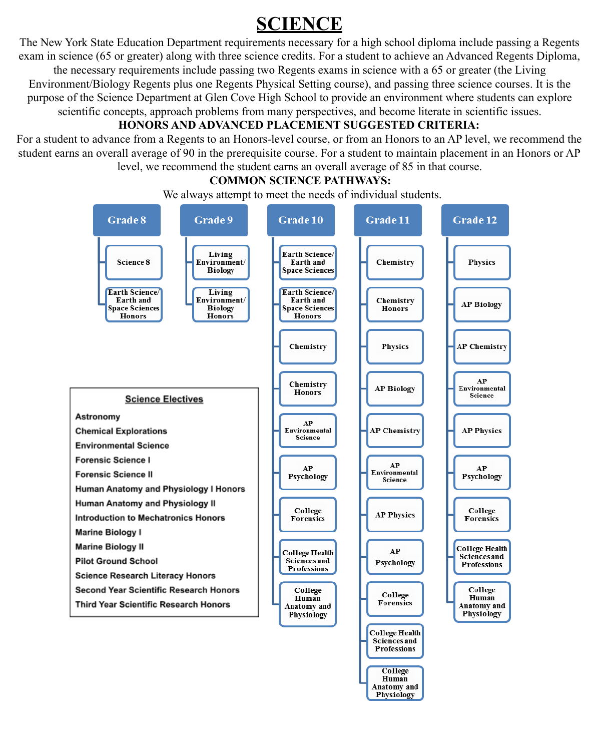# SCIENCE

The New York State Education Department requirements necessary for a high school diploma include passing a Regents exam in science (65 or greater) along with three science credits. For a student to achieve an Advanced Regents Diploma, the necessary requirements include passing two Regents exams in science with a 65 or greater (the Living Environment/Biology Regents plus one Regents Physical Setting course), and passing three science courses. It is the purpose of the Science Department at Glen Cove High School to provide an environment where students can explore scientific concepts, approach problems from many perspectives, and become literate in scientific issues.

**HONORS AND ADVANCED PLACEMENT SUGGESTED CRITERIA:**

For a student to advance from a Regents to an Honors-level course, or from an Honors to an AP level, we recommend the student earns an overall average of 90 in the prerequisite course. For a student to maintain placement in an Honors or AP level, we recommend the student earns an overall average of 85 in that course.

**COMMON SCIENCE PATHWAYS:**

We always attempt to meet the needs of individual students.

| Grade 8 | Grade 9 | Grade 10 | Grade 11 | Grade 12 |
|---|---|---|---|---|
| Science 8 | Living Environment/ Biology | Earth Science/ Earth and Space Sciences | Chemistry | Physics |
| Earth Science/ Earth and Space Sciences Honors | Living Environment/ Biology Honors | Earth Science/ Earth and Space Sciences Honors | Chemistry Honors | AP Biology |
| | | Chemistry | Physics | AP Chemistry |
| | | Chemistry Honors | AP Biology | AP Environmental Science |
| | | AP Environmental Science | AP Chemistry | AP Physics |
| | | AP Psychology | AP Environmental Science | AP Psychology |
| | | College Forensics | AP Physics | College Forensics |
| | | College Health Sciences and Professions | AP Psychology | College Health Sciences and Professions |
| | | College Human Anatomy and Physiology | College Forensics | College Human Anatomy and Physiology |
| | | | College Health Sciences and Professions | |
| | | | College Human Anatomy and Physiology | |

**Science Electives**

- Astronomy
- Chemical Explorations
- Environmental Science
- Forensic Science I
- Forensic Science II
- Human Anatomy and Physiology I Honors
- Human Anatomy and Physiology II
- Introduction to Mechatronics Honors
- Marine Biology I
- Marine Biology II
- Pilot Ground School
- Science Research Literacy Honors
- Second Year Scientific Research Honors
- Third Year Scientific Research Honors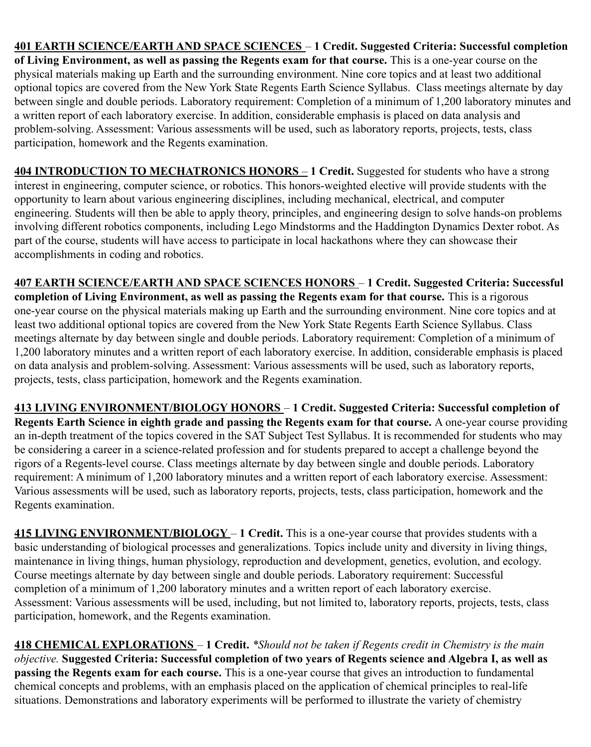**401 EARTH SCIENCE/EARTH AND SPACE SCIENCES** – **1 Credit. Suggested Criteria: Successful completion of Living Environment, as well as passing the Regents exam for that course.** This is a one-year course on the physical materials making up Earth and the surrounding environment. Nine core topics and at least two additional optional topics are covered from the New York State Regents Earth Science Syllabus. Class meetings alternate by day between single and double periods. Laboratory requirement: Completion of a minimum of 1,200 laboratory minutes and a written report of each laboratory exercise. In addition, considerable emphasis is placed on data analysis and problem-solving. Assessment: Various assessments will be used, such as laboratory reports, projects, tests, class participation, homework and the Regents examination.

**404 INTRODUCTION TO MECHATRONICS HONORS** – **1 Credit.** Suggested for students who have a strong interest in engineering, computer science, or robotics. This honors-weighted elective will provide students with the opportunity to learn about various engineering disciplines, including mechanical, electrical, and computer engineering. Students will then be able to apply theory, principles, and engineering design to solve hands-on problems involving different robotics components, including Lego Mindstorms and the Haddington Dynamics Dexter robot. As part of the course, students will have access to participate in local hackathons where they can showcase their accomplishments in coding and robotics.

**407 EARTH SCIENCE/EARTH AND SPACE SCIENCES HONORS** – **1 Credit. Suggested Criteria: Successful completion of Living Environment, as well as passing the Regents exam for that course.** This is a rigorous one-year course on the physical materials making up Earth and the surrounding environment. Nine core topics and at least two additional optional topics are covered from the New York State Regents Earth Science Syllabus. Class meetings alternate by day between single and double periods. Laboratory requirement: Completion of a minimum of 1,200 laboratory minutes and a written report of each laboratory exercise. In addition, considerable emphasis is placed on data analysis and problem-solving. Assessment: Various assessments will be used, such as laboratory reports, projects, tests, class participation, homework and the Regents examination.

**413 LIVING ENVIRONMENT/BIOLOGY HONORS** – **1 Credit. Suggested Criteria: Successful completion of Regents Earth Science in eighth grade and passing the Regents exam for that course.** A one-year course providing an in-depth treatment of the topics covered in the SAT Subject Test Syllabus. It is recommended for students who may be considering a career in a science-related profession and for students prepared to accept a challenge beyond the rigors of a Regents-level course. Class meetings alternate by day between single and double periods. Laboratory requirement: A minimum of 1,200 laboratory minutes and a written report of each laboratory exercise. Assessment: Various assessments will be used, such as laboratory reports, projects, tests, class participation, homework and the Regents examination.

**415 LIVING ENVIRONMENT/BIOLOGY** – **1 Credit.** This is a one-year course that provides students with a basic understanding of biological processes and generalizations. Topics include unity and diversity in living things, maintenance in living things, human physiology, reproduction and development, genetics, evolution, and ecology. Course meetings alternate by day between single and double periods. Laboratory requirement: Successful completion of a minimum of 1,200 laboratory minutes and a written report of each laboratory exercise. Assessment: Various assessments will be used, including, but not limited to, laboratory reports, projects, tests, class participation, homework, and the Regents examination.

**418 CHEMICAL EXPLORATIONS** – **1 Credit.** *\*Should not be taken if Regents credit in Chemistry is the main objective.* **Suggested Criteria: Successful completion of two years of Regents science and Algebra I, as well as passing the Regents exam for each course.** This is a one-year course that gives an introduction to fundamental chemical concepts and problems, with an emphasis placed on the application of chemical principles to real-life situations. Demonstrations and laboratory experiments will be performed to illustrate the variety of chemistry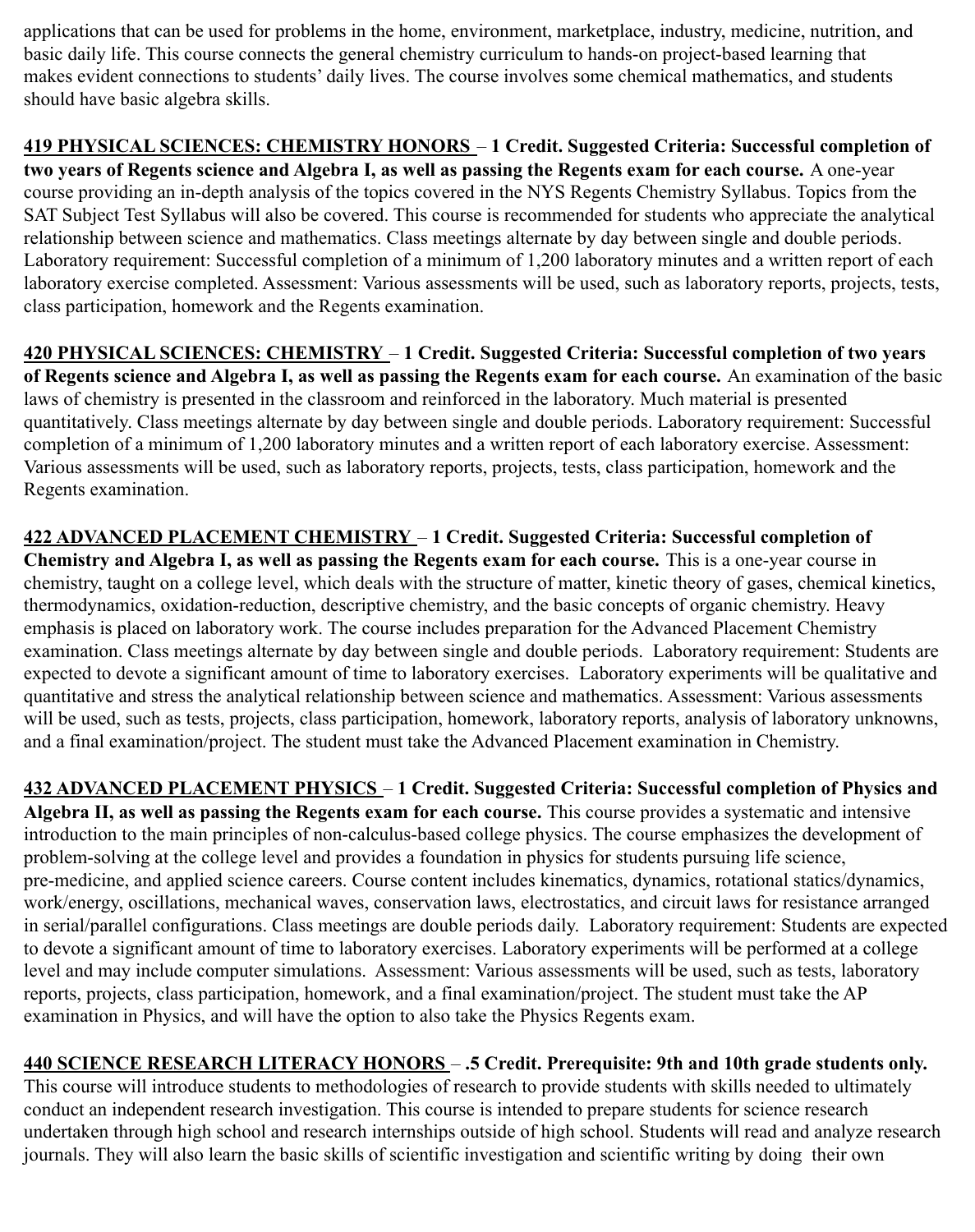applications that can be used for problems in the home, environment, marketplace, industry, medicine, nutrition, and basic daily life. This course connects the general chemistry curriculum to hands-on project-based learning that makes evident connections to students' daily lives. The course involves some chemical mathematics, and students should have basic algebra skills.

**419 PHYSICAL SCIENCES: CHEMISTRY HONORS – 1 Credit. Suggested Criteria: Successful completion of two years of Regents science and Algebra I, as well as passing the Regents exam for each course.** A one-year course providing an in-depth analysis of the topics covered in the NYS Regents Chemistry Syllabus. Topics from the SAT Subject Test Syllabus will also be covered. This course is recommended for students who appreciate the analytical relationship between science and mathematics. Class meetings alternate by day between single and double periods. Laboratory requirement: Successful completion of a minimum of 1,200 laboratory minutes and a written report of each laboratory exercise completed. Assessment: Various assessments will be used, such as laboratory reports, projects, tests, class participation, homework and the Regents examination.

**420 PHYSICAL SCIENCES: CHEMISTRY – 1 Credit. Suggested Criteria: Successful completion of two years of Regents science and Algebra I, as well as passing the Regents exam for each course.** An examination of the basic laws of chemistry is presented in the classroom and reinforced in the laboratory. Much material is presented quantitatively. Class meetings alternate by day between single and double periods. Laboratory requirement: Successful completion of a minimum of 1,200 laboratory minutes and a written report of each laboratory exercise. Assessment: Various assessments will be used, such as laboratory reports, projects, tests, class participation, homework and the Regents examination.

**422 ADVANCED PLACEMENT CHEMISTRY – 1 Credit. Suggested Criteria: Successful completion of Chemistry and Algebra I, as well as passing the Regents exam for each course.** This is a one-year course in chemistry, taught on a college level, which deals with the structure of matter, kinetic theory of gases, chemical kinetics, thermodynamics, oxidation-reduction, descriptive chemistry, and the basic concepts of organic chemistry. Heavy emphasis is placed on laboratory work. The course includes preparation for the Advanced Placement Chemistry examination. Class meetings alternate by day between single and double periods. Laboratory requirement: Students are expected to devote a significant amount of time to laboratory exercises. Laboratory experiments will be qualitative and quantitative and stress the analytical relationship between science and mathematics. Assessment: Various assessments will be used, such as tests, projects, class participation, homework, laboratory reports, analysis of laboratory unknowns, and a final examination/project. The student must take the Advanced Placement examination in Chemistry.

**432 ADVANCED PLACEMENT PHYSICS – 1 Credit. Suggested Criteria: Successful completion of Physics and Algebra II, as well as passing the Regents exam for each course.** This course provides a systematic and intensive introduction to the main principles of non-calculus-based college physics. The course emphasizes the development of problem-solving at the college level and provides a foundation in physics for students pursuing life science, pre-medicine, and applied science careers. Course content includes kinematics, dynamics, rotational statics/dynamics, work/energy, oscillations, mechanical waves, conservation laws, electrostatics, and circuit laws for resistance arranged in serial/parallel configurations. Class meetings are double periods daily. Laboratory requirement: Students are expected to devote a significant amount of time to laboratory exercises. Laboratory experiments will be performed at a college level and may include computer simulations. Assessment: Various assessments will be used, such as tests, laboratory reports, projects, class participation, homework, and a final examination/project. The student must take the AP examination in Physics, and will have the option to also take the Physics Regents exam.

**440 SCIENCE RESEARCH LITERACY HONORS – .5 Credit. Prerequisite: 9th and 10th grade students only.** This course will introduce students to methodologies of research to provide students with skills needed to ultimately conduct an independent research investigation. This course is intended to prepare students for science research undertaken through high school and research internships outside of high school. Students will read and analyze research journals. They will also learn the basic skills of scientific investigation and scientific writing by doing their own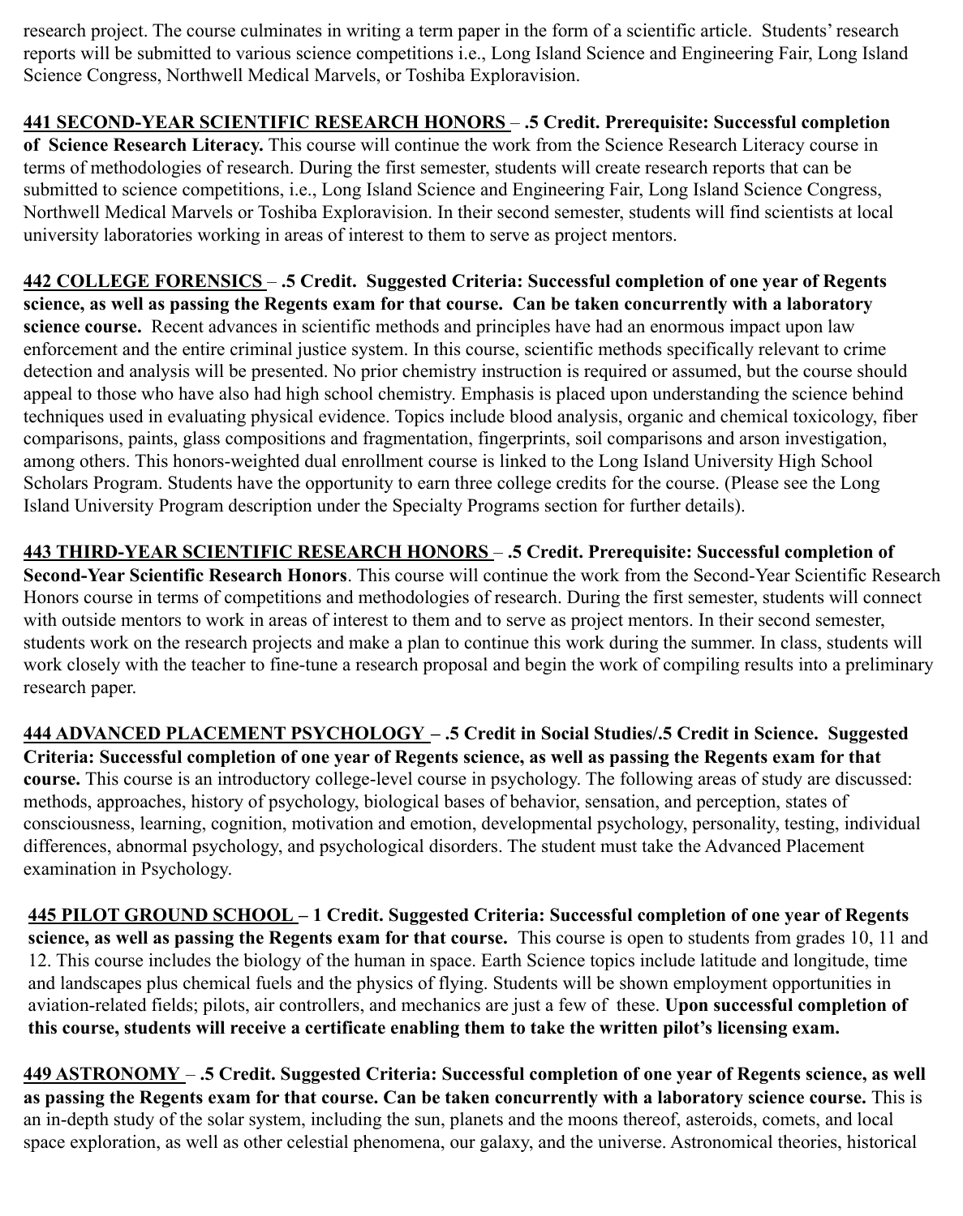research project. The course culminates in writing a term paper in the form of a scientific article. Students' research reports will be submitted to various science competitions i.e., Long Island Science and Engineering Fair, Long Island Science Congress, Northwell Medical Marvels, or Toshiba Exploravision.

**441 SECOND-YEAR SCIENTIFIC RESEARCH HONORS – .5 Credit. Prerequisite: Successful completion of Science Research Literacy.** This course will continue the work from the Science Research Literacy course in terms of methodologies of research. During the first semester, students will create research reports that can be submitted to science competitions, i.e., Long Island Science and Engineering Fair, Long Island Science Congress, Northwell Medical Marvels or Toshiba Exploravision. In their second semester, students will find scientists at local university laboratories working in areas of interest to them to serve as project mentors.

**442 COLLEGE FORENSICS – .5 Credit. Suggested Criteria: Successful completion of one year of Regents science, as well as passing the Regents exam for that course. Can be taken concurrently with a laboratory science course.** Recent advances in scientific methods and principles have had an enormous impact upon law enforcement and the entire criminal justice system. In this course, scientific methods specifically relevant to crime detection and analysis will be presented. No prior chemistry instruction is required or assumed, but the course should appeal to those who have also had high school chemistry. Emphasis is placed upon understanding the science behind techniques used in evaluating physical evidence. Topics include blood analysis, organic and chemical toxicology, fiber comparisons, paints, glass compositions and fragmentation, fingerprints, soil comparisons and arson investigation, among others. This honors-weighted dual enrollment course is linked to the Long Island University High School Scholars Program. Students have the opportunity to earn three college credits for the course. (Please see the Long Island University Program description under the Specialty Programs section for further details).

**443 THIRD-YEAR SCIENTIFIC RESEARCH HONORS – .5 Credit. Prerequisite: Successful completion of Second-Year Scientific Research Honors**. This course will continue the work from the Second-Year Scientific Research Honors course in terms of competitions and methodologies of research. During the first semester, students will connect with outside mentors to work in areas of interest to them and to serve as project mentors. In their second semester, students work on the research projects and make a plan to continue this work during the summer. In class, students will work closely with the teacher to fine-tune a research proposal and begin the work of compiling results into a preliminary research paper.

**444 ADVANCED PLACEMENT PSYCHOLOGY – .5 Credit in Social Studies/.5 Credit in Science. Suggested Criteria: Successful completion of one year of Regents science, as well as passing the Regents exam for that course.** This course is an introductory college-level course in psychology. The following areas of study are discussed: methods, approaches, history of psychology, biological bases of behavior, sensation, and perception, states of consciousness, learning, cognition, motivation and emotion, developmental psychology, personality, testing, individual differences, abnormal psychology, and psychological disorders. The student must take the Advanced Placement examination in Psychology.

**445 PILOT GROUND SCHOOL – 1 Credit. Suggested Criteria: Successful completion of one year of Regents science, as well as passing the Regents exam for that course.** This course is open to students from grades 10, 11 and 12. This course includes the biology of the human in space. Earth Science topics include latitude and longitude, time and landscapes plus chemical fuels and the physics of flying. Students will be shown employment opportunities in aviation-related fields; pilots, air controllers, and mechanics are just a few of these. **Upon successful completion of this course, students will receive a certificate enabling them to take the written pilot's licensing exam.**

**449 ASTRONOMY – .5 Credit. Suggested Criteria: Successful completion of one year of Regents science, as well as passing the Regents exam for that course. Can be taken concurrently with a laboratory science course.** This is an in-depth study of the solar system, including the sun, planets and the moons thereof, asteroids, comets, and local space exploration, as well as other celestial phenomena, our galaxy, and the universe. Astronomical theories, historical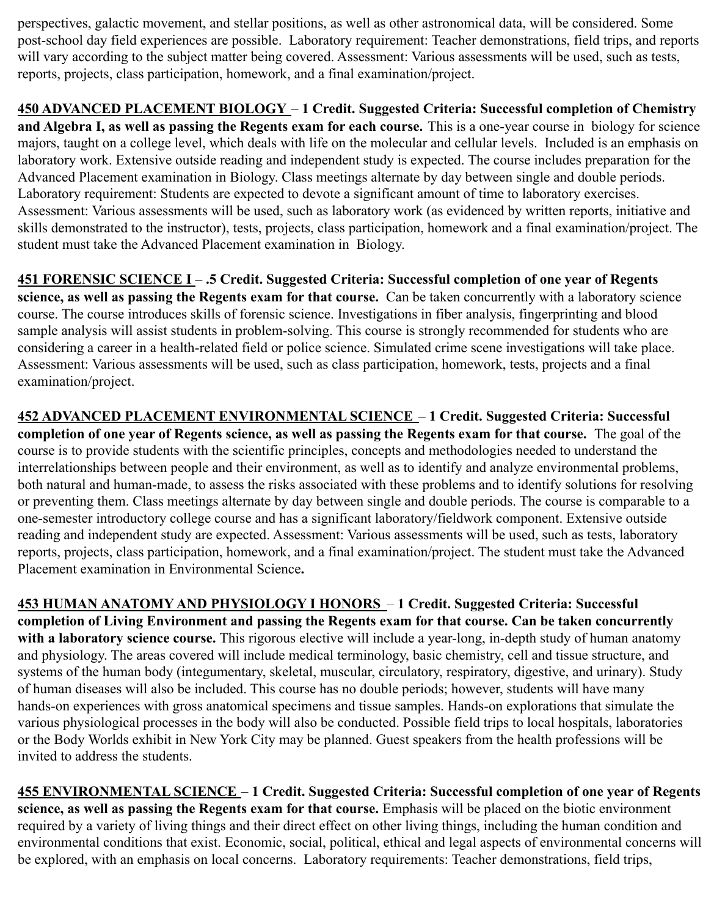perspectives, galactic movement, and stellar positions, as well as other astronomical data, will be considered. Some post-school day field experiences are possible. Laboratory requirement: Teacher demonstrations, field trips, and reports will vary according to the subject matter being covered. Assessment: Various assessments will be used, such as tests, reports, projects, class participation, homework, and a final examination/project.

**450 ADVANCED PLACEMENT BIOLOGY – 1 Credit. Suggested Criteria: Successful completion of Chemistry and Algebra I, as well as passing the Regents exam for each course.** This is a one-year course in biology for science majors, taught on a college level, which deals with life on the molecular and cellular levels. Included is an emphasis on laboratory work. Extensive outside reading and independent study is expected. The course includes preparation for the Advanced Placement examination in Biology. Class meetings alternate by day between single and double periods. Laboratory requirement: Students are expected to devote a significant amount of time to laboratory exercises. Assessment: Various assessments will be used, such as laboratory work (as evidenced by written reports, initiative and skills demonstrated to the instructor), tests, projects, class participation, homework and a final examination/project. The student must take the Advanced Placement examination in Biology.

**451 FORENSIC SCIENCE I – .5 Credit. Suggested Criteria: Successful completion of one year of Regents science, as well as passing the Regents exam for that course.** Can be taken concurrently with a laboratory science course. The course introduces skills of forensic science. Investigations in fiber analysis, fingerprinting and blood sample analysis will assist students in problem-solving. This course is strongly recommended for students who are considering a career in a health-related field or police science. Simulated crime scene investigations will take place. Assessment: Various assessments will be used, such as class participation, homework, tests, projects and a final examination/project.

**452 ADVANCED PLACEMENT ENVIRONMENTAL SCIENCE – 1 Credit. Suggested Criteria: Successful completion of one year of Regents science, as well as passing the Regents exam for that course.** The goal of the course is to provide students with the scientific principles, concepts and methodologies needed to understand the interrelationships between people and their environment, as well as to identify and analyze environmental problems, both natural and human-made, to assess the risks associated with these problems and to identify solutions for resolving or preventing them. Class meetings alternate by day between single and double periods. The course is comparable to a one-semester introductory college course and has a significant laboratory/fieldwork component. Extensive outside reading and independent study are expected. Assessment: Various assessments will be used, such as tests, laboratory reports, projects, class participation, homework, and a final examination/project. The student must take the Advanced Placement examination in Environmental Science**.**

**453 HUMAN ANATOMY AND PHYSIOLOGY I HONORS – 1 Credit. Suggested Criteria: Successful completion of Living Environment and passing the Regents exam for that course. Can be taken concurrently with a laboratory science course.** This rigorous elective will include a year-long, in-depth study of human anatomy and physiology. The areas covered will include medical terminology, basic chemistry, cell and tissue structure, and systems of the human body (integumentary, skeletal, muscular, circulatory, respiratory, digestive, and urinary). Study of human diseases will also be included. This course has no double periods; however, students will have many hands-on experiences with gross anatomical specimens and tissue samples. Hands-on explorations that simulate the various physiological processes in the body will also be conducted. Possible field trips to local hospitals, laboratories or the Body Worlds exhibit in New York City may be planned. Guest speakers from the health professions will be invited to address the students.

**455 ENVIRONMENTAL SCIENCE – 1 Credit. Suggested Criteria: Successful completion of one year of Regents science, as well as passing the Regents exam for that course.** Emphasis will be placed on the biotic environment required by a variety of living things and their direct effect on other living things, including the human condition and environmental conditions that exist. Economic, social, political, ethical and legal aspects of environmental concerns will be explored, with an emphasis on local concerns. Laboratory requirements: Teacher demonstrations, field trips,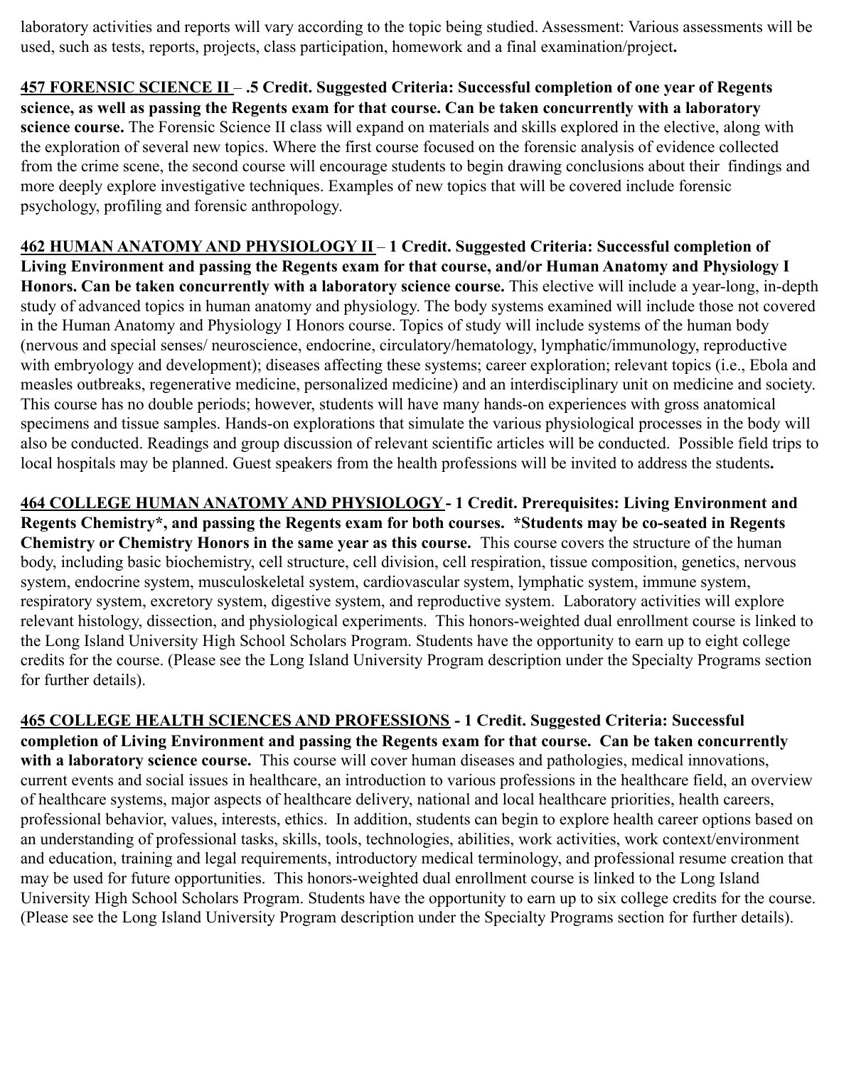laboratory activities and reports will vary according to the topic being studied. Assessment: Various assessments will be used, such as tests, reports, projects, class participation, homework and a final examination/project**.**

**457 FORENSIC SCIENCE II – .5 Credit. Suggested Criteria: Successful completion of one year of Regents science, as well as passing the Regents exam for that course. Can be taken concurrently with a laboratory science course.** The Forensic Science II class will expand on materials and skills explored in the elective, along with the exploration of several new topics. Where the first course focused on the forensic analysis of evidence collected from the crime scene, the second course will encourage students to begin drawing conclusions about their findings and more deeply explore investigative techniques. Examples of new topics that will be covered include forensic psychology, profiling and forensic anthropology.

**462 HUMAN ANATOMY AND PHYSIOLOGY II – 1 Credit. Suggested Criteria: Successful completion of Living Environment and passing the Regents exam for that course, and/or Human Anatomy and Physiology I Honors. Can be taken concurrently with a laboratory science course.** This elective will include a year-long, in-depth study of advanced topics in human anatomy and physiology. The body systems examined will include those not covered in the Human Anatomy and Physiology I Honors course. Topics of study will include systems of the human body (nervous and special senses/ neuroscience, endocrine, circulatory/hematology, lymphatic/immunology, reproductive with embryology and development); diseases affecting these systems; career exploration; relevant topics (i.e., Ebola and measles outbreaks, regenerative medicine, personalized medicine) and an interdisciplinary unit on medicine and society. This course has no double periods; however, students will have many hands-on experiences with gross anatomical specimens and tissue samples. Hands-on explorations that simulate the various physiological processes in the body will also be conducted. Readings and group discussion of relevant scientific articles will be conducted. Possible field trips to local hospitals may be planned. Guest speakers from the health professions will be invited to address the students**.**

**464 COLLEGE HUMAN ANATOMY AND PHYSIOLOGY - 1 Credit. Prerequisites: Living Environment and Regents Chemistry*, and passing the Regents exam for both courses. *Students may be co-seated in Regents Chemistry or Chemistry Honors in the same year as this course.** This course covers the structure of the human body, including basic biochemistry, cell structure, cell division, cell respiration, tissue composition, genetics, nervous system, endocrine system, musculoskeletal system, cardiovascular system, lymphatic system, immune system, respiratory system, excretory system, digestive system, and reproductive system. Laboratory activities will explore relevant histology, dissection, and physiological experiments. This honors-weighted dual enrollment course is linked to the Long Island University High School Scholars Program. Students have the opportunity to earn up to eight college credits for the course. (Please see the Long Island University Program description under the Specialty Programs section for further details).

**465 COLLEGE HEALTH SCIENCES AND PROFESSIONS - 1 Credit. Suggested Criteria: Successful completion of Living Environment and passing the Regents exam for that course. Can be taken concurrently with a laboratory science course.** This course will cover human diseases and pathologies, medical innovations, current events and social issues in healthcare, an introduction to various professions in the healthcare field, an overview of healthcare systems, major aspects of healthcare delivery, national and local healthcare priorities, health careers, professional behavior, values, interests, ethics. In addition, students can begin to explore health career options based on an understanding of professional tasks, skills, tools, technologies, abilities, work activities, work context/environment and education, training and legal requirements, introductory medical terminology, and professional resume creation that may be used for future opportunities. This honors-weighted dual enrollment course is linked to the Long Island University High School Scholars Program. Students have the opportunity to earn up to six college credits for the course. (Please see the Long Island University Program description under the Specialty Programs section for further details).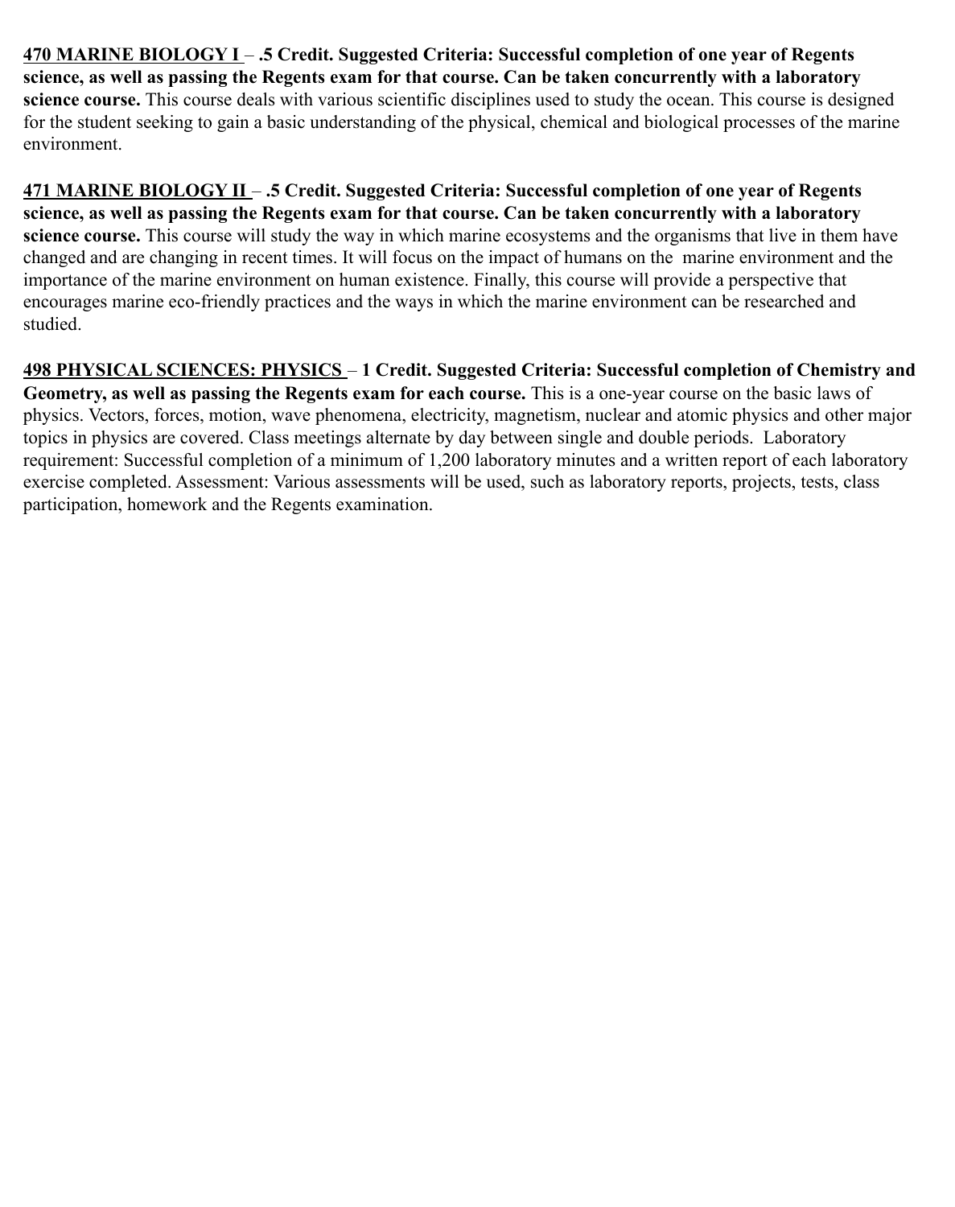**<u>470 MARINE BIOLOGY I</u> – .5 Credit. Suggested Criteria: Successful completion of one year of Regents science, as well as passing the Regents exam for that course. Can be taken concurrently with a laboratory science course.** This course deals with various scientific disciplines used to study the ocean. This course is designed for the student seeking to gain a basic understanding of the physical, chemical and biological processes of the marine environment.

**<u>471 MARINE BIOLOGY II</u> – .5 Credit. Suggested Criteria: Successful completion of one year of Regents science, as well as passing the Regents exam for that course. Can be taken concurrently with a laboratory science course.** This course will study the way in which marine ecosystems and the organisms that live in them have changed and are changing in recent times. It will focus on the impact of humans on the marine environment and the importance of the marine environment on human existence. Finally, this course will provide a perspective that encourages marine eco-friendly practices and the ways in which the marine environment can be researched and studied.

**<u>498 PHYSICAL SCIENCES: PHYSICS</u> – 1 Credit. Suggested Criteria: Successful completion of Chemistry and Geometry, as well as passing the Regents exam for each course.** This is a one-year course on the basic laws of physics. Vectors, forces, motion, wave phenomena, electricity, magnetism, nuclear and atomic physics and other major topics in physics are covered. Class meetings alternate by day between single and double periods. Laboratory requirement: Successful completion of a minimum of 1,200 laboratory minutes and a written report of each laboratory exercise completed. Assessment: Various assessments will be used, such as laboratory reports, projects, tests, class participation, homework and the Regents examination.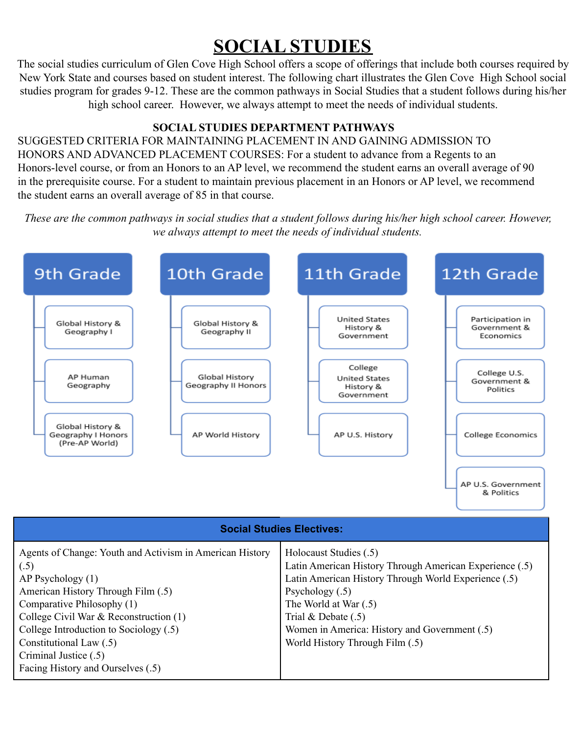# SOCIAL STUDIES

The social studies curriculum of Glen Cove High School offers a scope of offerings that include both courses required by New York State and courses based on student interest. The following chart illustrates the Glen Cove High School social studies program for grades 9-12. These are the common pathways in Social Studies that a student follows during his/her high school career. However, we always attempt to meet the needs of individual students.

**SOCIAL STUDIES DEPARTMENT PATHWAYS**

SUGGESTED CRITERIA FOR MAINTAINING PLACEMENT IN AND GAINING ADMISSION TO HONORS AND ADVANCED PLACEMENT COURSES: For a student to advance from a Regents to an Honors-level course, or from an Honors to an AP level, we recommend the student earns an overall average of 90 in the prerequisite course. For a student to maintain previous placement in an Honors or AP level, we recommend the student earns an overall average of 85 in that course.

*These are the common pathways in social studies that a student follows during his/her high school career. However, we always attempt to meet the needs of individual students.*

| 9th Grade | 10th Grade | 11th Grade | 12th Grade |
|---|---|---|---|
| Global History & Geography I | Global History & Geography II | United States History & Government | Participation in Government & Economics |
| AP Human Geography | Global History Geography II Honors | College United States History & Government | College U.S. Government & Politics |
| Global History & Geography I Honors (Pre-AP World) | AP World History | AP U.S. History | College Economics |
| | | | AP U.S. Government & Politics |

| Social Studies Electives: | |
|---|---|
| Agents of Change: Youth and Activism in American History (.5) | Holocaust Studies (.5) |
| AP Psychology (1) | Latin American History Through American Experience (.5) |
| American History Through Film (.5) | Latin American History Through World Experience (.5) |
| Comparative Philosophy (1) | Psychology (.5) |
| College Civil War & Reconstruction (1) | The World at War (.5) |
| College Introduction to Sociology (.5) | Trial & Debate (.5) |
| Constitutional Law (.5) | Women in America: History and Government (.5) |
| Criminal Justice (.5) | World History Through Film (.5) |
| Facing History and Ourselves (.5) | |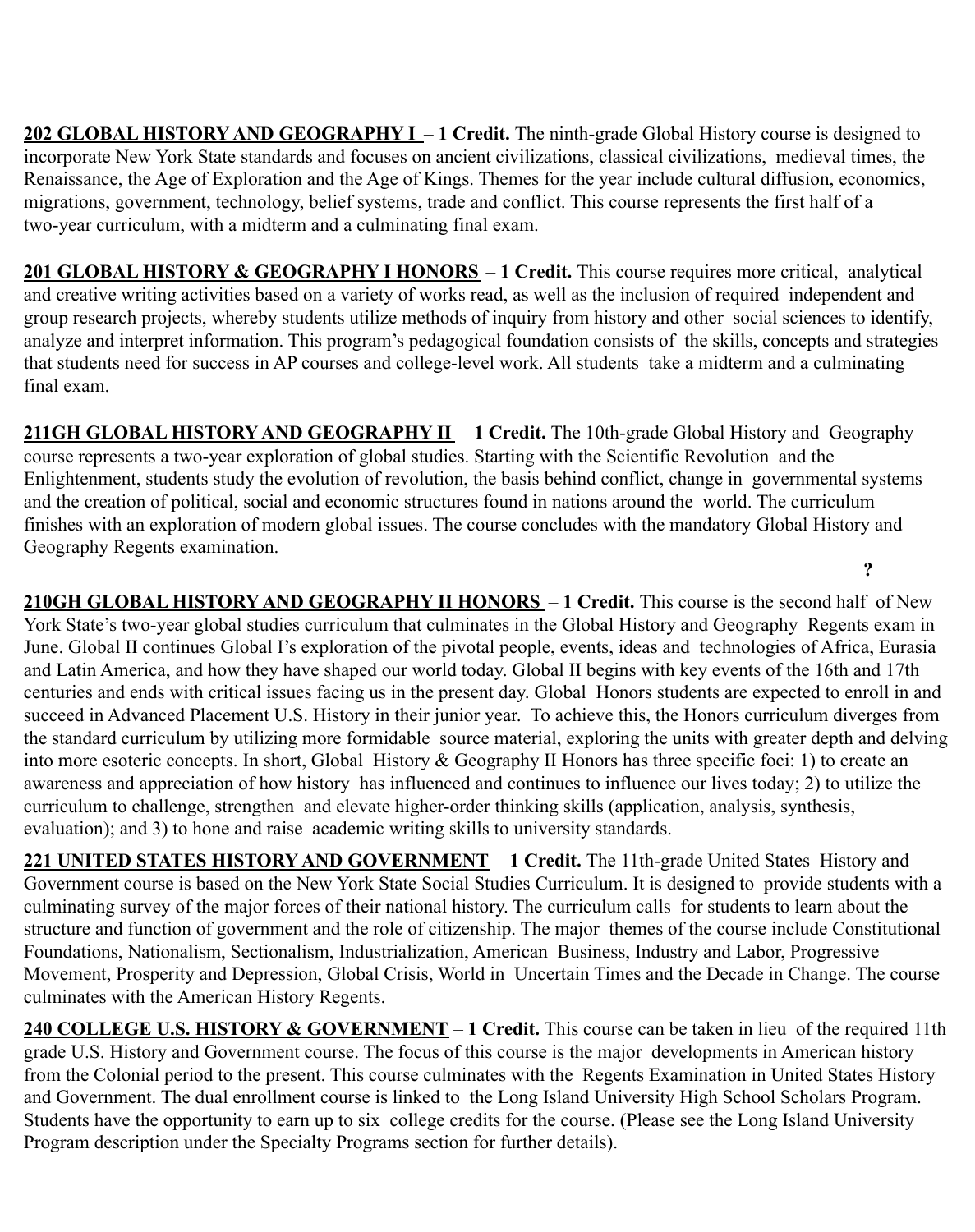**202 GLOBAL HISTORY AND GEOGRAPHY I** – **1 Credit.** The ninth-grade Global History course is designed to incorporate New York State standards and focuses on ancient civilizations, classical civilizations, medieval times, the Renaissance, the Age of Exploration and the Age of Kings. Themes for the year include cultural diffusion, economics, migrations, government, technology, belief systems, trade and conflict. This course represents the first half of a two-year curriculum, with a midterm and a culminating final exam.

**201 GLOBAL HISTORY & GEOGRAPHY I HONORS** – **1 Credit.** This course requires more critical, analytical and creative writing activities based on a variety of works read, as well as the inclusion of required independent and group research projects, whereby students utilize methods of inquiry from history and other social sciences to identify, analyze and interpret information. This program's pedagogical foundation consists of the skills, concepts and strategies that students need for success in AP courses and college-level work. All students take a midterm and a culminating final exam.

**211GH GLOBAL HISTORY AND GEOGRAPHY II** – **1 Credit.** The 10th-grade Global History and Geography course represents a two-year exploration of global studies. Starting with the Scientific Revolution and the Enlightenment, students study the evolution of revolution, the basis behind conflict, change in governmental systems and the creation of political, social and economic structures found in nations around the world. The curriculum finishes with an exploration of modern global issues. The course concludes with the mandatory Global History and Geography Regents examination.

**?**

**210GH GLOBAL HISTORY AND GEOGRAPHY II HONORS** – **1 Credit.** This course is the second half of New York State's two-year global studies curriculum that culminates in the Global History and Geography Regents exam in June. Global II continues Global I's exploration of the pivotal people, events, ideas and technologies of Africa, Eurasia and Latin America, and how they have shaped our world today. Global II begins with key events of the 16th and 17th centuries and ends with critical issues facing us in the present day. Global Honors students are expected to enroll in and succeed in Advanced Placement U.S. History in their junior year. To achieve this, the Honors curriculum diverges from the standard curriculum by utilizing more formidable source material, exploring the units with greater depth and delving into more esoteric concepts. In short, Global History & Geography II Honors has three specific foci: 1) to create an awareness and appreciation of how history has influenced and continues to influence our lives today; 2) to utilize the curriculum to challenge, strengthen and elevate higher-order thinking skills (application, analysis, synthesis, evaluation); and 3) to hone and raise academic writing skills to university standards.

**221 UNITED STATES HISTORY AND GOVERNMENT** – **1 Credit.** The 11th-grade United States History and Government course is based on the New York State Social Studies Curriculum. It is designed to provide students with a culminating survey of the major forces of their national history. The curriculum calls for students to learn about the structure and function of government and the role of citizenship. The major themes of the course include Constitutional Foundations, Nationalism, Sectionalism, Industrialization, American Business, Industry and Labor, Progressive Movement, Prosperity and Depression, Global Crisis, World in Uncertain Times and the Decade in Change. The course culminates with the American History Regents.

**240 COLLEGE U.S. HISTORY & GOVERNMENT** – **1 Credit.** This course can be taken in lieu of the required 11th grade U.S. History and Government course. The focus of this course is the major developments in American history from the Colonial period to the present. This course culminates with the Regents Examination in United States History and Government. The dual enrollment course is linked to the Long Island University High School Scholars Program. Students have the opportunity to earn up to six college credits for the course. (Please see the Long Island University Program description under the Specialty Programs section for further details).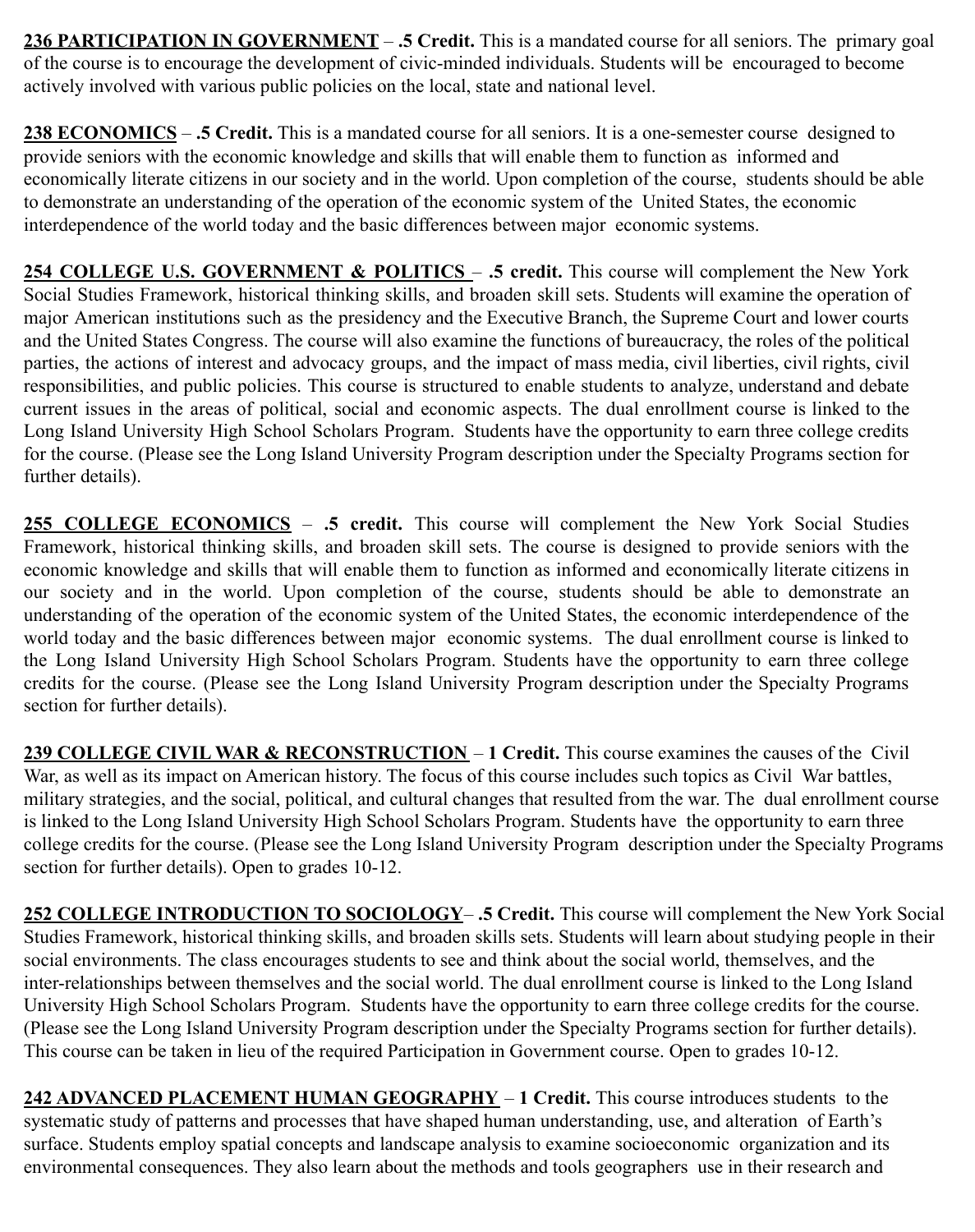**236 PARTICIPATION IN GOVERNMENT** – **.5 Credit.** This is a mandated course for all seniors. The primary goal of the course is to encourage the development of civic-minded individuals. Students will be encouraged to become actively involved with various public policies on the local, state and national level.

**238 ECONOMICS** – **.5 Credit.** This is a mandated course for all seniors. It is a one-semester course designed to provide seniors with the economic knowledge and skills that will enable them to function as informed and economically literate citizens in our society and in the world. Upon completion of the course, students should be able to demonstrate an understanding of the operation of the economic system of the United States, the economic interdependence of the world today and the basic differences between major economic systems.

**254 COLLEGE U.S. GOVERNMENT & POLITICS** – **.5 credit.** This course will complement the New York Social Studies Framework, historical thinking skills, and broaden skill sets. Students will examine the operation of major American institutions such as the presidency and the Executive Branch, the Supreme Court and lower courts and the United States Congress. The course will also examine the functions of bureaucracy, the roles of the political parties, the actions of interest and advocacy groups, and the impact of mass media, civil liberties, civil rights, civil responsibilities, and public policies. This course is structured to enable students to analyze, understand and debate current issues in the areas of political, social and economic aspects. The dual enrollment course is linked to the Long Island University High School Scholars Program. Students have the opportunity to earn three college credits for the course. (Please see the Long Island University Program description under the Specialty Programs section for further details).

**255 COLLEGE ECONOMICS** – **.5 credit.** This course will complement the New York Social Studies Framework, historical thinking skills, and broaden skill sets. The course is designed to provide seniors with the economic knowledge and skills that will enable them to function as informed and economically literate citizens in our society and in the world. Upon completion of the course, students should be able to demonstrate an understanding of the operation of the economic system of the United States, the economic interdependence of the world today and the basic differences between major economic systems. The dual enrollment course is linked to the Long Island University High School Scholars Program. Students have the opportunity to earn three college credits for the course. (Please see the Long Island University Program description under the Specialty Programs section for further details).

**239 COLLEGE CIVIL WAR & RECONSTRUCTION** – **1 Credit.** This course examines the causes of the Civil War, as well as its impact on American history. The focus of this course includes such topics as Civil War battles, military strategies, and the social, political, and cultural changes that resulted from the war. The dual enrollment course is linked to the Long Island University High School Scholars Program. Students have the opportunity to earn three college credits for the course. (Please see the Long Island University Program description under the Specialty Programs section for further details). Open to grades 10-12.

**252 COLLEGE INTRODUCTION TO SOCIOLOGY**– **.5 Credit.** This course will complement the New York Social Studies Framework, historical thinking skills, and broaden skills sets. Students will learn about studying people in their social environments. The class encourages students to see and think about the social world, themselves, and the inter-relationships between themselves and the social world. The dual enrollment course is linked to the Long Island University High School Scholars Program. Students have the opportunity to earn three college credits for the course. (Please see the Long Island University Program description under the Specialty Programs section for further details). This course can be taken in lieu of the required Participation in Government course. Open to grades 10-12.

**242 ADVANCED PLACEMENT HUMAN GEOGRAPHY** – **1 Credit.** This course introduces students to the systematic study of patterns and processes that have shaped human understanding, use, and alteration of Earth's surface. Students employ spatial concepts and landscape analysis to examine socioeconomic organization and its environmental consequences. They also learn about the methods and tools geographers use in their research and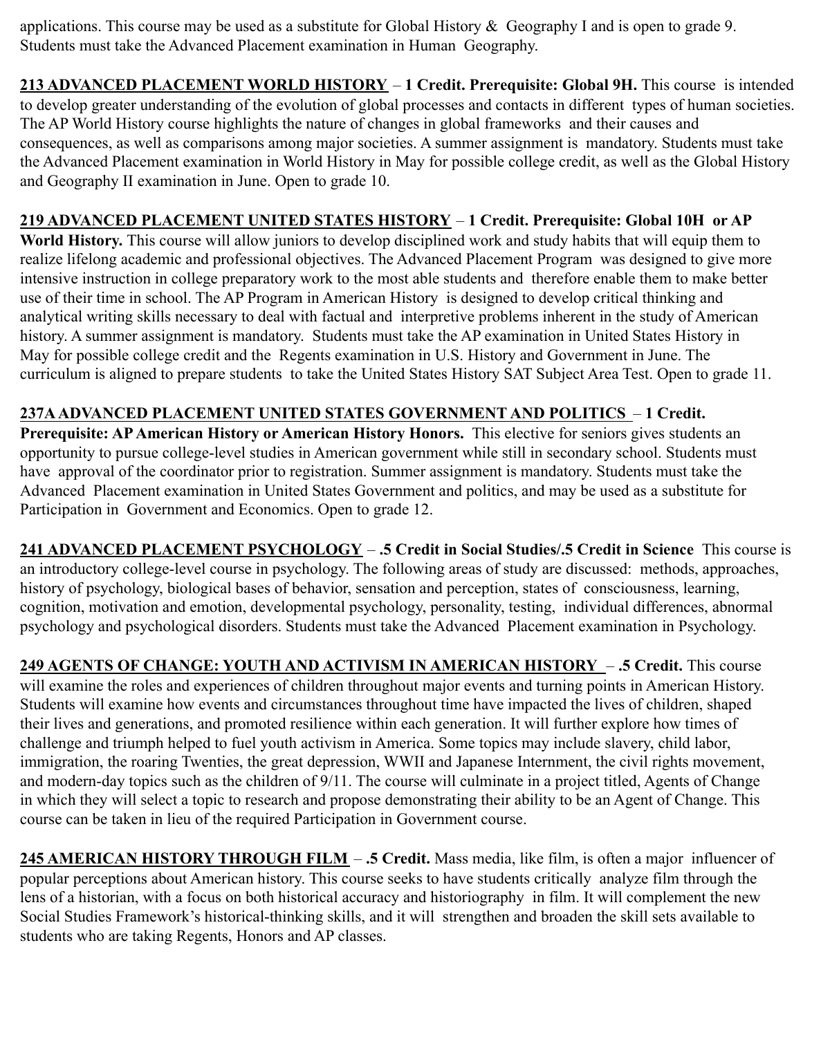applications. This course may be used as a substitute for Global History & Geography I and is open to grade 9. Students must take the Advanced Placement examination in Human Geography.

**213 ADVANCED PLACEMENT WORLD HISTORY** – **1 Credit. Prerequisite: Global 9H.** This course is intended to develop greater understanding of the evolution of global processes and contacts in different types of human societies. The AP World History course highlights the nature of changes in global frameworks and their causes and consequences, as well as comparisons among major societies. A summer assignment is mandatory. Students must take the Advanced Placement examination in World History in May for possible college credit, as well as the Global History and Geography II examination in June. Open to grade 10.

**219 ADVANCED PLACEMENT UNITED STATES HISTORY** – **1 Credit. Prerequisite: Global 10H or AP World History.** This course will allow juniors to develop disciplined work and study habits that will equip them to realize lifelong academic and professional objectives. The Advanced Placement Program was designed to give more intensive instruction in college preparatory work to the most able students and therefore enable them to make better use of their time in school. The AP Program in American History is designed to develop critical thinking and analytical writing skills necessary to deal with factual and interpretive problems inherent in the study of American history. A summer assignment is mandatory. Students must take the AP examination in United States History in May for possible college credit and the Regents examination in U.S. History and Government in June. The curriculum is aligned to prepare students to take the United States History SAT Subject Area Test. Open to grade 11.

**237A ADVANCED PLACEMENT UNITED STATES GOVERNMENT AND POLITICS** – **1 Credit. Prerequisite: AP American History or American History Honors.** This elective for seniors gives students an opportunity to pursue college-level studies in American government while still in secondary school. Students must have approval of the coordinator prior to registration. Summer assignment is mandatory. Students must take the Advanced Placement examination in United States Government and politics, and may be used as a substitute for Participation in Government and Economics. Open to grade 12.

**241 ADVANCED PLACEMENT PSYCHOLOGY** – **.5 Credit in Social Studies/.5 Credit in Science** This course is an introductory college-level course in psychology. The following areas of study are discussed: methods, approaches, history of psychology, biological bases of behavior, sensation and perception, states of consciousness, learning, cognition, motivation and emotion, developmental psychology, personality, testing, individual differences, abnormal psychology and psychological disorders. Students must take the Advanced Placement examination in Psychology.

**249 AGENTS OF CHANGE: YOUTH AND ACTIVISM IN AMERICAN HISTORY** – **.5 Credit.** This course will examine the roles and experiences of children throughout major events and turning points in American History. Students will examine how events and circumstances throughout time have impacted the lives of children, shaped their lives and generations, and promoted resilience within each generation. It will further explore how times of challenge and triumph helped to fuel youth activism in America. Some topics may include slavery, child labor, immigration, the roaring Twenties, the great depression, WWII and Japanese Internment, the civil rights movement, and modern-day topics such as the children of 9/11. The course will culminate in a project titled, Agents of Change in which they will select a topic to research and propose demonstrating their ability to be an Agent of Change. This course can be taken in lieu of the required Participation in Government course.

**245 AMERICAN HISTORY THROUGH FILM** – **.5 Credit.** Mass media, like film, is often a major influencer of popular perceptions about American history. This course seeks to have students critically analyze film through the lens of a historian, with a focus on both historical accuracy and historiography in film. It will complement the new Social Studies Framework's historical-thinking skills, and it will strengthen and broaden the skill sets available to students who are taking Regents, Honors and AP classes.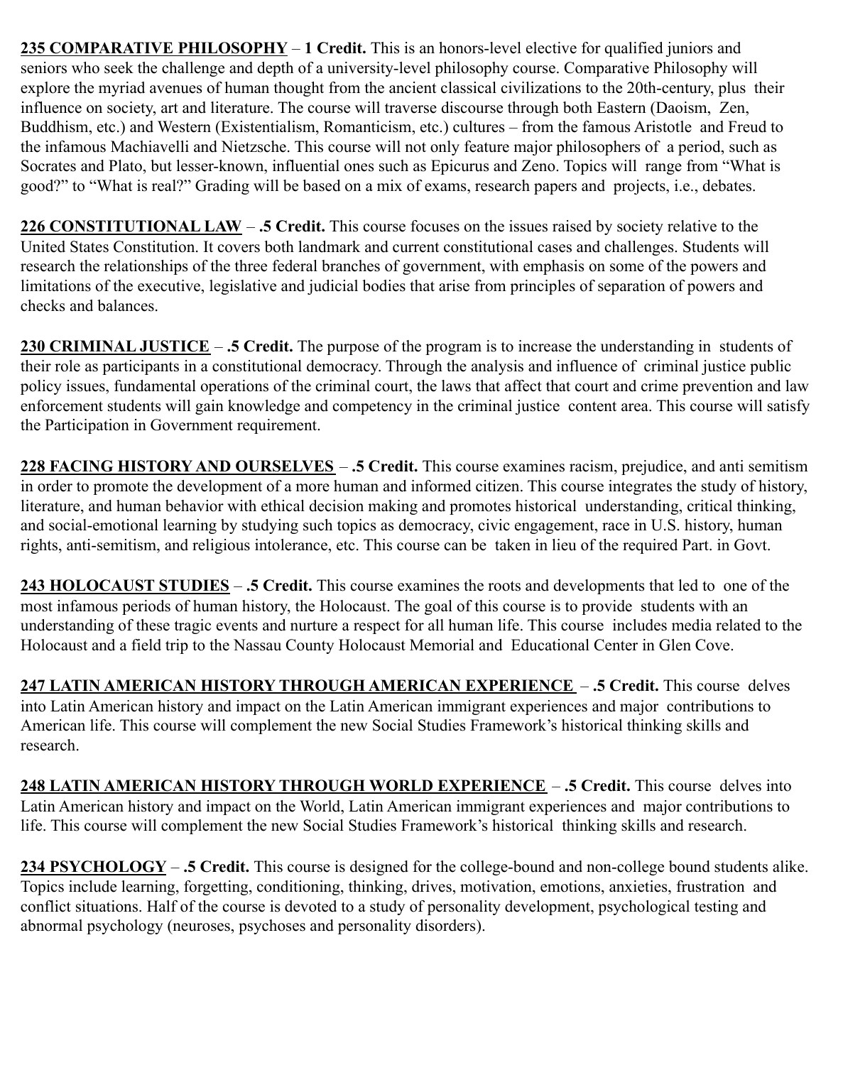**235 COMPARATIVE PHILOSOPHY** – **1 Credit.** This is an honors-level elective for qualified juniors and seniors who seek the challenge and depth of a university-level philosophy course. Comparative Philosophy will explore the myriad avenues of human thought from the ancient classical civilizations to the 20th-century, plus their influence on society, art and literature. The course will traverse discourse through both Eastern (Daoism, Zen, Buddhism, etc.) and Western (Existentialism, Romanticism, etc.) cultures – from the famous Aristotle and Freud to the infamous Machiavelli and Nietzsche. This course will not only feature major philosophers of a period, such as Socrates and Plato, but lesser-known, influential ones such as Epicurus and Zeno. Topics will range from "What is good?" to "What is real?" Grading will be based on a mix of exams, research papers and projects, i.e., debates.

**226 CONSTITUTIONAL LAW** – **.5 Credit.** This course focuses on the issues raised by society relative to the United States Constitution. It covers both landmark and current constitutional cases and challenges. Students will research the relationships of the three federal branches of government, with emphasis on some of the powers and limitations of the executive, legislative and judicial bodies that arise from principles of separation of powers and checks and balances.

**230 CRIMINAL JUSTICE** – **.5 Credit.** The purpose of the program is to increase the understanding in students of their role as participants in a constitutional democracy. Through the analysis and influence of criminal justice public policy issues, fundamental operations of the criminal court, the laws that affect that court and crime prevention and law enforcement students will gain knowledge and competency in the criminal justice content area. This course will satisfy the Participation in Government requirement.

**228 FACING HISTORY AND OURSELVES** – **.5 Credit.** This course examines racism, prejudice, and anti semitism in order to promote the development of a more human and informed citizen. This course integrates the study of history, literature, and human behavior with ethical decision making and promotes historical understanding, critical thinking, and social-emotional learning by studying such topics as democracy, civic engagement, race in U.S. history, human rights, anti-semitism, and religious intolerance, etc. This course can be taken in lieu of the required Part. in Govt.

**243 HOLOCAUST STUDIES** – **.5 Credit.** This course examines the roots and developments that led to one of the most infamous periods of human history, the Holocaust. The goal of this course is to provide students with an understanding of these tragic events and nurture a respect for all human life. This course includes media related to the Holocaust and a field trip to the Nassau County Holocaust Memorial and Educational Center in Glen Cove.

**247 LATIN AMERICAN HISTORY THROUGH AMERICAN EXPERIENCE** – **.5 Credit.** This course delves into Latin American history and impact on the Latin American immigrant experiences and major contributions to American life. This course will complement the new Social Studies Framework's historical thinking skills and research.

**248 LATIN AMERICAN HISTORY THROUGH WORLD EXPERIENCE** – **.5 Credit.** This course delves into Latin American history and impact on the World, Latin American immigrant experiences and major contributions to life. This course will complement the new Social Studies Framework's historical thinking skills and research.

**234 PSYCHOLOGY** – **.5 Credit.** This course is designed for the college-bound and non-college bound students alike. Topics include learning, forgetting, conditioning, thinking, drives, motivation, emotions, anxieties, frustration and conflict situations. Half of the course is devoted to a study of personality development, psychological testing and abnormal psychology (neuroses, psychoses and personality disorders).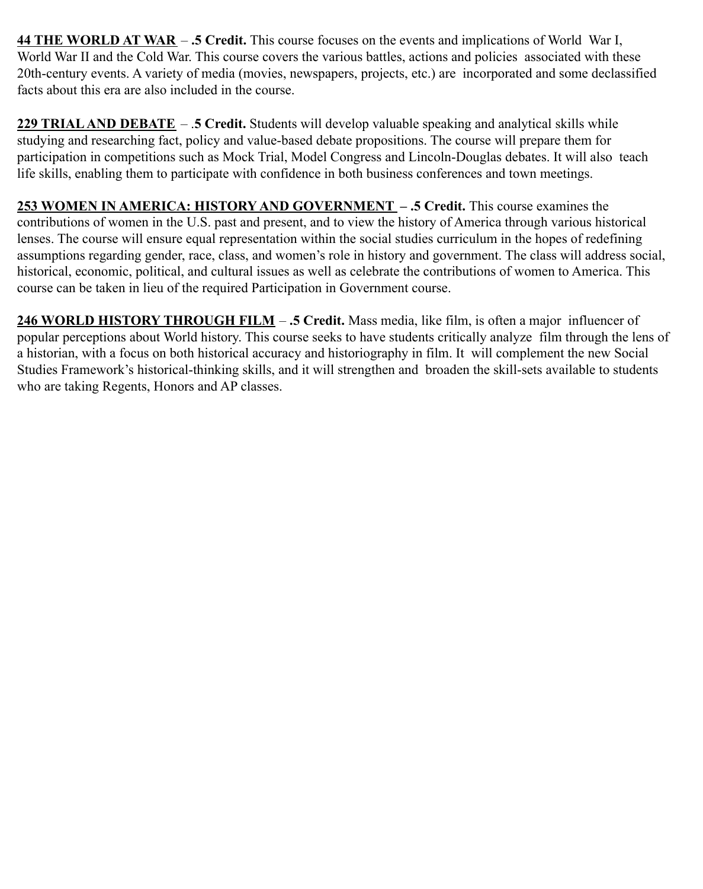**44 THE WORLD AT WAR** – **.5 Credit.** This course focuses on the events and implications of World War I, World War II and the Cold War. This course covers the various battles, actions and policies associated with these 20th-century events. A variety of media (movies, newspapers, projects, etc.) are incorporated and some declassified facts about this era are also included in the course.

**229 TRIAL AND DEBATE** – **.5 Credit.** Students will develop valuable speaking and analytical skills while studying and researching fact, policy and value-based debate propositions. The course will prepare them for participation in competitions such as Mock Trial, Model Congress and Lincoln-Douglas debates. It will also teach life skills, enabling them to participate with confidence in both business conferences and town meetings.

**253 WOMEN IN AMERICA: HISTORY AND GOVERNMENT – .5 Credit.** This course examines the contributions of women in the U.S. past and present, and to view the history of America through various historical lenses. The course will ensure equal representation within the social studies curriculum in the hopes of redefining assumptions regarding gender, race, class, and women's role in history and government. The class will address social, historical, economic, political, and cultural issues as well as celebrate the contributions of women to America. This course can be taken in lieu of the required Participation in Government course.

**246 WORLD HISTORY THROUGH FILM** – **.5 Credit.** Mass media, like film, is often a major influencer of popular perceptions about World history. This course seeks to have students critically analyze film through the lens of a historian, with a focus on both historical accuracy and historiography in film. It will complement the new Social Studies Framework's historical-thinking skills, and it will strengthen and broaden the skill-sets available to students who are taking Regents, Honors and AP classes.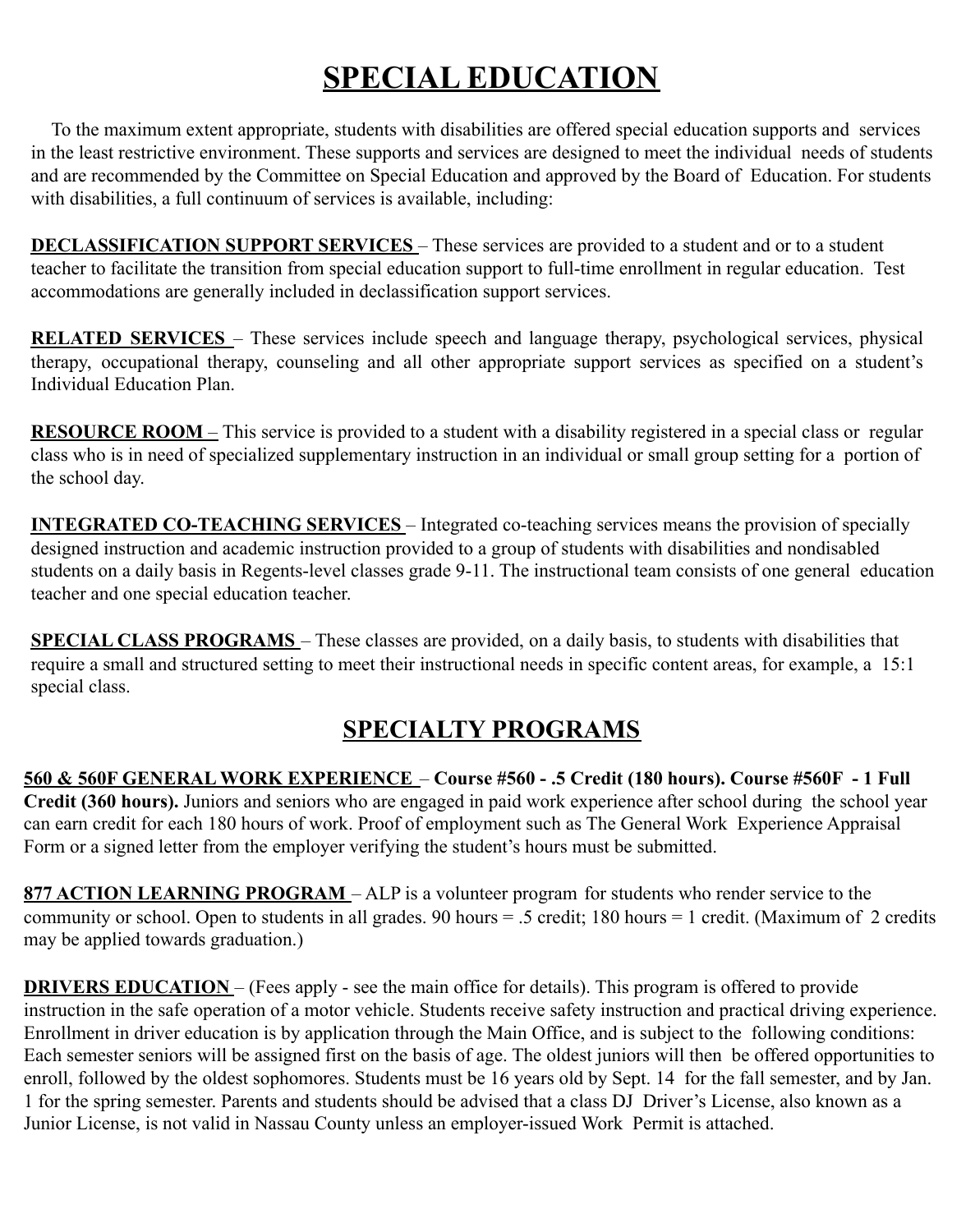# SPECIAL EDUCATION

To the maximum extent appropriate, students with disabilities are offered special education supports and services in the least restrictive environment. These supports and services are designed to meet the individual needs of students and are recommended by the Committee on Special Education and approved by the Board of Education. For students with disabilities, a full continuum of services is available, including:

**DECLASSIFICATION SUPPORT SERVICES** – These services are provided to a student and or to a student teacher to facilitate the transition from special education support to full-time enrollment in regular education. Test accommodations are generally included in declassification support services.

**RELATED SERVICES** – These services include speech and language therapy, psychological services, physical therapy, occupational therapy, counseling and all other appropriate support services as specified on a student's Individual Education Plan.

**RESOURCE ROOM** – This service is provided to a student with a disability registered in a special class or regular class who is in need of specialized supplementary instruction in an individual or small group setting for a portion of the school day.

**INTEGRATED CO-TEACHING SERVICES** – Integrated co-teaching services means the provision of specially designed instruction and academic instruction provided to a group of students with disabilities and nondisabled students on a daily basis in Regents-level classes grade 9-11. The instructional team consists of one general education teacher and one special education teacher.

**SPECIAL CLASS PROGRAMS** – These classes are provided, on a daily basis, to students with disabilities that require a small and structured setting to meet their instructional needs in specific content areas, for example, a 15:1 special class.

# SPECIALTY PROGRAMS

**560 & 560F GENERAL WORK EXPERIENCE** – **Course #560 - .5 Credit (180 hours). Course #560F - 1 Full Credit (360 hours).** Juniors and seniors who are engaged in paid work experience after school during the school year can earn credit for each 180 hours of work. Proof of employment such as The General Work Experience Appraisal Form or a signed letter from the employer verifying the student's hours must be submitted.

**877 ACTION LEARNING PROGRAM** – ALP is a volunteer program for students who render service to the community or school. Open to students in all grades. 90 hours = .5 credit; 180 hours = 1 credit. (Maximum of 2 credits may be applied towards graduation.)

**DRIVERS EDUCATION** – (Fees apply - see the main office for details). This program is offered to provide instruction in the safe operation of a motor vehicle. Students receive safety instruction and practical driving experience. Enrollment in driver education is by application through the Main Office, and is subject to the following conditions: Each semester seniors will be assigned first on the basis of age. The oldest juniors will then be offered opportunities to enroll, followed by the oldest sophomores. Students must be 16 years old by Sept. 14 for the fall semester, and by Jan. 1 for the spring semester. Parents and students should be advised that a class DJ Driver's License, also known as a Junior License, is not valid in Nassau County unless an employer-issued Work Permit is attached.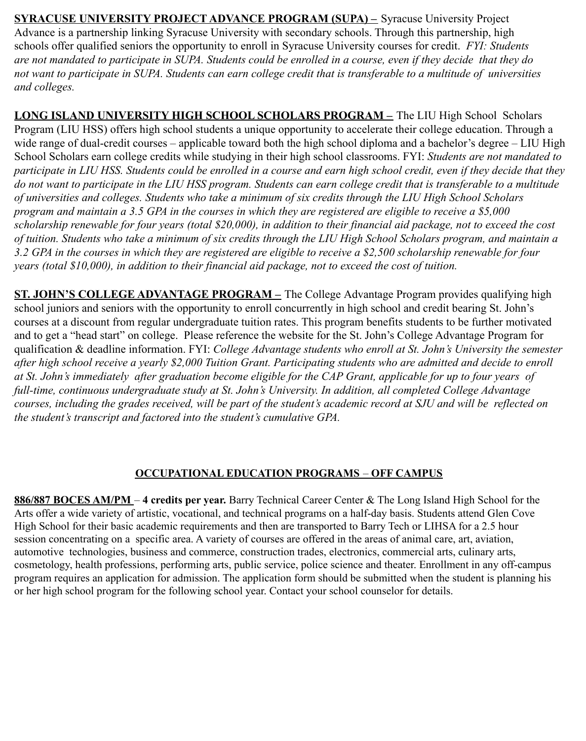**SYRACUSE UNIVERSITY PROJECT ADVANCE PROGRAM (SUPA) –** Syracuse University Project Advance is a partnership linking Syracuse University with secondary schools. Through this partnership, high schools offer qualified seniors the opportunity to enroll in Syracuse University courses for credit. *FYI: Students are not mandated to participate in SUPA. Students could be enrolled in a course, even if they decide that they do not want to participate in SUPA. Students can earn college credit that is transferable to a multitude of universities and colleges.*

**LONG ISLAND UNIVERSITY HIGH SCHOOL SCHOLARS PROGRAM –** The LIU High School Scholars Program (LIU HSS) offers high school students a unique opportunity to accelerate their college education. Through a wide range of dual-credit courses – applicable toward both the high school diploma and a bachelor's degree – LIU High School Scholars earn college credits while studying in their high school classrooms. FYI: *Students are not mandated to participate in LIU HSS. Students could be enrolled in a course and earn high school credit, even if they decide that they do not want to participate in the LIU HSS program. Students can earn college credit that is transferable to a multitude of universities and colleges. Students who take a minimum of six credits through the LIU High School Scholars program and maintain a 3.5 GPA in the courses in which they are registered are eligible to receive a $5,000 scholarship renewable for four years (total $20,000), in addition to their financial aid package, not to exceed the cost of tuition. Students who take a minimum of six credits through the LIU High School Scholars program, and maintain a 3.2 GPA in the courses in which they are registered are eligible to receive a $2,500 scholarship renewable for four years (total $10,000), in addition to their financial aid package, not to exceed the cost of tuition.*

**ST. JOHN'S COLLEGE ADVANTAGE PROGRAM –** The College Advantage Program provides qualifying high school juniors and seniors with the opportunity to enroll concurrently in high school and credit bearing St. John's courses at a discount from regular undergraduate tuition rates. This program benefits students to be further motivated and to get a "head start" on college. Please reference the website for the St. John's College Advantage Program for qualification & deadline information. FYI: *College Advantage students who enroll at St. John's University the semester after high school receive a yearly $2,000 Tuition Grant. Participating students who are admitted and decide to enroll at St. John's immediately after graduation become eligible for the CAP Grant, applicable for up to four years of full-time, continuous undergraduate study at St. John's University. In addition, all completed College Advantage courses, including the grades received, will be part of the student's academic record at SJU and will be reflected on the student's transcript and factored into the student's cumulative GPA.*

## OCCUPATIONAL EDUCATION PROGRAMS – OFF CAMPUS

**886/887 BOCES AM/PM – 4 credits per year.** Barry Technical Career Center & The Long Island High School for the Arts offer a wide variety of artistic, vocational, and technical programs on a half-day basis. Students attend Glen Cove High School for their basic academic requirements and then are transported to Barry Tech or LIHSA for a 2.5 hour session concentrating on a specific area. A variety of courses are offered in the areas of animal care, art, aviation, automotive technologies, business and commerce, construction trades, electronics, commercial arts, culinary arts, cosmetology, health professions, performing arts, public service, police science and theater. Enrollment in any off-campus program requires an application for admission. The application form should be submitted when the student is planning his or her high school program for the following school year. Contact your school counselor for details.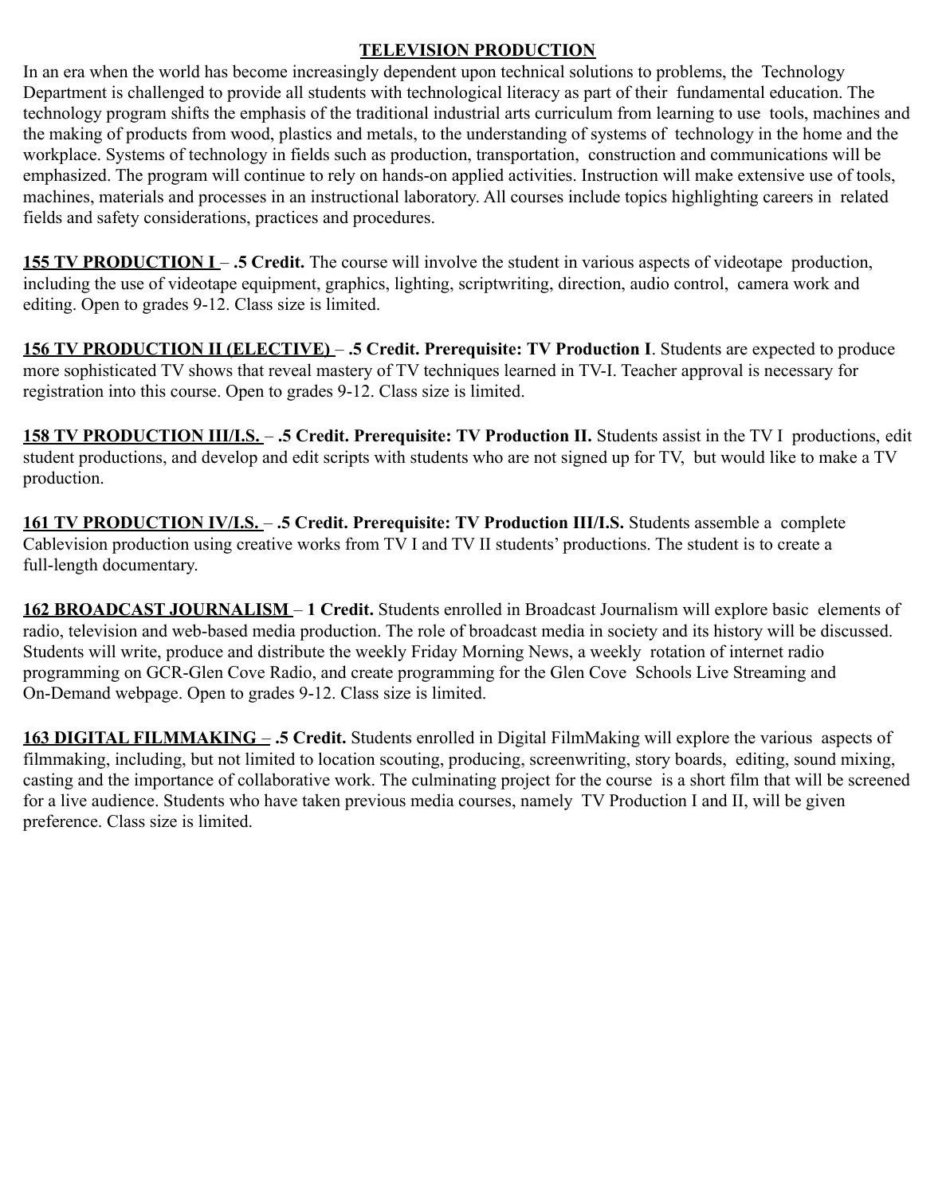## TELEVISION PRODUCTION

In an era when the world has become increasingly dependent upon technical solutions to problems, the Technology Department is challenged to provide all students with technological literacy as part of their fundamental education. The technology program shifts the emphasis of the traditional industrial arts curriculum from learning to use tools, machines and the making of products from wood, plastics and metals, to the understanding of systems of technology in the home and the workplace. Systems of technology in fields such as production, transportation, construction and communications will be emphasized. The program will continue to rely on hands-on applied activities. Instruction will make extensive use of tools, machines, materials and processes in an instructional laboratory. All courses include topics highlighting careers in related fields and safety considerations, practices and procedures.

**155 TV PRODUCTION I** – **.5 Credit.** The course will involve the student in various aspects of videotape production, including the use of videotape equipment, graphics, lighting, scriptwriting, direction, audio control, camera work and editing. Open to grades 9-12. Class size is limited.

**156 TV PRODUCTION II (ELECTIVE)** – **.5 Credit. Prerequisite: TV Production I**. Students are expected to produce more sophisticated TV shows that reveal mastery of TV techniques learned in TV-I. Teacher approval is necessary for registration into this course. Open to grades 9-12. Class size is limited.

**158 TV PRODUCTION III/I.S.** – **.5 Credit. Prerequisite: TV Production II.** Students assist in the TV I productions, edit student productions, and develop and edit scripts with students who are not signed up for TV, but would like to make a TV production.

**161 TV PRODUCTION IV/I.S.** – **.5 Credit. Prerequisite: TV Production III/I.S.** Students assemble a complete Cablevision production using creative works from TV I and TV II students' productions. The student is to create a full-length documentary.

**162 BROADCAST JOURNALISM** – **1 Credit.** Students enrolled in Broadcast Journalism will explore basic elements of radio, television and web-based media production. The role of broadcast media in society and its history will be discussed. Students will write, produce and distribute the weekly Friday Morning News, a weekly rotation of internet radio programming on GCR-Glen Cove Radio, and create programming for the Glen Cove Schools Live Streaming and On-Demand webpage. Open to grades 9-12. Class size is limited.

**163 DIGITAL FILMMAKING** – **.5 Credit.** Students enrolled in Digital FilmMaking will explore the various aspects of filmmaking, including, but not limited to location scouting, producing, screenwriting, story boards, editing, sound mixing, casting and the importance of collaborative work. The culminating project for the course is a short film that will be screened for a live audience. Students who have taken previous media courses, namely TV Production I and II, will be given preference. Class size is limited.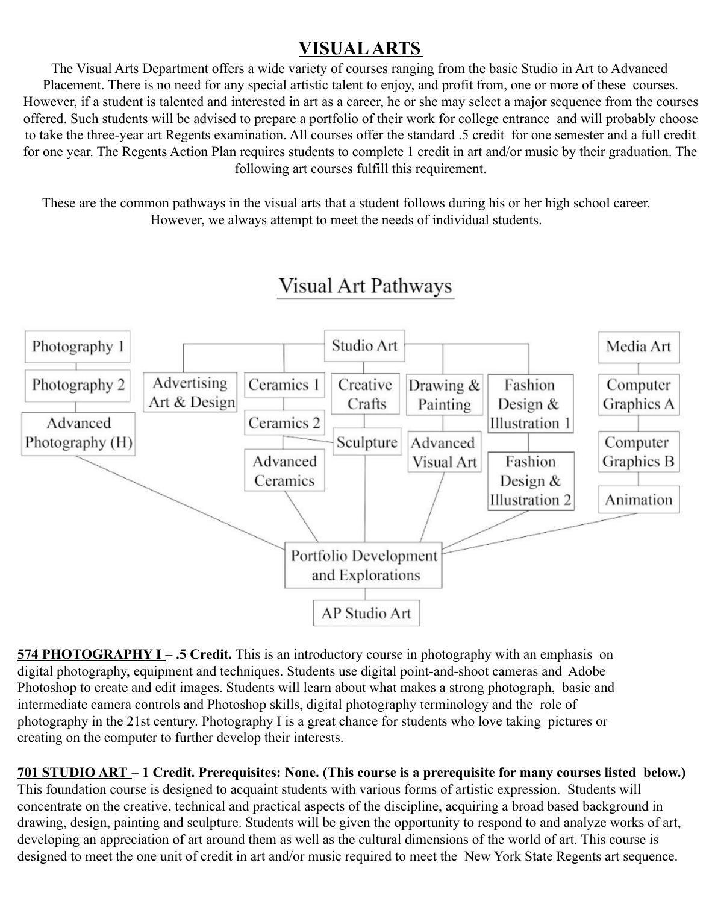# VISUAL ARTS

The Visual Arts Department offers a wide variety of courses ranging from the basic Studio in Art to Advanced Placement. There is no need for any special artistic talent to enjoy, and profit from, one or more of these courses. However, if a student is talented and interested in art as a career, he or she may select a major sequence from the courses offered. Such students will be advised to prepare a portfolio of their work for college entrance and will probably choose to take the three-year art Regents examination. All courses offer the standard .5 credit for one semester and a full credit for one year. The Regents Action Plan requires students to complete 1 credit in art and/or music by their graduation. The following art courses fulfill this requirement.

These are the common pathways in the visual arts that a student follows during his or her high school career. However, we always attempt to meet the needs of individual students.

## Visual Art Pathways

- Photography 1 → Photography 2 → Advanced Photography (H) → Portfolio Development and Explorations
- Studio Art → Advertising Art & Design
- Studio Art → Ceramics 1 → Ceramics 2 → Advanced Ceramics → Portfolio Development and Explorations
- Ceramics 2 → Sculpture
- Studio Art → Creative Crafts → Sculpture → Portfolio Development and Explorations
- Studio Art → Drawing & Painting → Advanced Visual Art → Portfolio Development and Explorations
- Studio Art → Fashion Design & Illustration 1 → Fashion Design & Illustration 2 → Portfolio Development and Explorations
- Media Art → Computer Graphics A → Computer Graphics B → Animation → Portfolio Development and Explorations
- Portfolio Development and Explorations → AP Studio Art

**574 PHOTOGRAPHY I – .5 Credit.** This is an introductory course in photography with an emphasis on digital photography, equipment and techniques. Students use digital point-and-shoot cameras and Adobe Photoshop to create and edit images. Students will learn about what makes a strong photograph, basic and intermediate camera controls and Photoshop skills, digital photography terminology and the role of photography in the 21st century. Photography I is a great chance for students who love taking pictures or creating on the computer to further develop their interests.

**701 STUDIO ART – 1 Credit. Prerequisites: None. (This course is a prerequisite for many courses listed below.)** This foundation course is designed to acquaint students with various forms of artistic expression. Students will concentrate on the creative, technical and practical aspects of the discipline, acquiring a broad based background in drawing, design, painting and sculpture. Students will be given the opportunity to respond to and analyze works of art, developing an appreciation of art around them as well as the cultural dimensions of the world of art. This course is designed to meet the one unit of credit in art and/or music required to meet the New York State Regents art sequence.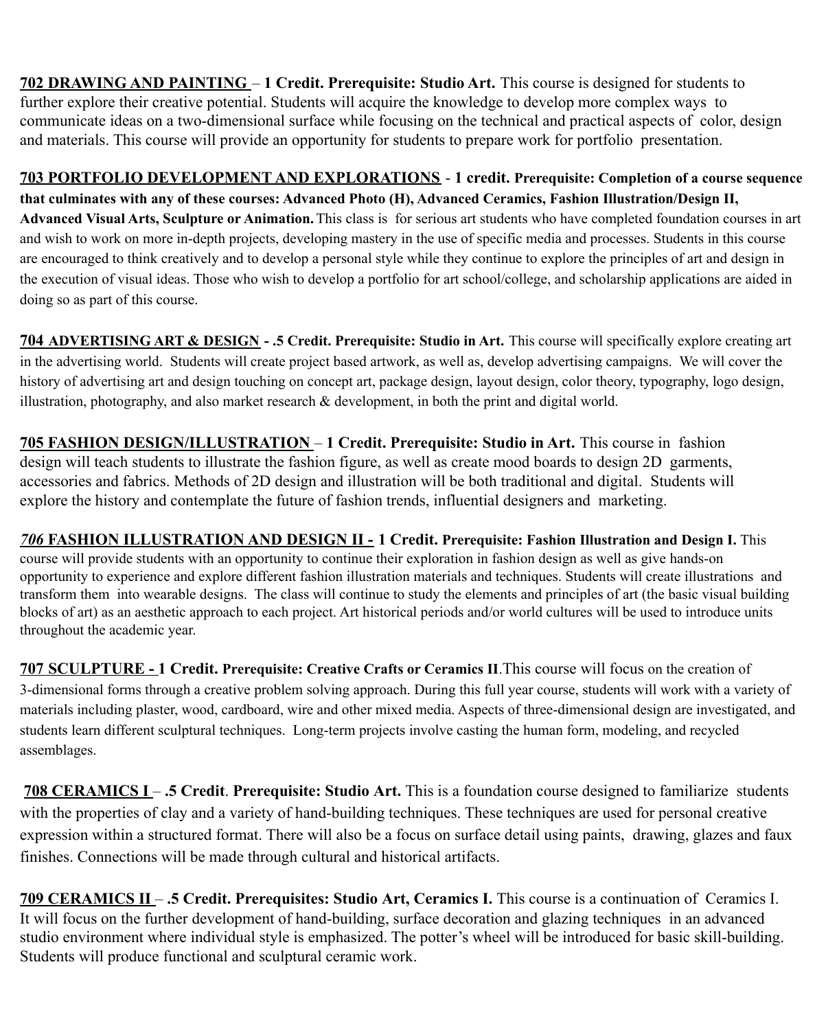**702 DRAWING AND PAINTING** – **1 Credit. Prerequisite: Studio Art.** This course is designed for students to further explore their creative potential. Students will acquire the knowledge to develop more complex ways to communicate ideas on a two-dimensional surface while focusing on the technical and practical aspects of color, design and materials. This course will provide an opportunity for students to prepare work for portfolio presentation.

**703 PORTFOLIO DEVELOPMENT AND EXPLORATIONS** - **1 credit. Prerequisite: Completion of a course sequence that culminates with any of these courses: Advanced Photo (H), Advanced Ceramics, Fashion Illustration/Design II, Advanced Visual Arts, Sculpture or Animation.** This class is for serious art students who have completed foundation courses in art and wish to work on more in-depth projects, developing mastery in the use of specific media and processes. Students in this course are encouraged to think creatively and to develop a personal style while they continue to explore the principles of art and design in the execution of visual ideas. Those who wish to develop a portfolio for art school/college, and scholarship applications are aided in doing so as part of this course.

**704 ADVERTISING ART & DESIGN - .5 Credit. Prerequisite: Studio in Art.** This course will specifically explore creating art in the advertising world. Students will create project based artwork, as well as, develop advertising campaigns. We will cover the history of advertising art and design touching on concept art, package design, layout design, color theory, typography, logo design, illustration, photography, and also market research & development, in both the print and digital world.

**705 FASHION DESIGN/ILLUSTRATION** – **1 Credit. Prerequisite: Studio in Art.** This course in fashion design will teach students to illustrate the fashion figure, as well as create mood boards to design 2D garments, accessories and fabrics. Methods of 2D design and illustration will be both traditional and digital. Students will explore the history and contemplate the future of fashion trends, influential designers and marketing.

***706* FASHION ILLUSTRATION AND DESIGN II - 1 Credit. Prerequisite: Fashion Illustration and Design I.** This course will provide students with an opportunity to continue their exploration in fashion design as well as give hands-on opportunity to experience and explore different fashion illustration materials and techniques. Students will create illustrations and transform them into wearable designs. The class will continue to study the elements and principles of art (the basic visual building blocks of art) as an aesthetic approach to each project. Art historical periods and/or world cultures will be used to introduce units throughout the academic year.

**707 SCULPTURE - 1 Credit. Prerequisite: Creative Crafts or Ceramics II**.This course will focus on the creation of 3-dimensional forms through a creative problem solving approach. During this full year course, students will work with a variety of materials including plaster, wood, cardboard, wire and other mixed media. Aspects of three-dimensional design are investigated, and students learn different sculptural techniques. Long-term projects involve casting the human form, modeling, and recycled assemblages.

**708 CERAMICS I** – **.5 Credit**. **Prerequisite: Studio Art.** This is a foundation course designed to familiarize students with the properties of clay and a variety of hand-building techniques. These techniques are used for personal creative expression within a structured format. There will also be a focus on surface detail using paints, drawing, glazes and faux finishes. Connections will be made through cultural and historical artifacts.

**709 CERAMICS II** – **.5 Credit. Prerequisites: Studio Art, Ceramics I.** This course is a continuation of Ceramics I. It will focus on the further development of hand-building, surface decoration and glazing techniques in an advanced studio environment where individual style is emphasized. The potter's wheel will be introduced for basic skill-building. Students will produce functional and sculptural ceramic work.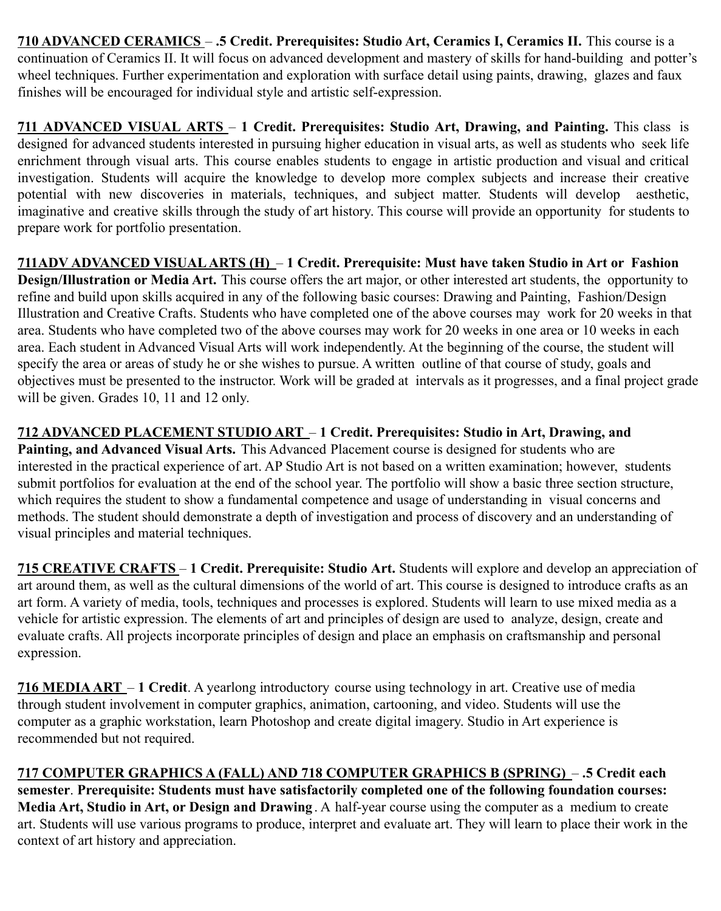**<u>710 ADVANCED CERAMICS</u> – .5 Credit. Prerequisites: Studio Art, Ceramics I, Ceramics II.** This course is a continuation of Ceramics II. It will focus on advanced development and mastery of skills for hand-building and potter's wheel techniques. Further experimentation and exploration with surface detail using paints, drawing, glazes and faux finishes will be encouraged for individual style and artistic self-expression.

**<u>711 ADVANCED VISUAL ARTS</u> – 1 Credit. Prerequisites: Studio Art, Drawing, and Painting.** This class is designed for advanced students interested in pursuing higher education in visual arts, as well as students who seek life enrichment through visual arts. This course enables students to engage in artistic production and visual and critical investigation. Students will acquire the knowledge to develop more complex subjects and increase their creative potential with new discoveries in materials, techniques, and subject matter. Students will develop aesthetic, imaginative and creative skills through the study of art history. This course will provide an opportunity for students to prepare work for portfolio presentation.

**<u>711ADV ADVANCED VISUAL ARTS (H)</u> – 1 Credit. Prerequisite: Must have taken Studio in Art or Fashion Design/Illustration or Media Art.** This course offers the art major, or other interested art students, the opportunity to refine and build upon skills acquired in any of the following basic courses: Drawing and Painting, Fashion/Design Illustration and Creative Crafts. Students who have completed one of the above courses may work for 20 weeks in that area. Students who have completed two of the above courses may work for 20 weeks in one area or 10 weeks in each area. Each student in Advanced Visual Arts will work independently. At the beginning of the course, the student will specify the area or areas of study he or she wishes to pursue. A written outline of that course of study, goals and objectives must be presented to the instructor. Work will be graded at intervals as it progresses, and a final project grade will be given. Grades 10, 11 and 12 only.

**<u>712 ADVANCED PLACEMENT STUDIO ART</u> – 1 Credit. Prerequisites: Studio in Art, Drawing, and Painting, and Advanced Visual Arts.** This Advanced Placement course is designed for students who are interested in the practical experience of art. AP Studio Art is not based on a written examination; however, students submit portfolios for evaluation at the end of the school year. The portfolio will show a basic three section structure, which requires the student to show a fundamental competence and usage of understanding in visual concerns and methods. The student should demonstrate a depth of investigation and process of discovery and an understanding of visual principles and material techniques.

**<u>715 CREATIVE CRAFTS</u> – 1 Credit. Prerequisite: Studio Art.** Students will explore and develop an appreciation of art around them, as well as the cultural dimensions of the world of art. This course is designed to introduce crafts as an art form. A variety of media, tools, techniques and processes is explored. Students will learn to use mixed media as a vehicle for artistic expression. The elements of art and principles of design are used to analyze, design, create and evaluate crafts. All projects incorporate principles of design and place an emphasis on craftsmanship and personal expression.

**<u>716 MEDIA ART</u> – 1 Credit**. A yearlong introductory course using technology in art. Creative use of media through student involvement in computer graphics, animation, cartooning, and video. Students will use the computer as a graphic workstation, learn Photoshop and create digital imagery. Studio in Art experience is recommended but not required.

**<u>717 COMPUTER GRAPHICS A (FALL) AND 718 COMPUTER GRAPHICS B (SPRING)</u> – .5 Credit each semester**. **Prerequisite: Students must have satisfactorily completed one of the following foundation courses: Media Art, Studio in Art, or Design and Drawing**. A half-year course using the computer as a medium to create art. Students will use various programs to produce, interpret and evaluate art. They will learn to place their work in the context of art history and appreciation.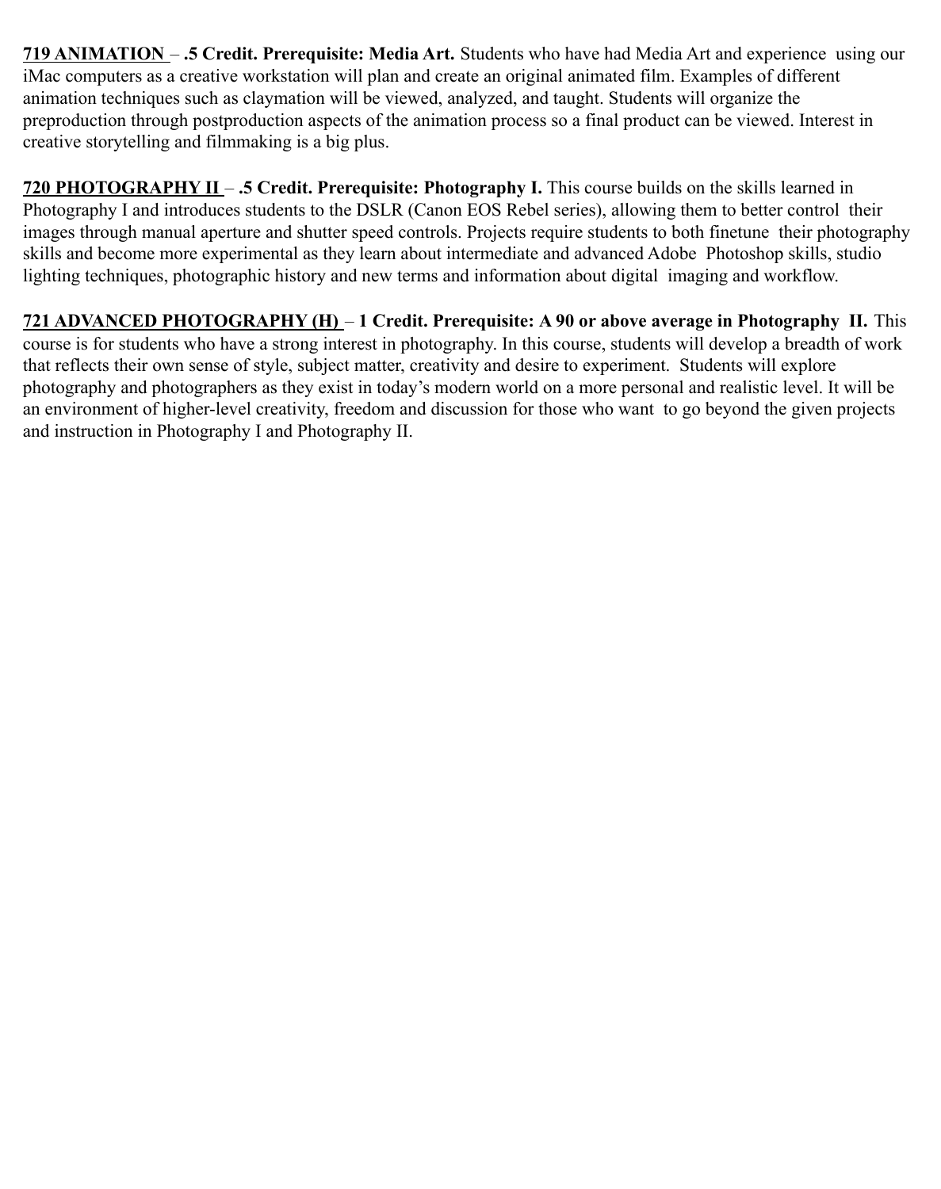**719 ANIMATION** – **.5 Credit. Prerequisite: Media Art.** Students who have had Media Art and experience using our iMac computers as a creative workstation will plan and create an original animated film. Examples of different animation techniques such as claymation will be viewed, analyzed, and taught. Students will organize the preproduction through postproduction aspects of the animation process so a final product can be viewed. Interest in creative storytelling and filmmaking is a big plus.

**720 PHOTOGRAPHY II** – **.5 Credit. Prerequisite: Photography I.** This course builds on the skills learned in Photography I and introduces students to the DSLR (Canon EOS Rebel series), allowing them to better control their images through manual aperture and shutter speed controls. Projects require students to both finetune their photography skills and become more experimental as they learn about intermediate and advanced Adobe Photoshop skills, studio lighting techniques, photographic history and new terms and information about digital imaging and workflow.

**721 ADVANCED PHOTOGRAPHY (H)** – **1 Credit. Prerequisite: A 90 or above average in Photography II.** This course is for students who have a strong interest in photography. In this course, students will develop a breadth of work that reflects their own sense of style, subject matter, creativity and desire to experiment. Students will explore photography and photographers as they exist in today's modern world on a more personal and realistic level. It will be an environment of higher-level creativity, freedom and discussion for those who want to go beyond the given projects and instruction in Photography I and Photography II.